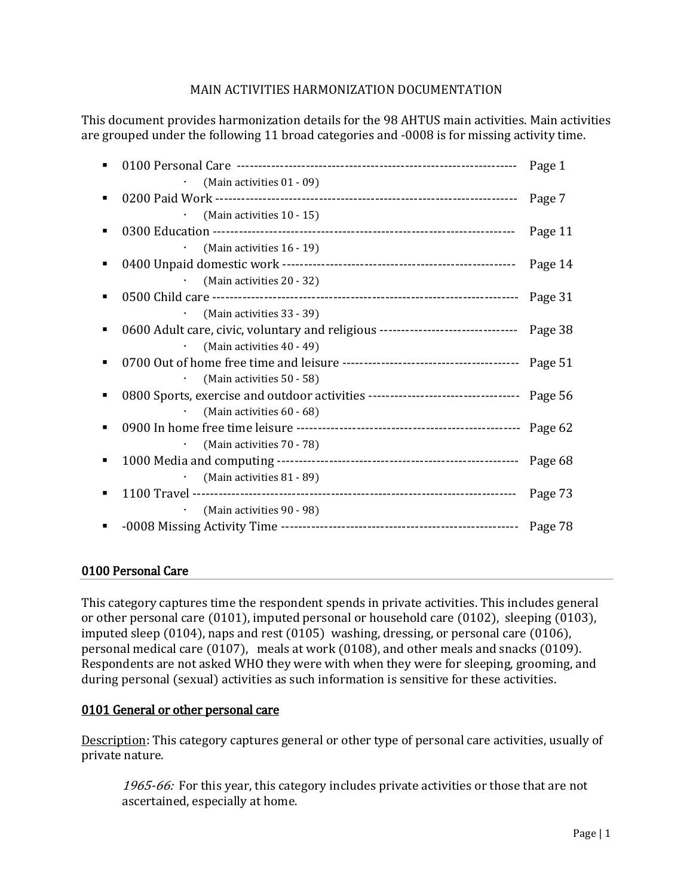MAIN ACTIVITIES HARMONIZATION DOCUMENTATION

This document provides harmonization details for the 98 AHTUS main activities. Main activities are grouped under the following 11 broad categories and -0008 is for missing activity time.

- 0100 Personal Care ---------------------------------------------------------------- Page 1
    - (Main activities 01 - 09)
- 0200 Paid Work --------------------------------------------------------------------- Page 7
    - (Main activities 10 - 15)
- 0300 Education -------------------------------------------------------------------- Page 11
    - (Main activities 16 - 19)
- 0400 Unpaid domestic work ----------------------------------------------------- Page 14
    - (Main activities 20 - 32)
- 0500 Child care -------------------------------------------------------------------- Page 31
    - (Main activities 33 - 39)
- 0600 Adult care, civic, voluntary and religious ------------------------------- Page 38
    - (Main activities 40 - 49)
- 0700 Out of home free time and leisure ---------------------------------------- Page 51
    - (Main activities 50 - 58)
- 0800 Sports, exercise and outdoor activities ---------------------------------- Page 56
    - (Main activities 60 - 68)
- 0900 In home free time leisure --------------------------------------------------- Page 62
    - (Main activities 70 - 78)
- 1000 Media and computing ------------------------------------------------------- Page 68
    - (Main activities 81 - 89)
- 1100 Travel ------------------------------------------------------------------------- Page 73
    - (Main activities 90 - 98)
- -0008 Missing Activity Time ------------------------------------------------------ Page 78

## 0100 Personal Care

This category captures time the respondent spends in private activities. This includes general or other personal care (0101), imputed personal or household care (0102), sleeping (0103), imputed sleep (0104), naps and rest (0105) washing, dressing, or personal care (0106), personal medical care (0107), meals at work (0108), and other meals and snacks (0109). Respondents are not asked WHO they were with when they were for sleeping, grooming, and during personal (sexual) activities as such information is sensitive for these activities.

### 0101 General or other personal care

Description: This category captures general or other type of personal care activities, usually of private nature.

> *1965-66:* For this year, this category includes private activities or those that are not ascertained, especially at home.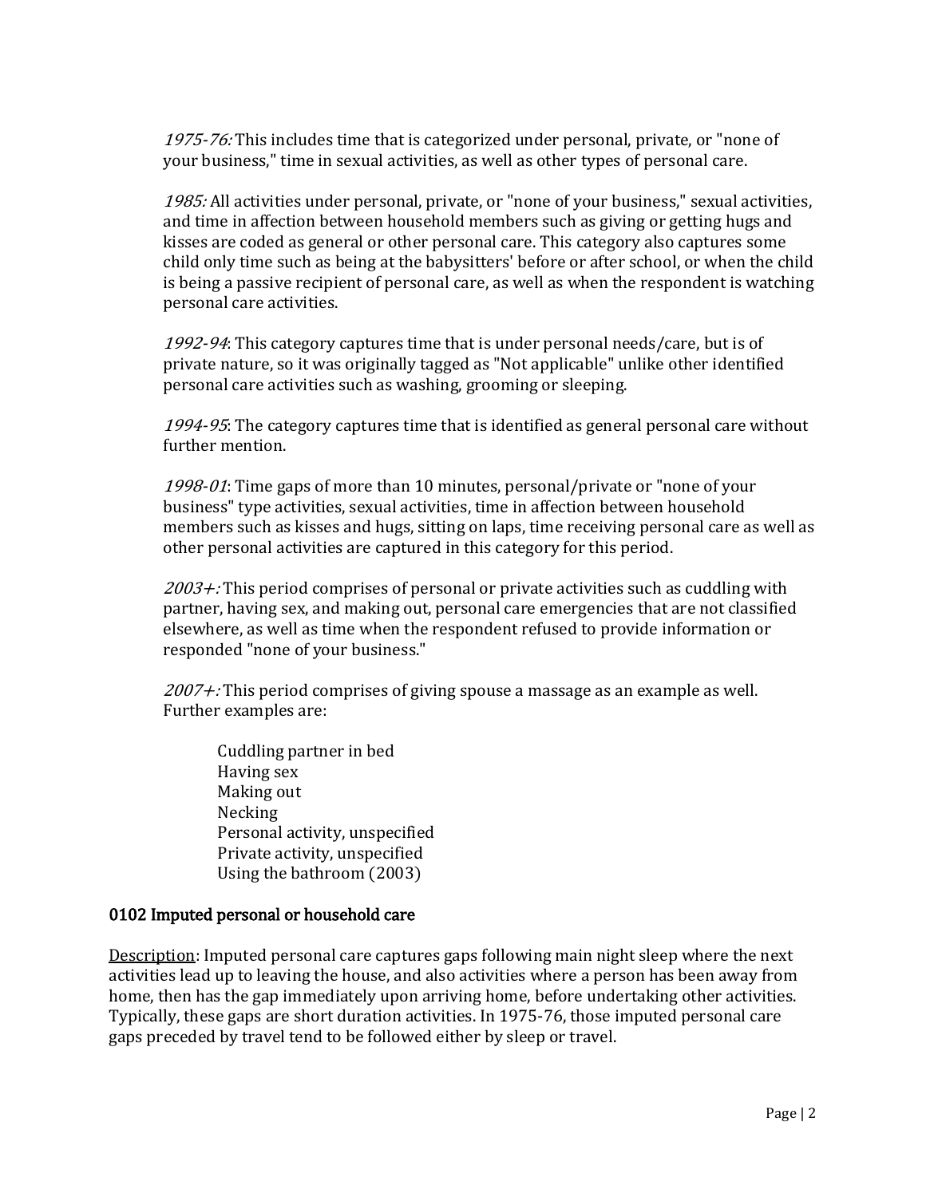*1975-76:* This includes time that is categorized under personal, private, or "none of your business," time in sexual activities, as well as other types of personal care.

*1985:* All activities under personal, private, or "none of your business," sexual activities, and time in affection between household members such as giving or getting hugs and kisses are coded as general or other personal care. This category also captures some child only time such as being at the babysitters' before or after school, or when the child is being a passive recipient of personal care, as well as when the respondent is watching personal care activities.

*1992-94*: This category captures time that is under personal needs/care, but is of private nature, so it was originally tagged as "Not applicable" unlike other identified personal care activities such as washing, grooming or sleeping.

*1994-95*: The category captures time that is identified as general personal care without further mention.

*1998-01*: Time gaps of more than 10 minutes, personal/private or "none of your business" type activities, sexual activities, time in affection between household members such as kisses and hugs, sitting on laps, time receiving personal care as well as other personal activities are captured in this category for this period.

*2003+:* This period comprises of personal or private activities such as cuddling with partner, having sex, and making out, personal care emergencies that are not classified elsewhere, as well as time when the respondent refused to provide information or responded "none of your business."

*2007+:* This period comprises of giving spouse a massage as an example as well. Further examples are:

- Cuddling partner in bed
- Having sex
- Making out
- Necking
- Personal activity, unspecified
- Private activity, unspecified
- Using the bathroom (2003)

### 0102 Imputed personal or household care

<u>Description</u>: Imputed personal care captures gaps following main night sleep where the next activities lead up to leaving the house, and also activities where a person has been away from home, then has the gap immediately upon arriving home, before undertaking other activities. Typically, these gaps are short duration activities. In 1975-76, those imputed personal care gaps preceded by travel tend to be followed either by sleep or travel.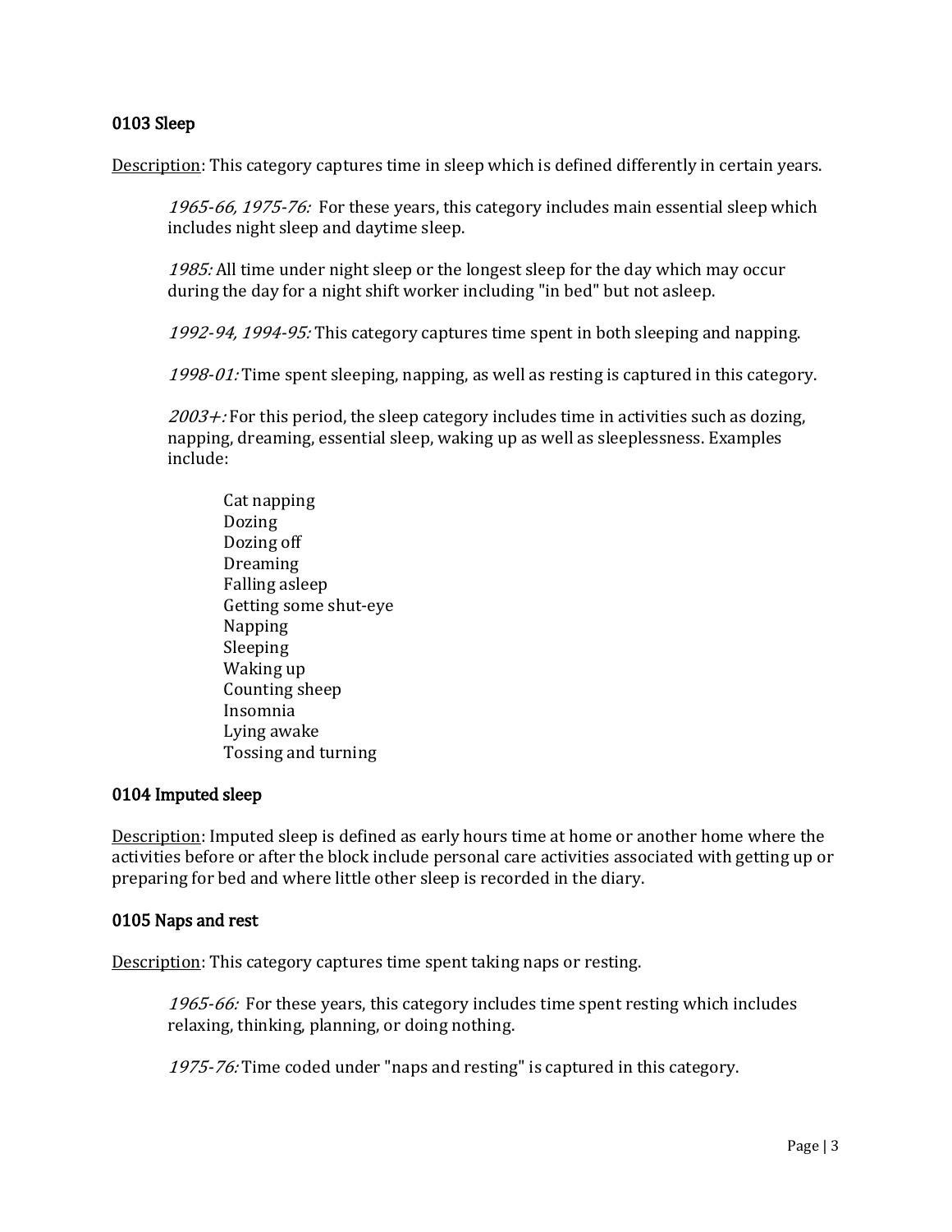### 0103 Sleep

Description: This category captures time in sleep which is defined differently in certain years.

> *1965-66, 1975-76:* For these years, this category includes main essential sleep which includes night sleep and daytime sleep.
>
> *1985:* All time under night sleep or the longest sleep for the day which may occur during the day for a night shift worker including "in bed" but not asleep.
>
> *1992-94, 1994-95:* This category captures time spent in both sleeping and napping.
>
> *1998-01:* Time spent sleeping, napping, as well as resting is captured in this category.
>
> *2003+:* For this period, the sleep category includes time in activities such as dozing, napping, dreaming, essential sleep, waking up as well as sleeplessness. Examples include:
>
> - Cat napping
> - Dozing
> - Dozing off
> - Dreaming
> - Falling asleep
> - Getting some shut-eye
> - Napping
> - Sleeping
> - Waking up
> - Counting sheep
> - Insomnia
> - Lying awake
> - Tossing and turning

### 0104 Imputed sleep

Description: Imputed sleep is defined as early hours time at home or another home where the activities before or after the block include personal care activities associated with getting up or preparing for bed and where little other sleep is recorded in the diary.

### 0105 Naps and rest

Description: This category captures time spent taking naps or resting.

> *1965-66:* For these years, this category includes time spent resting which includes relaxing, thinking, planning, or doing nothing.
>
> *1975-76:* Time coded under "naps and resting" is captured in this category.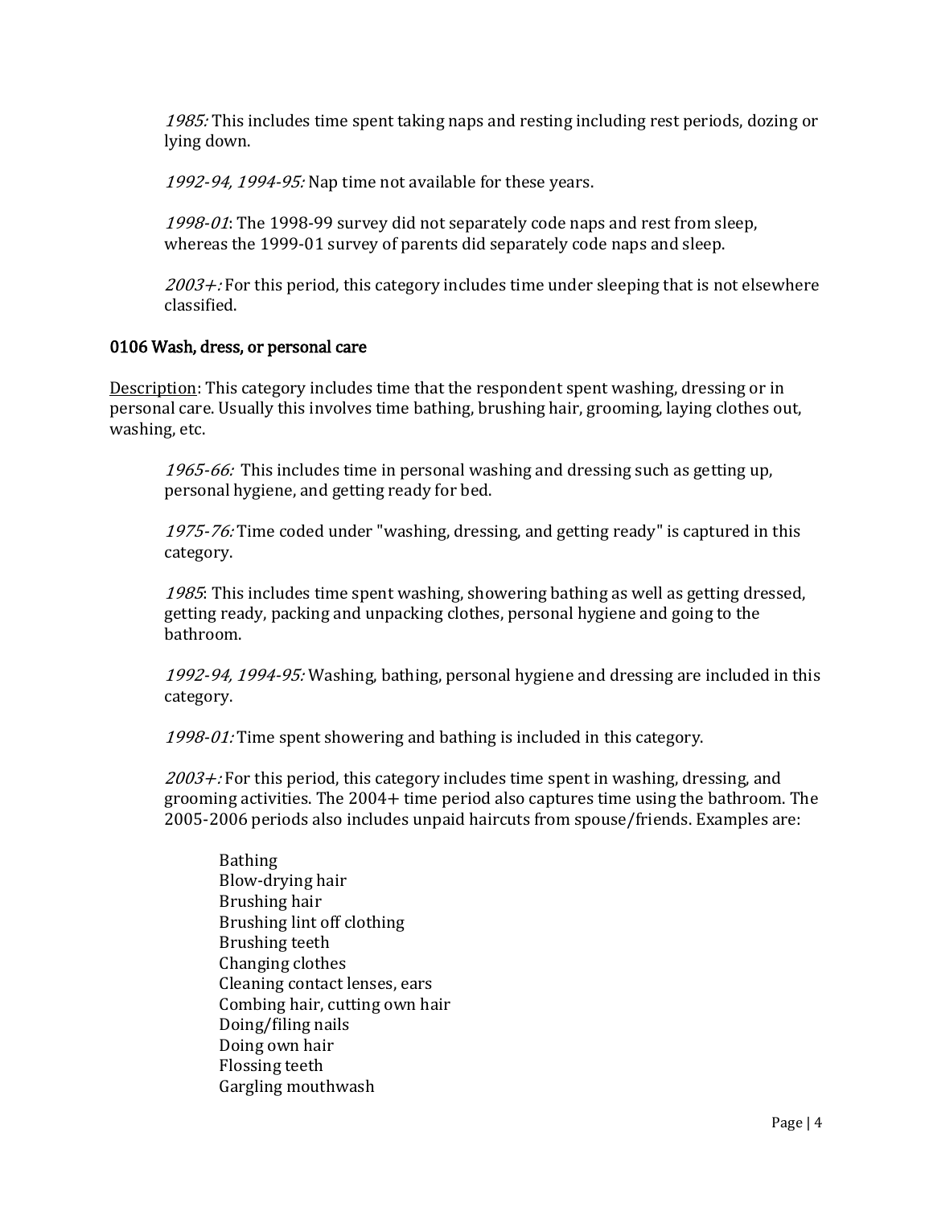*1985:* This includes time spent taking naps and resting including rest periods, dozing or lying down.

*1992-94, 1994-95:* Nap time not available for these years.

*1998-01*: The 1998-99 survey did not separately code naps and rest from sleep, whereas the 1999-01 survey of parents did separately code naps and sleep.

*2003+:* For this period, this category includes time under sleeping that is not elsewhere classified.

### 0106 Wash, dress, or personal care

Description: This category includes time that the respondent spent washing, dressing or in personal care. Usually this involves time bathing, brushing hair, grooming, laying clothes out, washing, etc.

*1965-66:* This includes time in personal washing and dressing such as getting up, personal hygiene, and getting ready for bed.

*1975-76:* Time coded under "washing, dressing, and getting ready" is captured in this category.

*1985*: This includes time spent washing, showering bathing as well as getting dressed, getting ready, packing and unpacking clothes, personal hygiene and going to the bathroom.

*1992-94, 1994-95:* Washing, bathing, personal hygiene and dressing are included in this category.

*1998-01:* Time spent showering and bathing is included in this category.

*2003+:* For this period, this category includes time spent in washing, dressing, and grooming activities. The 2004+ time period also captures time using the bathroom. The 2005-2006 periods also includes unpaid haircuts from spouse/friends. Examples are:

Bathing
Blow-drying hair
Brushing hair
Brushing lint off clothing
Brushing teeth
Changing clothes
Cleaning contact lenses, ears
Combing hair, cutting own hair
Doing/filing nails
Doing own hair
Flossing teeth
Gargling mouthwash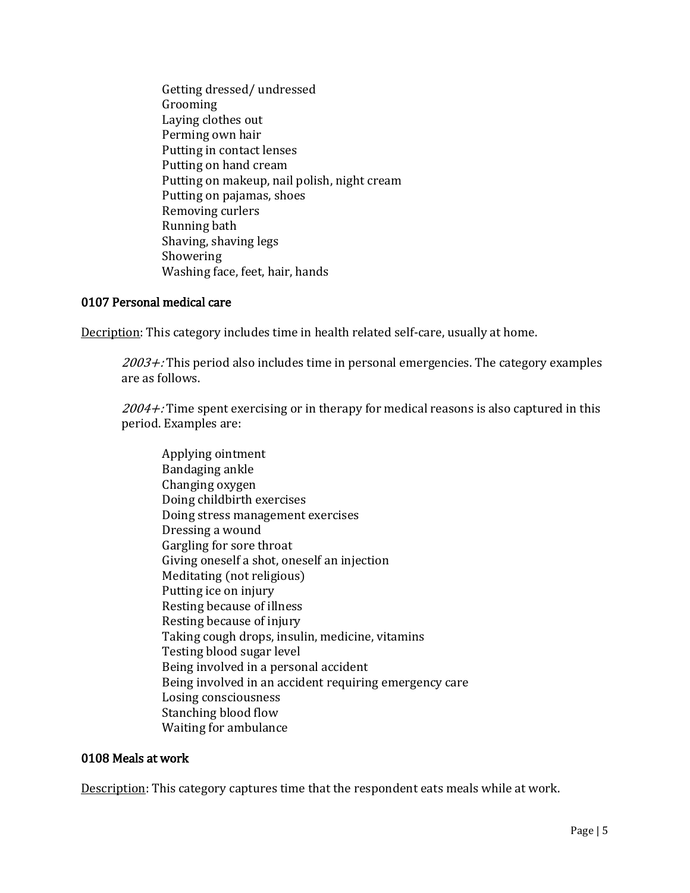Getting dressed/ undressed  
Grooming  
Laying clothes out  
Perming own hair  
Putting in contact lenses  
Putting on hand cream  
Putting on makeup, nail polish, night cream  
Putting on pajamas, shoes  
Removing curlers  
Running bath  
Shaving, shaving legs  
Showering  
Washing face, feet, hair, hands

### 0107 Personal medical care

Decription: This category includes time in health related self-care, usually at home.

> *2003+:* This period also includes time in personal emergencies. The category examples are as follows.
>
> *2004+:* Time spent exercising or in therapy for medical reasons is also captured in this period. Examples are:

Applying ointment  
Bandaging ankle  
Changing oxygen  
Doing childbirth exercises  
Doing stress management exercises  
Dressing a wound  
Gargling for sore throat  
Giving oneself a shot, oneself an injection  
Meditating (not religious)  
Putting ice on injury  
Resting because of illness  
Resting because of injury  
Taking cough drops, insulin, medicine, vitamins  
Testing blood sugar level  
Being involved in a personal accident  
Being involved in an accident requiring emergency care  
Losing consciousness  
Stanching blood flow  
Waiting for ambulance

### 0108 Meals at work

Description: This category captures time that the respondent eats meals while at work.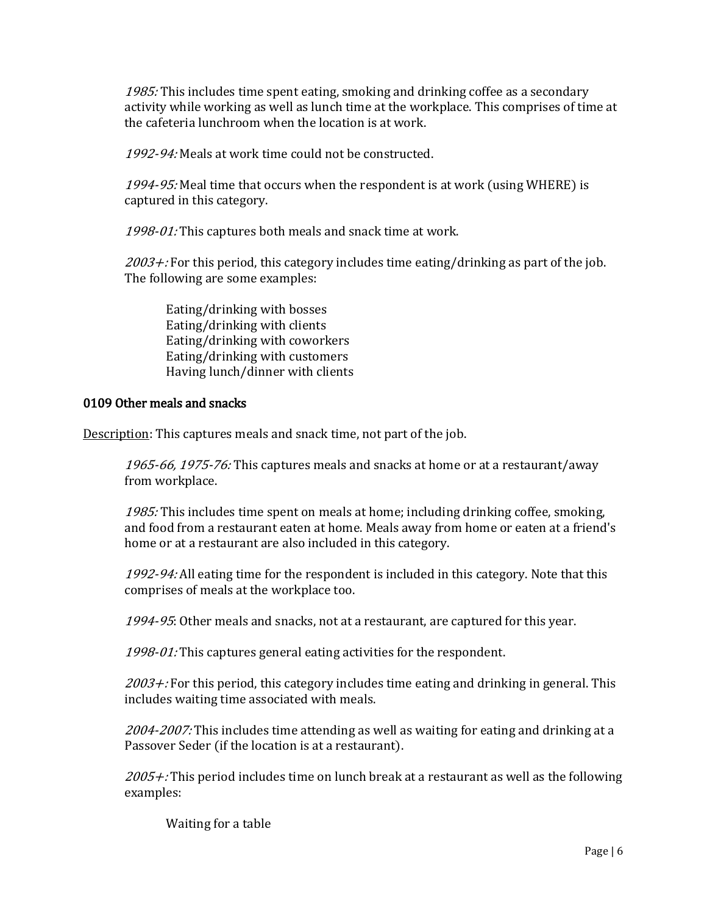*1985:* This includes time spent eating, smoking and drinking coffee as a secondary activity while working as well as lunch time at the workplace. This comprises of time at the cafeteria lunchroom when the location is at work.

*1992-94:* Meals at work time could not be constructed.

*1994-95:* Meal time that occurs when the respondent is at work (using WHERE) is captured in this category.

*1998-01:* This captures both meals and snack time at work.

*2003+:* For this period, this category includes time eating/drinking as part of the job. The following are some examples:

> Eating/drinking with bosses
> Eating/drinking with clients
> Eating/drinking with coworkers
> Eating/drinking with customers
> Having lunch/dinner with clients

### 0109 Other meals and snacks

<u>Description</u>: This captures meals and snack time, not part of the job.

*1965-66, 1975-76:* This captures meals and snacks at home or at a restaurant/away from workplace.

*1985:* This includes time spent on meals at home; including drinking coffee, smoking, and food from a restaurant eaten at home. Meals away from home or eaten at a friend's home or at a restaurant are also included in this category.

*1992-94:* All eating time for the respondent is included in this category. Note that this comprises of meals at the workplace too.

*1994-95*: Other meals and snacks, not at a restaurant, are captured for this year.

*1998-01:* This captures general eating activities for the respondent.

*2003+:* For this period, this category includes time eating and drinking in general. This includes waiting time associated with meals.

*2004-2007:* This includes time attending as well as waiting for eating and drinking at a Passover Seder (if the location is at a restaurant).

*2005+:* This period includes time on lunch break at a restaurant as well as the following examples:

> Waiting for a table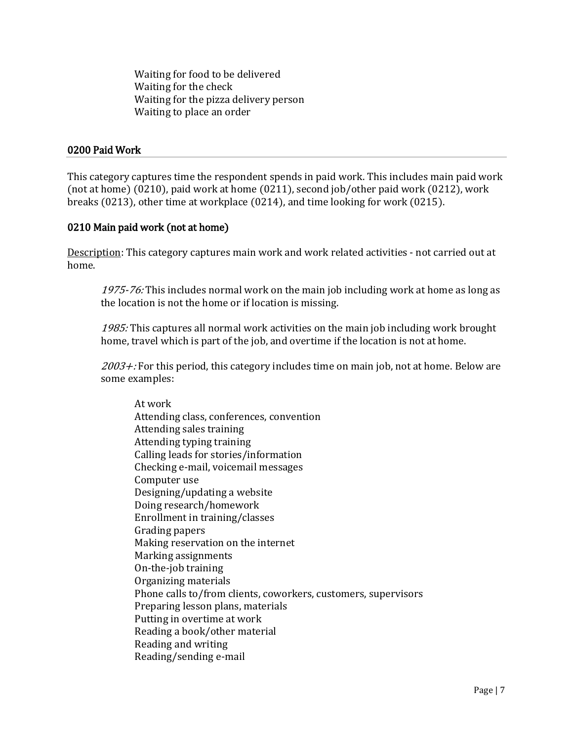Waiting for food to be delivered
Waiting for the check
Waiting for the pizza delivery person
Waiting to place an order

## 0200 Paid Work

This category captures time the respondent spends in paid work. This includes main paid work (not at home) (0210), paid work at home (0211), second job/other paid work (0212), work breaks (0213), other time at workplace (0214), and time looking for work (0215).

### 0210 Main paid work (not at home)

Description: This category captures main work and work related activities - not carried out at home.

> *1975-76:* This includes normal work on the main job including work at home as long as the location is not the home or if location is missing.
>
> *1985:* This captures all normal work activities on the main job including work brought home, travel which is part of the job, and overtime if the location is not at home.
>
> *2003+:* For this period, this category includes time on main job, not at home. Below are some examples:

At work
Attending class, conferences, convention
Attending sales training
Attending typing training
Calling leads for stories/information
Checking e-mail, voicemail messages
Computer use
Designing/updating a website
Doing research/homework
Enrollment in training/classes
Grading papers
Making reservation on the internet
Marking assignments
On-the-job training
Organizing materials
Phone calls to/from clients, coworkers, customers, supervisors
Preparing lesson plans, materials
Putting in overtime at work
Reading a book/other material
Reading and writing
Reading/sending e-mail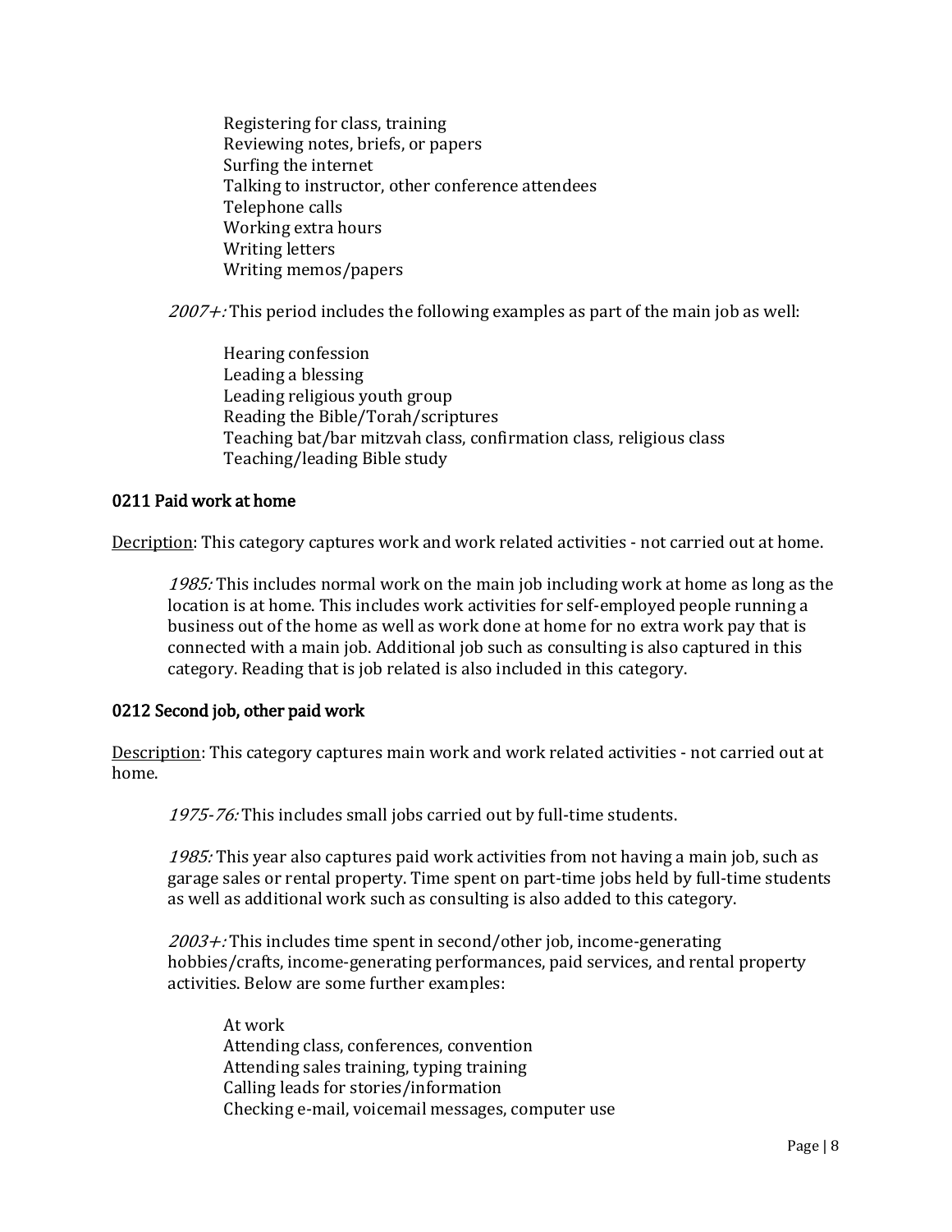Registering for class, training  
Reviewing notes, briefs, or papers  
Surfing the internet  
Talking to instructor, other conference attendees  
Telephone calls  
Working extra hours  
Writing letters  
Writing memos/papers

*2007+:* This period includes the following examples as part of the main job as well:

Hearing confession  
Leading a blessing  
Leading religious youth group  
Reading the Bible/Torah/scriptures  
Teaching bat/bar mitzvah class, confirmation class, religious class  
Teaching/leading Bible study

### 0211 Paid work at home

Description: This category captures work and work related activities - not carried out at home.

*1985:* This includes normal work on the main job including work at home as long as the location is at home. This includes work activities for self-employed people running a business out of the home as well as work done at home for no extra work pay that is connected with a main job. Additional job such as consulting is also captured in this category. Reading that is job related is also included in this category.

### 0212 Second job, other paid work

Description: This category captures main work and work related activities - not carried out at home.

*1975-76:* This includes small jobs carried out by full-time students.

*1985:* This year also captures paid work activities from not having a main job, such as garage sales or rental property. Time spent on part-time jobs held by full-time students as well as additional work such as consulting is also added to this category.

*2003+:* This includes time spent in second/other job, income-generating hobbies/crafts, income-generating performances, paid services, and rental property activities. Below are some further examples:

At work  
Attending class, conferences, convention  
Attending sales training, typing training  
Calling leads for stories/information  
Checking e-mail, voicemail messages, computer use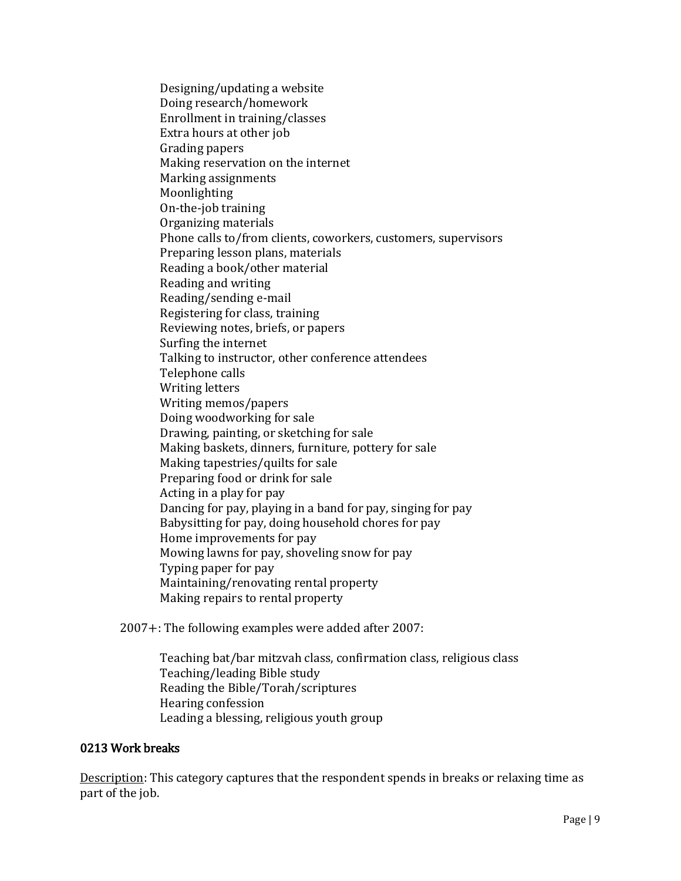Designing/updating a website
Doing research/homework
Enrollment in training/classes
Extra hours at other job
Grading papers
Making reservation on the internet
Marking assignments
Moonlighting
On-the-job training
Organizing materials
Phone calls to/from clients, coworkers, customers, supervisors
Preparing lesson plans, materials
Reading a book/other material
Reading and writing
Reading/sending e-mail
Registering for class, training
Reviewing notes, briefs, or papers
Surfing the internet
Talking to instructor, other conference attendees
Telephone calls
Writing letters
Writing memos/papers
Doing woodworking for sale
Drawing, painting, or sketching for sale
Making baskets, dinners, furniture, pottery for sale
Making tapestries/quilts for sale
Preparing food or drink for sale
Acting in a play for pay
Dancing for pay, playing in a band for pay, singing for pay
Babysitting for pay, doing household chores for pay
Home improvements for pay
Mowing lawns for pay, shoveling snow for pay
Typing paper for pay
Maintaining/renovating rental property
Making repairs to rental property

2007+: The following examples were added after 2007:

Teaching bat/bar mitzvah class, confirmation class, religious class
Teaching/leading Bible study
Reading the Bible/Torah/scriptures
Hearing confession
Leading a blessing, religious youth group

### 0213 Work breaks

Description: This category captures that the respondent spends in breaks or relaxing time as part of the job.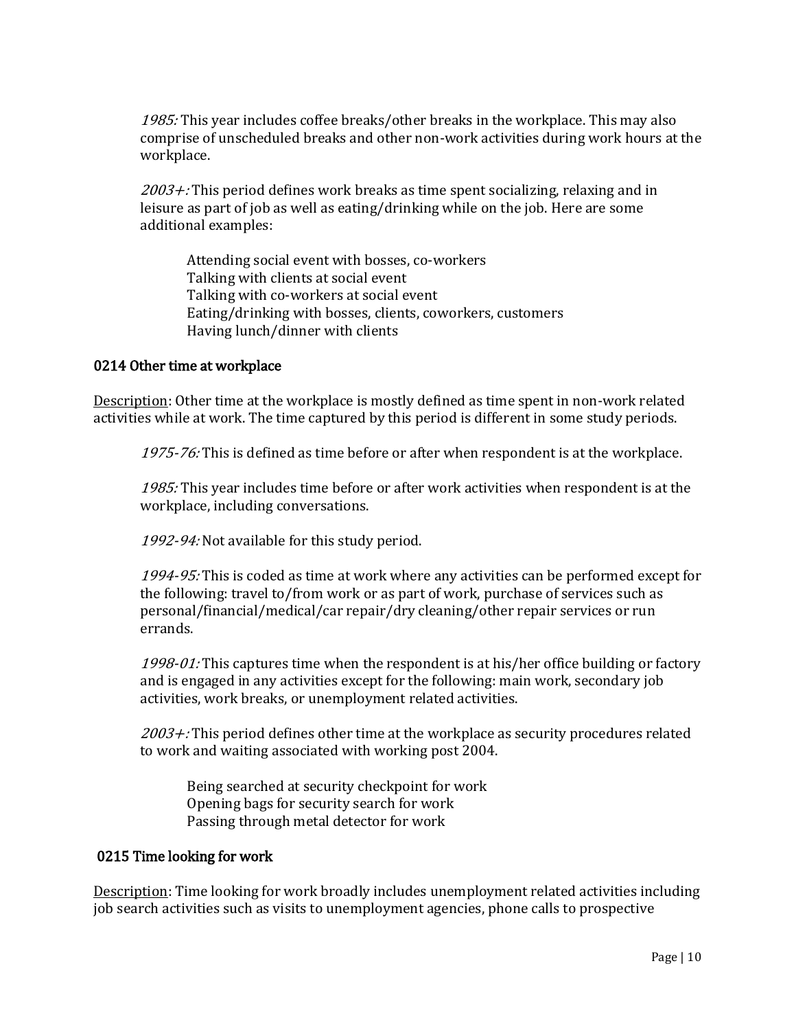*1985:* This year includes coffee breaks/other breaks in the workplace. This may also comprise of unscheduled breaks and other non-work activities during work hours at the workplace.

*2003+:* This period defines work breaks as time spent socializing, relaxing and in leisure as part of job as well as eating/drinking while on the job. Here are some additional examples:

> Attending social event with bosses, co-workers
> Talking with clients at social event
> Talking with co-workers at social event
> Eating/drinking with bosses, clients, coworkers, customers
> Having lunch/dinner with clients

### 0214 Other time at workplace

Description: Other time at the workplace is mostly defined as time spent in non-work related activities while at work. The time captured by this period is different in some study periods.

*1975-76:* This is defined as time before or after when respondent is at the workplace.

*1985:* This year includes time before or after work activities when respondent is at the workplace, including conversations.

*1992-94:* Not available for this study period.

*1994-95:* This is coded as time at work where any activities can be performed except for the following: travel to/from work or as part of work, purchase of services such as personal/financial/medical/car repair/dry cleaning/other repair services or run errands.

*1998-01:* This captures time when the respondent is at his/her office building or factory and is engaged in any activities except for the following: main work, secondary job activities, work breaks, or unemployment related activities.

*2003+:* This period defines other time at the workplace as security procedures related to work and waiting associated with working post 2004.

> Being searched at security checkpoint for work
> Opening bags for security search for work
> Passing through metal detector for work

### 0215 Time looking for work

Description: Time looking for work broadly includes unemployment related activities including job search activities such as visits to unemployment agencies, phone calls to prospective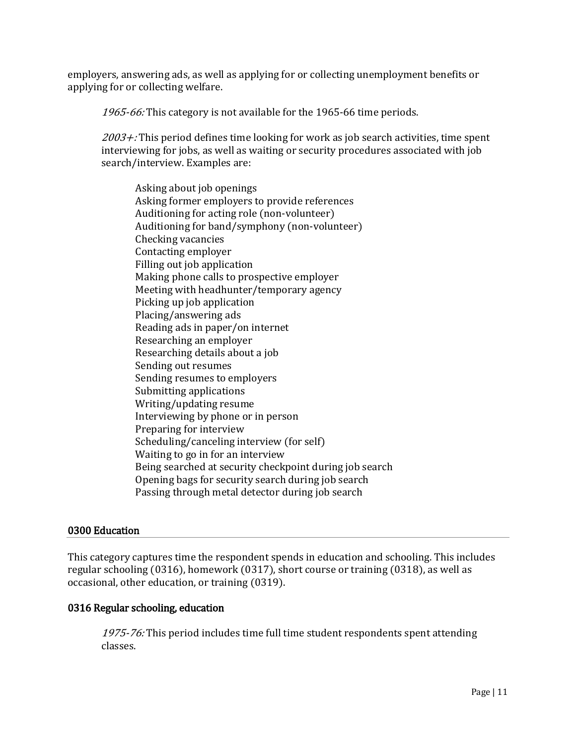employers, answering ads, as well as applying for or collecting unemployment benefits or applying for or collecting welfare.

> *1965-66:* This category is not available for the 1965-66 time periods.
>
> *2003+:* This period defines time looking for work as job search activities, time spent interviewing for jobs, as well as waiting or security procedures associated with job search/interview. Examples are:
>
> Asking about job openings
> Asking former employers to provide references
> Auditioning for acting role (non-volunteer)
> Auditioning for band/symphony (non-volunteer)
> Checking vacancies
> Contacting employer
> Filling out job application
> Making phone calls to prospective employer
> Meeting with headhunter/temporary agency
> Picking up job application
> Placing/answering ads
> Reading ads in paper/on internet
> Researching an employer
> Researching details about a job
> Sending out resumes
> Sending resumes to employers
> Submitting applications
> Writing/updating resume
> Interviewing by phone or in person
> Preparing for interview
> Scheduling/canceling interview (for self)
> Waiting to go in for an interview
> Being searched at security checkpoint during job search
> Opening bags for security search during job search
> Passing through metal detector during job search

## 0300 Education

This category captures time the respondent spends in education and schooling. This includes regular schooling (0316), homework (0317), short course or training (0318), as well as occasional, other education, or training (0319).

### 0316 Regular schooling, education

> *1975-76:* This period includes time full time student respondents spent attending classes.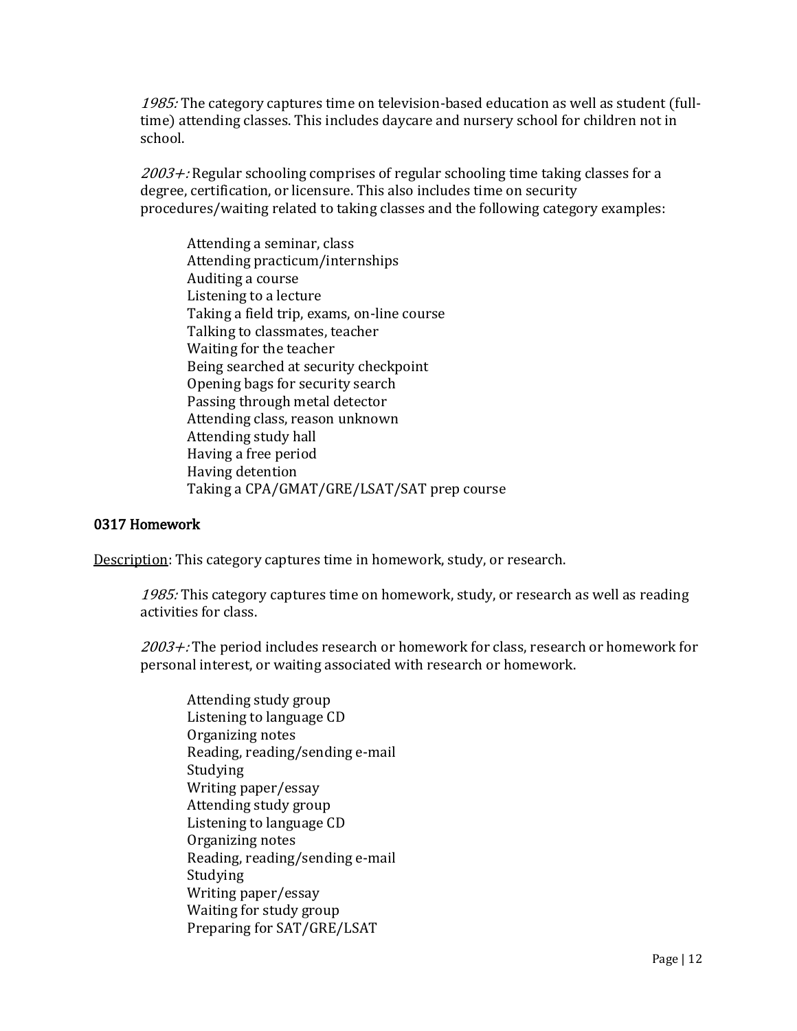*1985:* The category captures time on television-based education as well as student (full-time) attending classes. This includes daycare and nursery school for children not in school.

*2003+:* Regular schooling comprises of regular schooling time taking classes for a degree, certification, or licensure. This also includes time on security procedures/waiting related to taking classes and the following category examples:

> Attending a seminar, class
> Attending practicum/internships
> Auditing a course
> Listening to a lecture
> Taking a field trip, exams, on-line course
> Talking to classmates, teacher
> Waiting for the teacher
> Being searched at security checkpoint
> Opening bags for security search
> Passing through metal detector
> Attending class, reason unknown
> Attending study hall
> Having a free period
> Having detention
> Taking a CPA/GMAT/GRE/LSAT/SAT prep course

### 0317 Homework

<u>Description</u>: This category captures time in homework, study, or research.

*1985:* This category captures time on homework, study, or research as well as reading activities for class.

*2003+:* The period includes research or homework for class, research or homework for personal interest, or waiting associated with research or homework.

> Attending study group
> Listening to language CD
> Organizing notes
> Reading, reading/sending e-mail
> Studying
> Writing paper/essay
> Attending study group
> Listening to language CD
> Organizing notes
> Reading, reading/sending e-mail
> Studying
> Writing paper/essay
> Waiting for study group
> Preparing for SAT/GRE/LSAT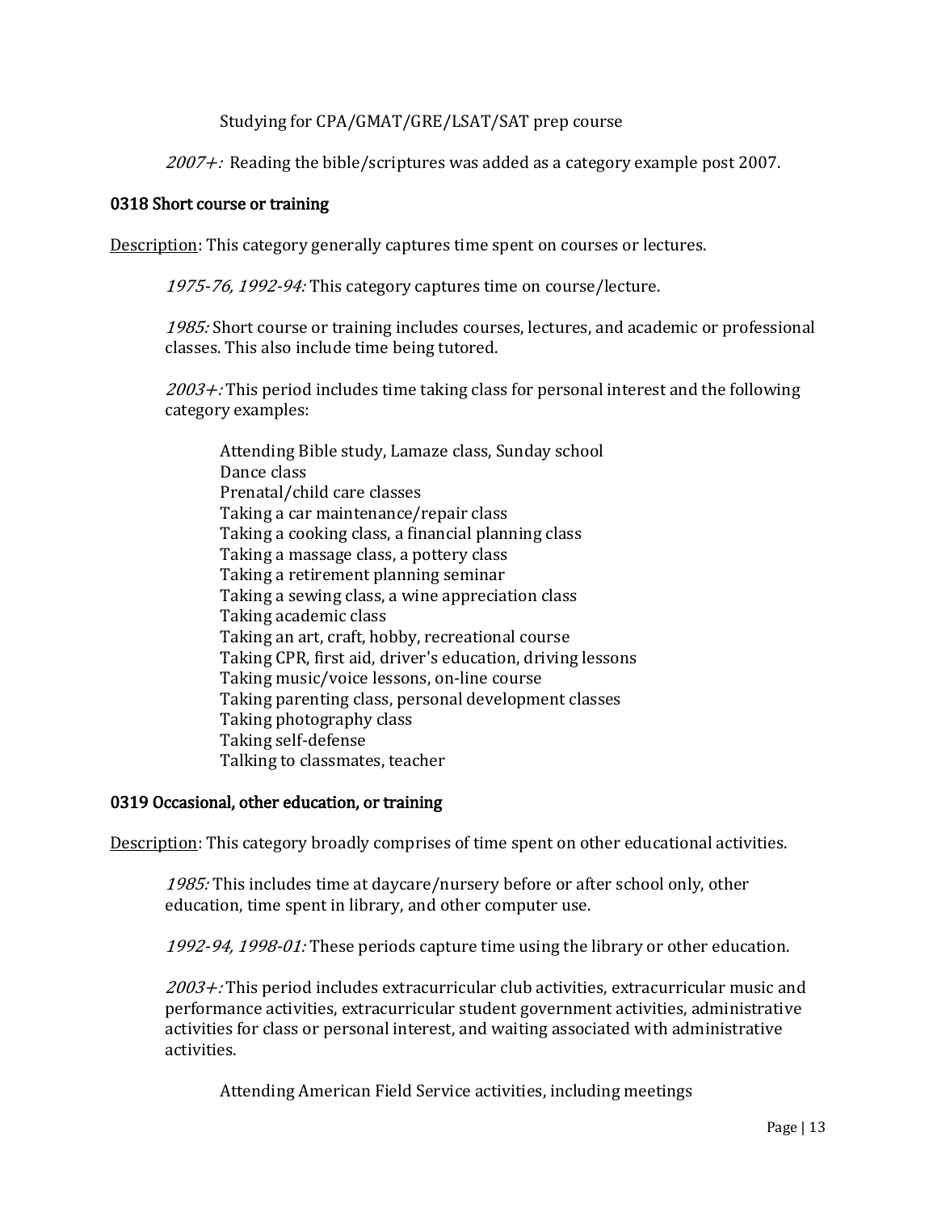Studying for CPA/GMAT/GRE/LSAT/SAT prep course

*2007+:* Reading the bible/scriptures was added as a category example post 2007.

### 0318 Short course or training

Description: This category generally captures time spent on courses or lectures.

*1975-76, 1992-94:* This category captures time on course/lecture.

*1985:* Short course or training includes courses, lectures, and academic or professional classes. This also include time being tutored.

*2003+:* This period includes time taking class for personal interest and the following category examples:

Attending Bible study, Lamaze class, Sunday school
Dance class
Prenatal/child care classes
Taking a car maintenance/repair class
Taking a cooking class, a financial planning class
Taking a massage class, a pottery class
Taking a retirement planning seminar
Taking a sewing class, a wine appreciation class
Taking academic class
Taking an art, craft, hobby, recreational course
Taking CPR, first aid, driver's education, driving lessons
Taking music/voice lessons, on-line course
Taking parenting class, personal development classes
Taking photography class
Taking self-defense
Talking to classmates, teacher

### 0319 Occasional, other education, or training

Description: This category broadly comprises of time spent on other educational activities.

*1985:* This includes time at daycare/nursery before or after school only, other education, time spent in library, and other computer use.

*1992-94, 1998-01:* These periods capture time using the library or other education.

*2003+:* This period includes extracurricular club activities, extracurricular music and performance activities, extracurricular student government activities, administrative activities for class or personal interest, and waiting associated with administrative activities.

Attending American Field Service activities, including meetings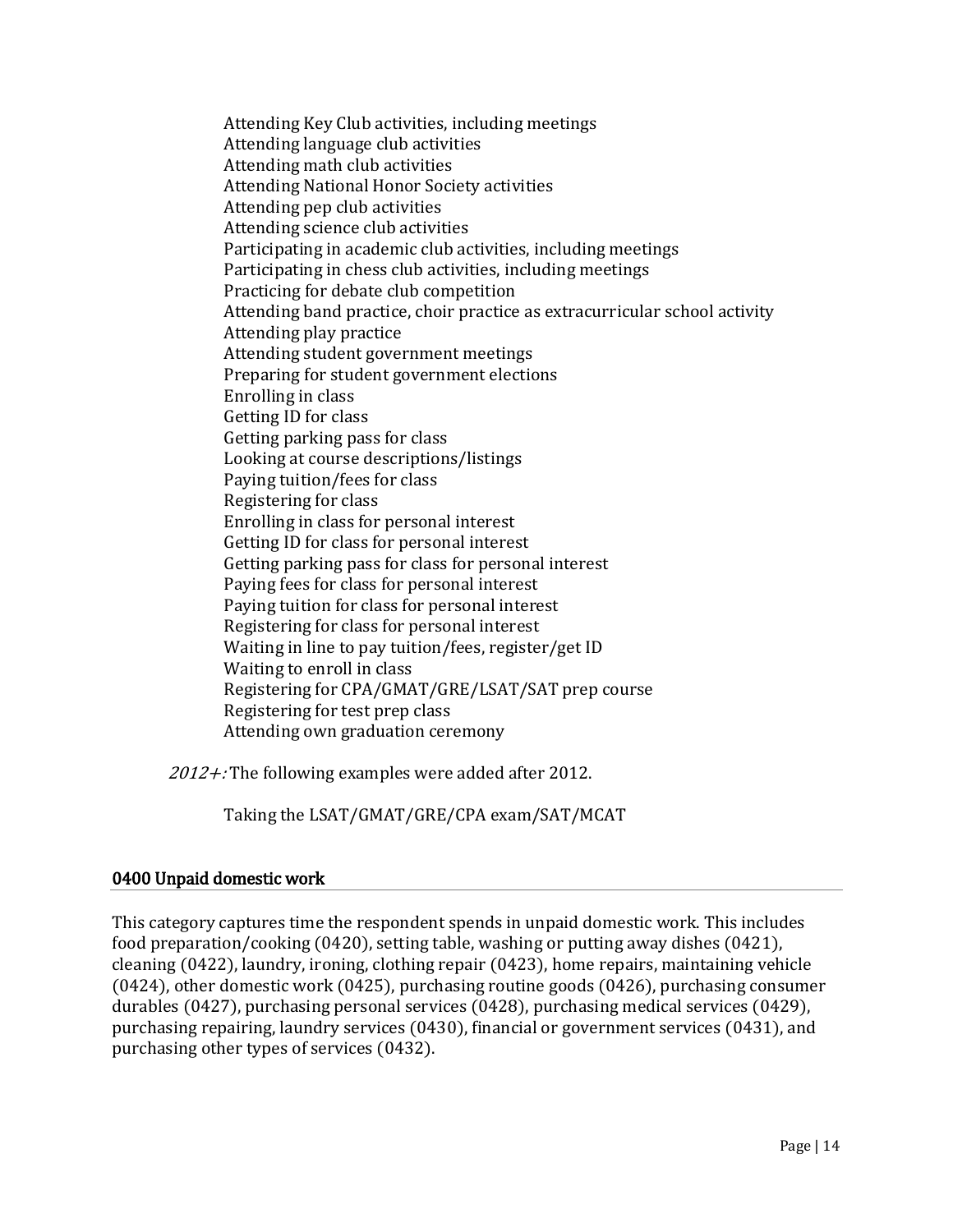Attending Key Club activities, including meetings
Attending language club activities
Attending math club activities
Attending National Honor Society activities
Attending pep club activities
Attending science club activities
Participating in academic club activities, including meetings
Participating in chess club activities, including meetings
Practicing for debate club competition
Attending band practice, choir practice as extracurricular school activity
Attending play practice
Attending student government meetings
Preparing for student government elections
Enrolling in class
Getting ID for class
Getting parking pass for class
Looking at course descriptions/listings
Paying tuition/fees for class
Registering for class
Enrolling in class for personal interest
Getting ID for class for personal interest
Getting parking pass for class for personal interest
Paying fees for class for personal interest
Paying tuition for class for personal interest
Registering for class for personal interest
Waiting in line to pay tuition/fees, register/get ID
Waiting to enroll in class
Registering for CPA/GMAT/GRE/LSAT/SAT prep course
Registering for test prep class
Attending own graduation ceremony

*2012+:* The following examples were added after 2012.

Taking the LSAT/GMAT/GRE/CPA exam/SAT/MCAT

## 0400 Unpaid domestic work

This category captures time the respondent spends in unpaid domestic work. This includes food preparation/cooking (0420), setting table, washing or putting away dishes (0421), cleaning (0422), laundry, ironing, clothing repair (0423), home repairs, maintaining vehicle (0424), other domestic work (0425), purchasing routine goods (0426), purchasing consumer durables (0427), purchasing personal services (0428), purchasing medical services (0429), purchasing repairing, laundry services (0430), financial or government services (0431), and purchasing other types of services (0432).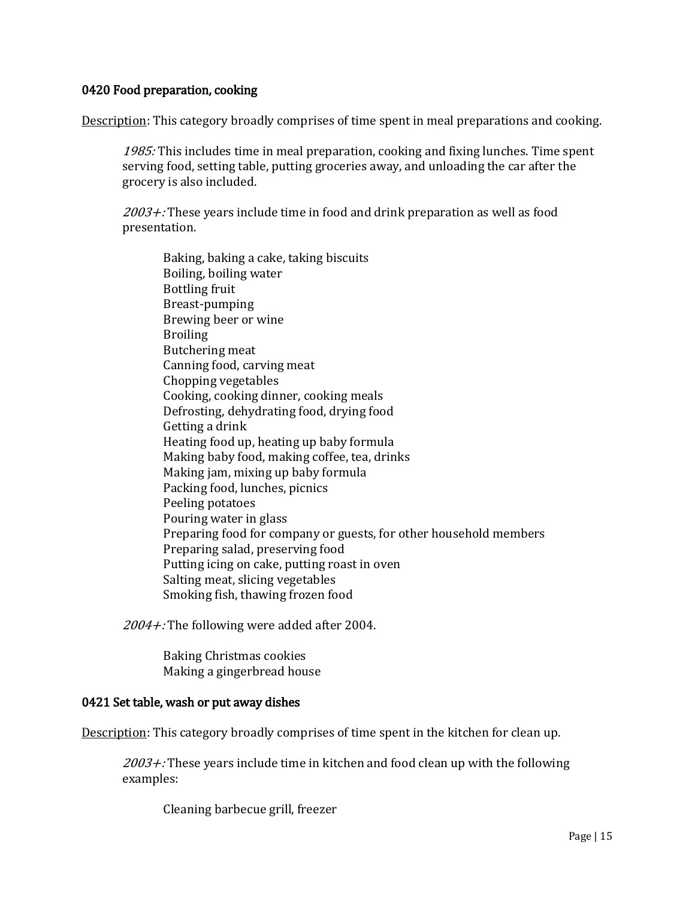**0420 Food preparation, cooking**

Description: This category broadly comprises of time spent in meal preparations and cooking.

*1985:* This includes time in meal preparation, cooking and fixing lunches. Time spent serving food, setting table, putting groceries away, and unloading the car after the grocery is also included.

*2003+:* These years include time in food and drink preparation as well as food presentation.

Baking, baking a cake, taking biscuits
Boiling, boiling water
Bottling fruit
Breast-pumping
Brewing beer or wine
Broiling
Butchering meat
Canning food, carving meat
Chopping vegetables
Cooking, cooking dinner, cooking meals
Defrosting, dehydrating food, drying food
Getting a drink
Heating food up, heating up baby formula
Making baby food, making coffee, tea, drinks
Making jam, mixing up baby formula
Packing food, lunches, picnics
Peeling potatoes
Pouring water in glass
Preparing food for company or guests, for other household members
Preparing salad, preserving food
Putting icing on cake, putting roast in oven
Salting meat, slicing vegetables
Smoking fish, thawing frozen food

*2004+:* The following were added after 2004.

Baking Christmas cookies
Making a gingerbread house

**0421 Set table, wash or put away dishes**

Description: This category broadly comprises of time spent in the kitchen for clean up.

*2003+:* These years include time in kitchen and food clean up with the following examples:

Cleaning barbecue grill, freezer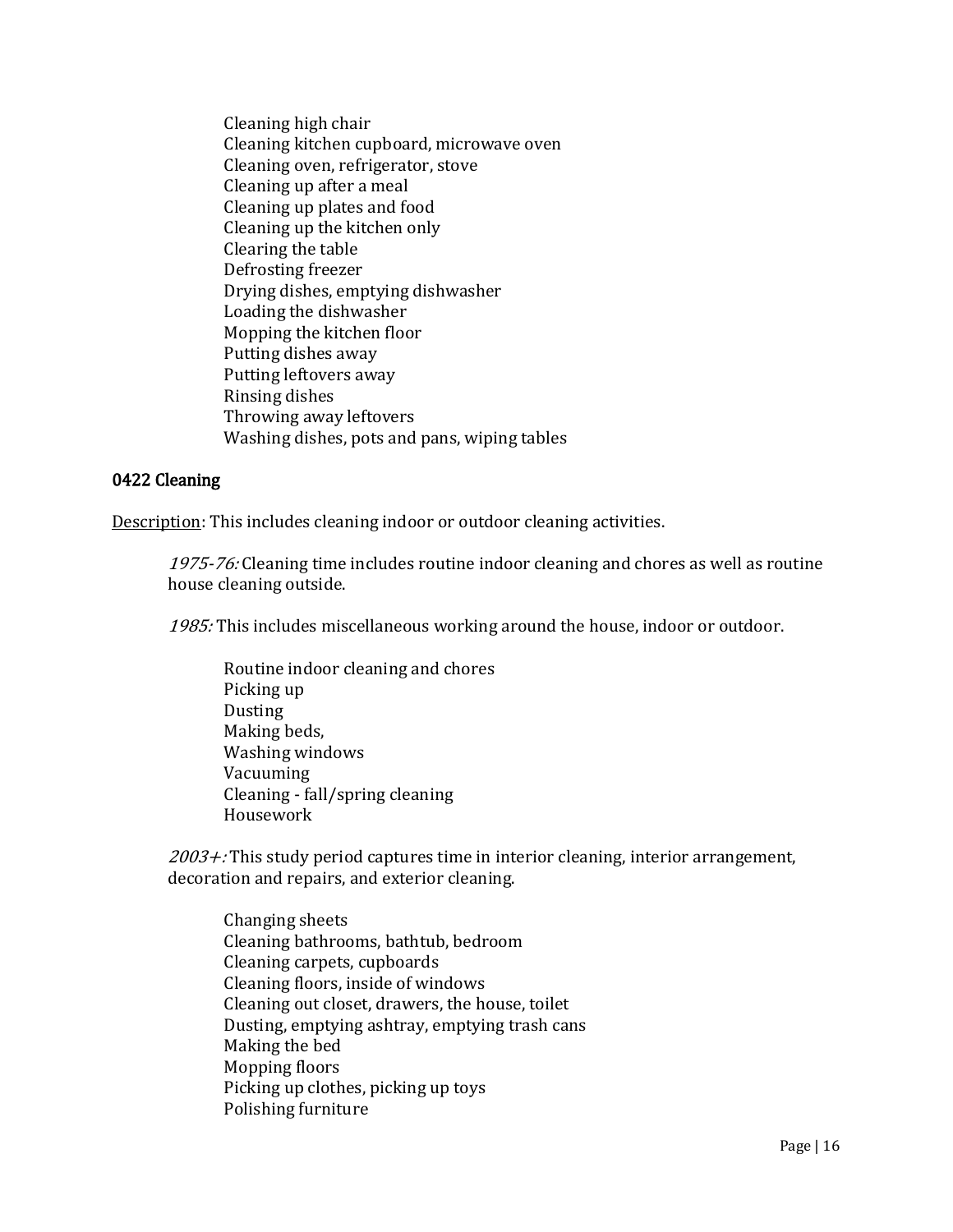Cleaning high chair
Cleaning kitchen cupboard, microwave oven
Cleaning oven, refrigerator, stove
Cleaning up after a meal
Cleaning up plates and food
Cleaning up the kitchen only
Clearing the table
Defrosting freezer
Drying dishes, emptying dishwasher
Loading the dishwasher
Mopping the kitchen floor
Putting dishes away
Putting leftovers away
Rinsing dishes
Throwing away leftovers
Washing dishes, pots and pans, wiping tables

### 0422 Cleaning

<u>Description</u>: This includes cleaning indoor or outdoor cleaning activities.

*1975-76:* Cleaning time includes routine indoor cleaning and chores as well as routine house cleaning outside.

*1985:* This includes miscellaneous working around the house, indoor or outdoor.

Routine indoor cleaning and chores
Picking up
Dusting
Making beds,
Washing windows
Vacuuming
Cleaning - fall/spring cleaning
Housework

*2003+:* This study period captures time in interior cleaning, interior arrangement, decoration and repairs, and exterior cleaning.

Changing sheets
Cleaning bathrooms, bathtub, bedroom
Cleaning carpets, cupboards
Cleaning floors, inside of windows
Cleaning out closet, drawers, the house, toilet
Dusting, emptying ashtray, emptying trash cans
Making the bed
Mopping floors
Picking up clothes, picking up toys
Polishing furniture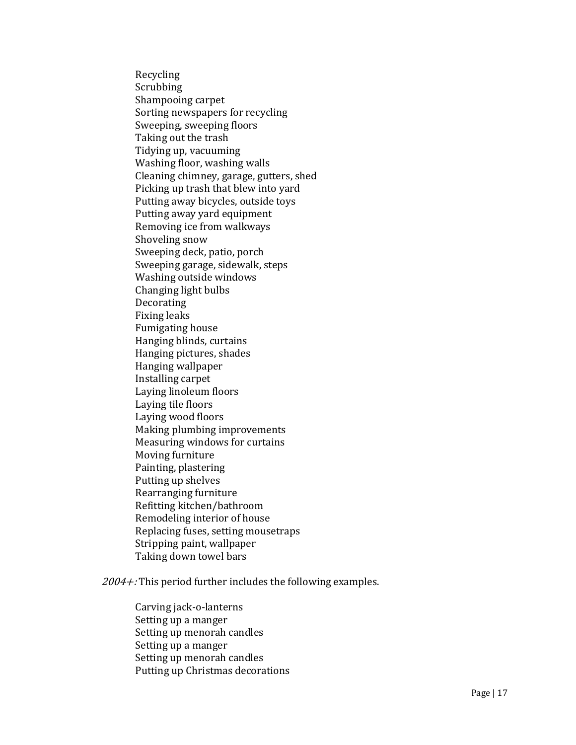Recycling
Scrubbing
Shampooing carpet
Sorting newspapers for recycling
Sweeping, sweeping floors
Taking out the trash
Tidying up, vacuuming
Washing floor, washing walls
Cleaning chimney, garage, gutters, shed
Picking up trash that blew into yard
Putting away bicycles, outside toys
Putting away yard equipment
Removing ice from walkways
Shoveling snow
Sweeping deck, patio, porch
Sweeping garage, sidewalk, steps
Washing outside windows
Changing light bulbs
Decorating
Fixing leaks
Fumigating house
Hanging blinds, curtains
Hanging pictures, shades
Hanging wallpaper
Installing carpet
Laying linoleum floors
Laying tile floors
Laying wood floors
Making plumbing improvements
Measuring windows for curtains
Moving furniture
Painting, plastering
Putting up shelves
Rearranging furniture
Refitting kitchen/bathroom
Remodeling interior of house
Replacing fuses, setting mousetraps
Stripping paint, wallpaper
Taking down towel bars

*2004+:* This period further includes the following examples.

Carving jack-o-lanterns
Setting up a manger
Setting up menorah candles
Setting up a manger
Setting up menorah candles
Putting up Christmas decorations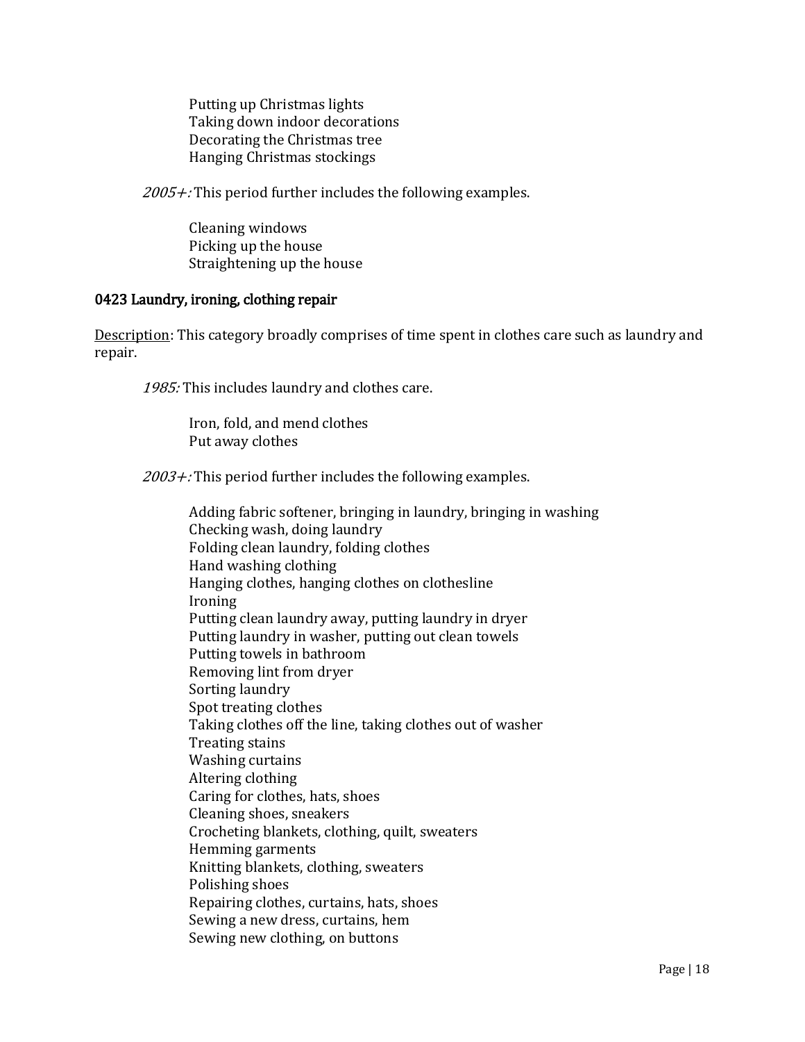Putting up Christmas lights
Taking down indoor decorations
Decorating the Christmas tree
Hanging Christmas stockings

*2005+:* This period further includes the following examples.

Cleaning windows
Picking up the house
Straightening up the house

### 0423 Laundry, ironing, clothing repair

Description: This category broadly comprises of time spent in clothes care such as laundry and repair.

*1985:* This includes laundry and clothes care.

Iron, fold, and mend clothes
Put away clothes

*2003+:* This period further includes the following examples.

Adding fabric softener, bringing in laundry, bringing in washing
Checking wash, doing laundry
Folding clean laundry, folding clothes
Hand washing clothing
Hanging clothes, hanging clothes on clothesline
Ironing
Putting clean laundry away, putting laundry in dryer
Putting laundry in washer, putting out clean towels
Putting towels in bathroom
Removing lint from dryer
Sorting laundry
Spot treating clothes
Taking clothes off the line, taking clothes out of washer
Treating stains
Washing curtains
Altering clothing
Caring for clothes, hats, shoes
Cleaning shoes, sneakers
Crocheting blankets, clothing, quilt, sweaters
Hemming garments
Knitting blankets, clothing, sweaters
Polishing shoes
Repairing clothes, curtains, hats, shoes
Sewing a new dress, curtains, hem
Sewing new clothing, on buttons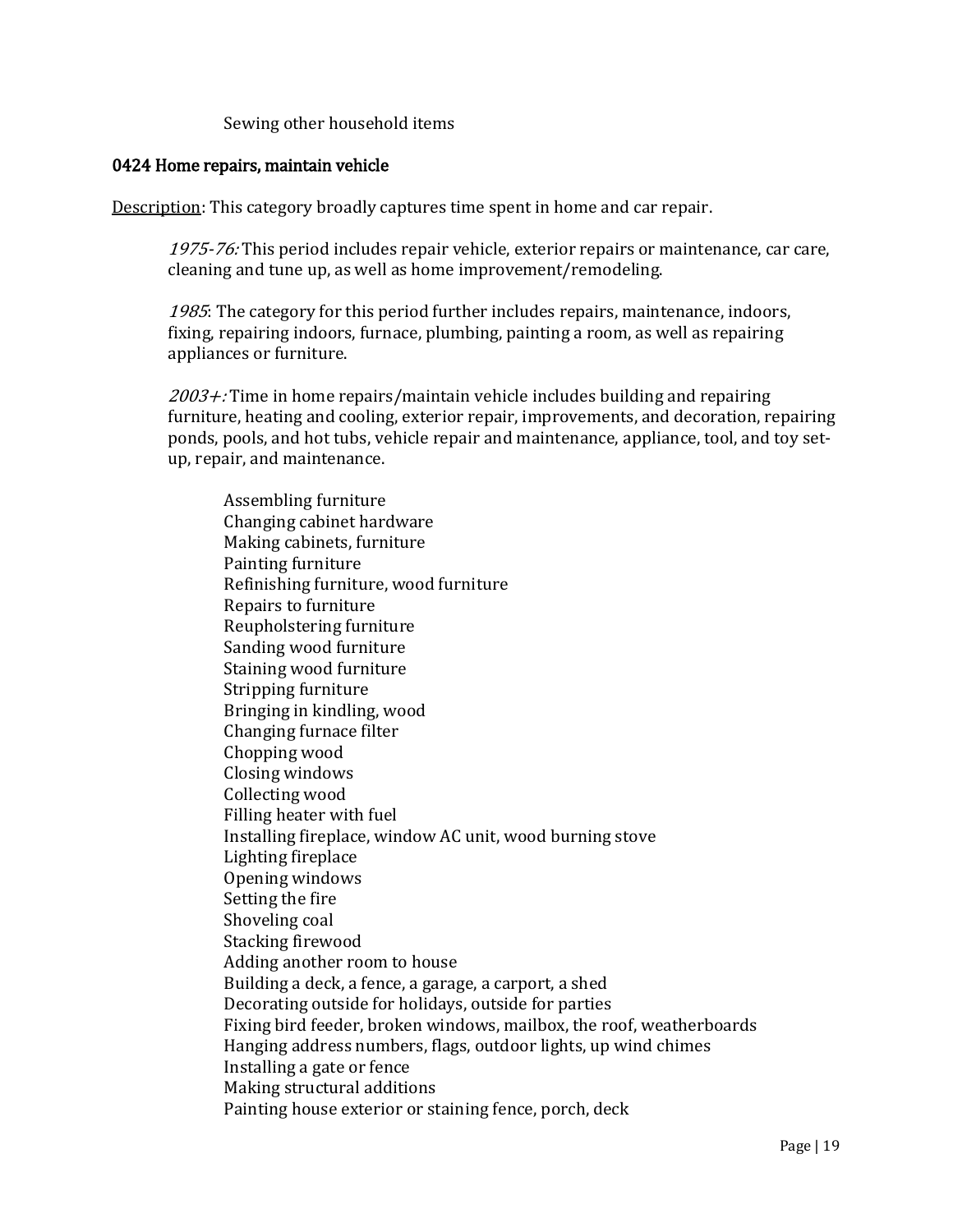Sewing other household items

### 0424 Home repairs, maintain vehicle

<u>Description</u>: This category broadly captures time spent in home and car repair.

> *1975-76:* This period includes repair vehicle, exterior repairs or maintenance, car care, cleaning and tune up, as well as home improvement/remodeling.
>
> *1985*: The category for this period further includes repairs, maintenance, indoors, fixing, repairing indoors, furnace, plumbing, painting a room, as well as repairing appliances or furniture.
>
> *2003+:* Time in home repairs/maintain vehicle includes building and repairing furniture, heating and cooling, exterior repair, improvements, and decoration, repairing ponds, pools, and hot tubs, vehicle repair and maintenance, appliance, tool, and toy set-up, repair, and maintenance.

Assembling furniture
Changing cabinet hardware
Making cabinets, furniture
Painting furniture
Refinishing furniture, wood furniture
Repairs to furniture
Reupholstering furniture
Sanding wood furniture
Staining wood furniture
Stripping furniture
Bringing in kindling, wood
Changing furnace filter
Chopping wood
Closing windows
Collecting wood
Filling heater with fuel
Installing fireplace, window AC unit, wood burning stove
Lighting fireplace
Opening windows
Setting the fire
Shoveling coal
Stacking firewood
Adding another room to house
Building a deck, a fence, a garage, a carport, a shed
Decorating outside for holidays, outside for parties
Fixing bird feeder, broken windows, mailbox, the roof, weatherboards
Hanging address numbers, flags, outdoor lights, up wind chimes
Installing a gate or fence
Making structural additions
Painting house exterior or staining fence, porch, deck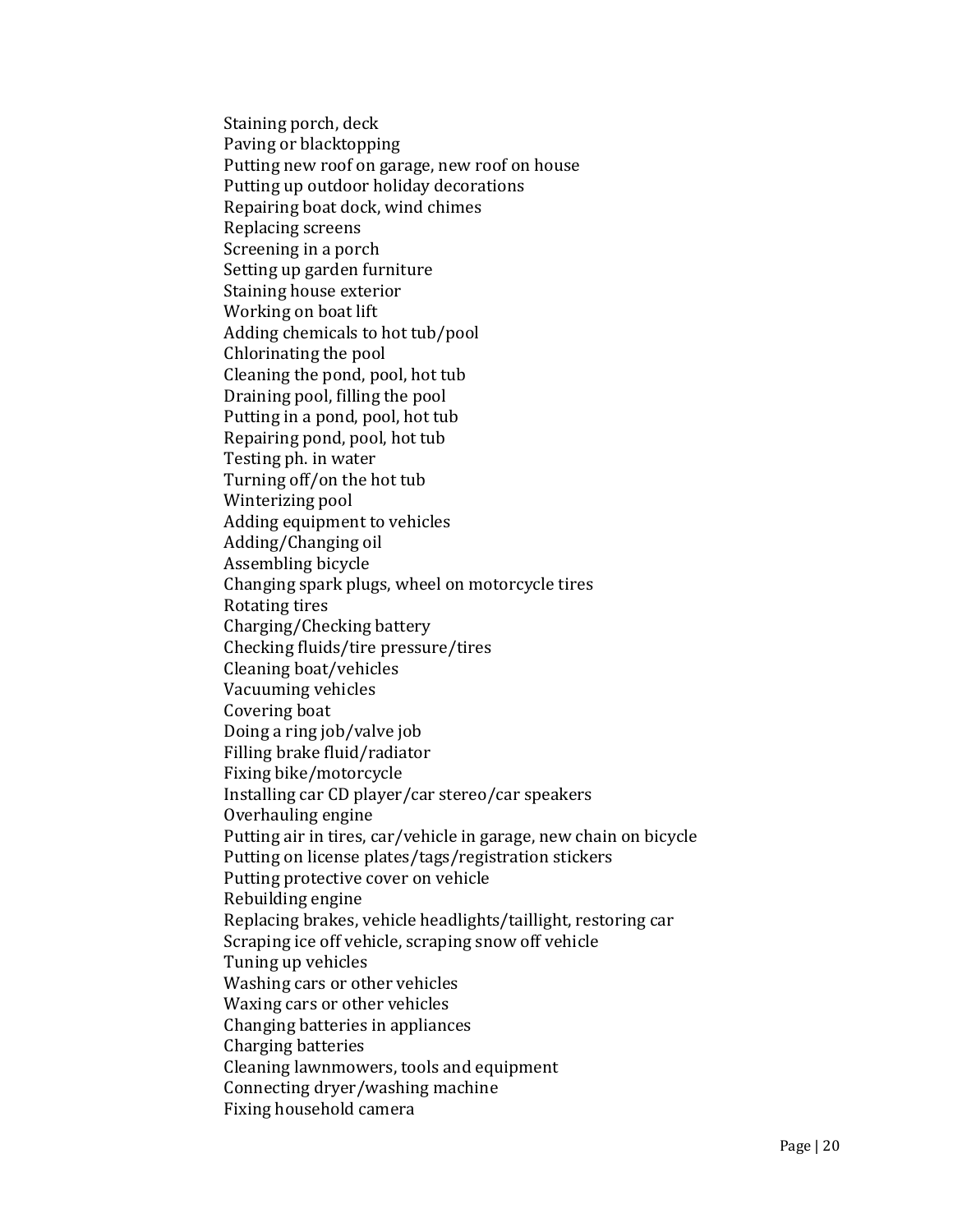Staining porch, deck
Paving or blacktopping
Putting new roof on garage, new roof on house
Putting up outdoor holiday decorations
Repairing boat dock, wind chimes
Replacing screens
Screening in a porch
Setting up garden furniture
Staining house exterior
Working on boat lift
Adding chemicals to hot tub/pool
Chlorinating the pool
Cleaning the pond, pool, hot tub
Draining pool, filling the pool
Putting in a pond, pool, hot tub
Repairing pond, pool, hot tub
Testing ph. in water
Turning off/on the hot tub
Winterizing pool
Adding equipment to vehicles
Adding/Changing oil
Assembling bicycle
Changing spark plugs, wheel on motorcycle tires
Rotating tires
Charging/Checking battery
Checking fluids/tire pressure/tires
Cleaning boat/vehicles
Vacuuming vehicles
Covering boat
Doing a ring job/valve job
Filling brake fluid/radiator
Fixing bike/motorcycle
Installing car CD player/car stereo/car speakers
Overhauling engine
Putting air in tires, car/vehicle in garage, new chain on bicycle
Putting on license plates/tags/registration stickers
Putting protective cover on vehicle
Rebuilding engine
Replacing brakes, vehicle headlights/taillight, restoring car
Scraping ice off vehicle, scraping snow off vehicle
Tuning up vehicles
Washing cars or other vehicles
Waxing cars or other vehicles
Changing batteries in appliances
Charging batteries
Cleaning lawnmowers, tools and equipment
Connecting dryer/washing machine
Fixing household camera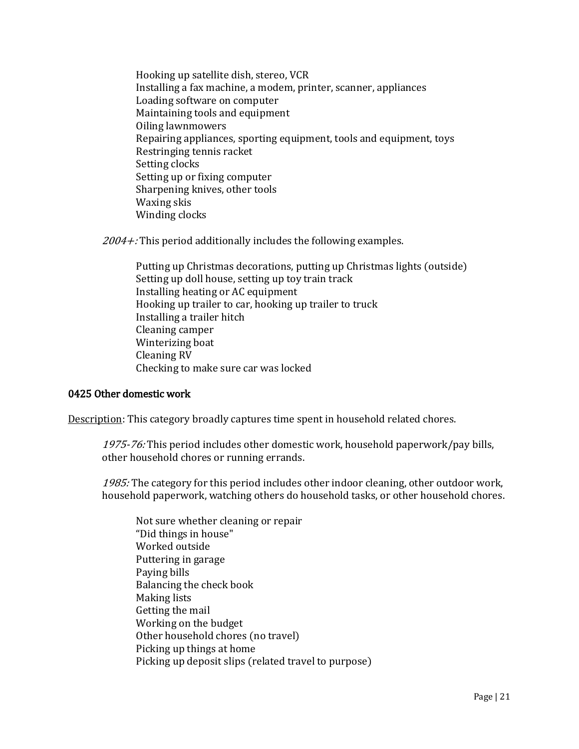Hooking up satellite dish, stereo, VCR
Installing a fax machine, a modem, printer, scanner, appliances
Loading software on computer
Maintaining tools and equipment
Oiling lawnmowers
Repairing appliances, sporting equipment, tools and equipment, toys
Restringing tennis racket
Setting clocks
Setting up or fixing computer
Sharpening knives, other tools
Waxing skis
Winding clocks

*2004+:* This period additionally includes the following examples.

Putting up Christmas decorations, putting up Christmas lights (outside)
Setting up doll house, setting up toy train track
Installing heating or AC equipment
Hooking up trailer to car, hooking up trailer to truck
Installing a trailer hitch
Cleaning camper
Winterizing boat
Cleaning RV
Checking to make sure car was locked

### 0425 Other domestic work

<u>Description</u>: This category broadly captures time spent in household related chores.

*1975-76:* This period includes other domestic work, household paperwork/pay bills, other household chores or running errands.

*1985:* The category for this period includes other indoor cleaning, other outdoor work, household paperwork, watching others do household tasks, or other household chores.

Not sure whether cleaning or repair
"Did things in house"
Worked outside
Puttering in garage
Paying bills
Balancing the check book
Making lists
Getting the mail
Working on the budget
Other household chores (no travel)
Picking up things at home
Picking up deposit slips (related travel to purpose)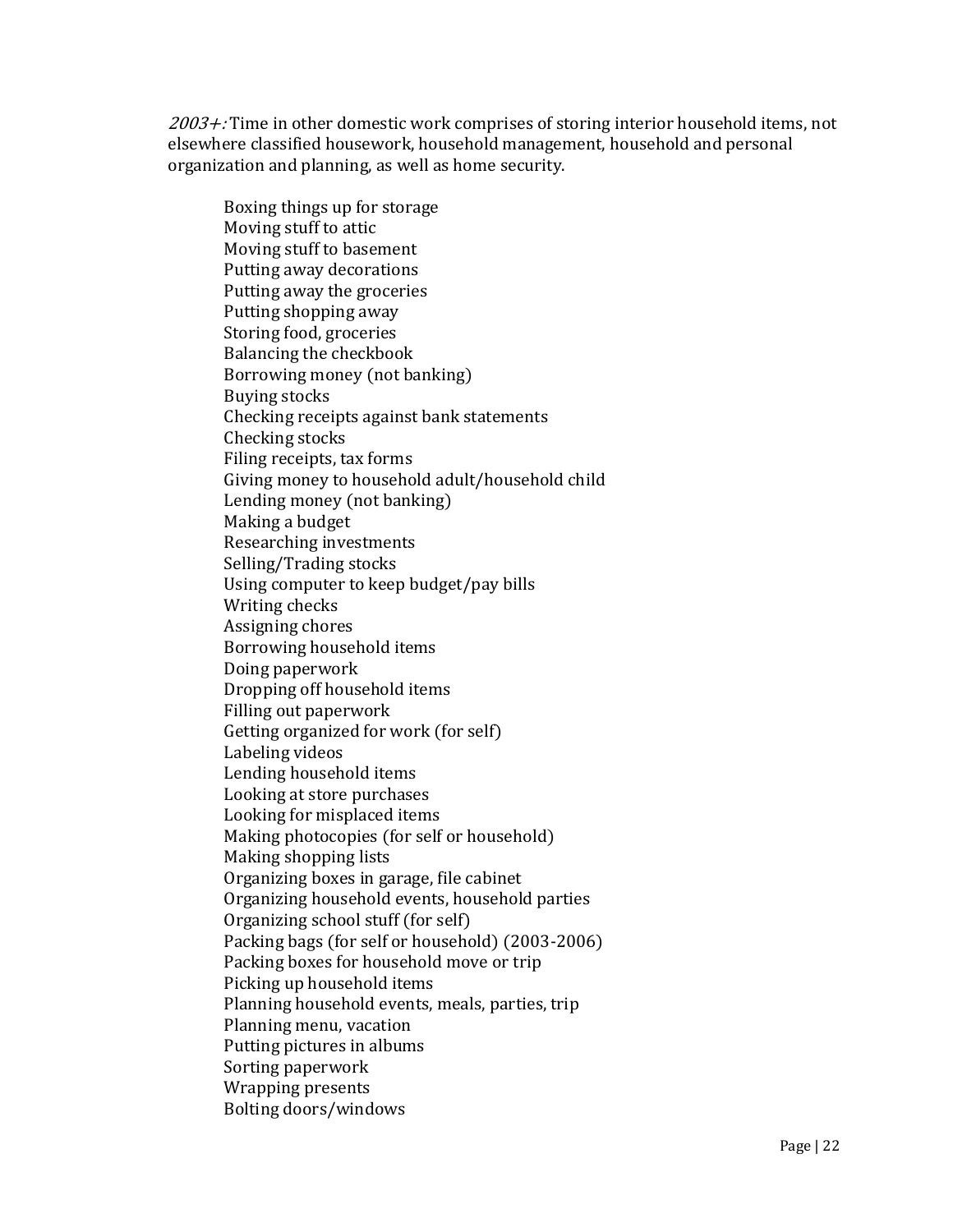*2003+:* Time in other domestic work comprises of storing interior household items, not elsewhere classified housework, household management, household and personal organization and planning, as well as home security.

Boxing things up for storage  
Moving stuff to attic  
Moving stuff to basement  
Putting away decorations  
Putting away the groceries  
Putting shopping away  
Storing food, groceries  
Balancing the checkbook  
Borrowing money (not banking)  
Buying stocks  
Checking receipts against bank statements  
Checking stocks  
Filing receipts, tax forms  
Giving money to household adult/household child  
Lending money (not banking)  
Making a budget  
Researching investments  
Selling/Trading stocks  
Using computer to keep budget/pay bills  
Writing checks  
Assigning chores  
Borrowing household items  
Doing paperwork  
Dropping off household items  
Filling out paperwork  
Getting organized for work (for self)  
Labeling videos  
Lending household items  
Looking at store purchases  
Looking for misplaced items  
Making photocopies (for self or household)  
Making shopping lists  
Organizing boxes in garage, file cabinet  
Organizing household events, household parties  
Organizing school stuff (for self)  
Packing bags (for self or household) (2003-2006)  
Packing boxes for household move or trip  
Picking up household items  
Planning household events, meals, parties, trip  
Planning menu, vacation  
Putting pictures in albums  
Sorting paperwork  
Wrapping presents  
Bolting doors/windows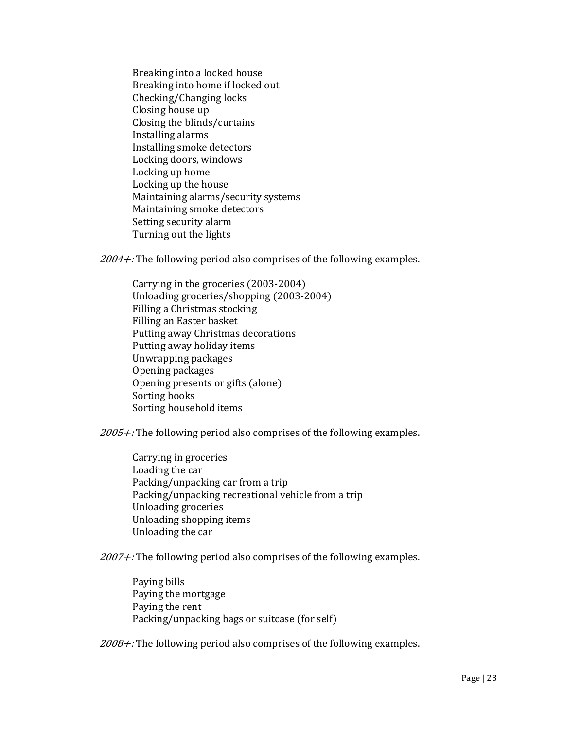Breaking into a locked house
Breaking into home if locked out
Checking/Changing locks
Closing house up
Closing the blinds/curtains
Installing alarms
Installing smoke detectors
Locking doors, windows
Locking up home
Locking up the house
Maintaining alarms/security systems
Maintaining smoke detectors
Setting security alarm
Turning out the lights

*2004+:* The following period also comprises of the following examples.

Carrying in the groceries (2003-2004)
Unloading groceries/shopping (2003-2004)
Filling a Christmas stocking
Filling an Easter basket
Putting away Christmas decorations
Putting away holiday items
Unwrapping packages
Opening packages
Opening presents or gifts (alone)
Sorting books
Sorting household items

*2005+:* The following period also comprises of the following examples.

Carrying in groceries
Loading the car
Packing/unpacking car from a trip
Packing/unpacking recreational vehicle from a trip
Unloading groceries
Unloading shopping items
Unloading the car

*2007+:* The following period also comprises of the following examples.

Paying bills
Paying the mortgage
Paying the rent
Packing/unpacking bags or suitcase (for self)

*2008+:* The following period also comprises of the following examples.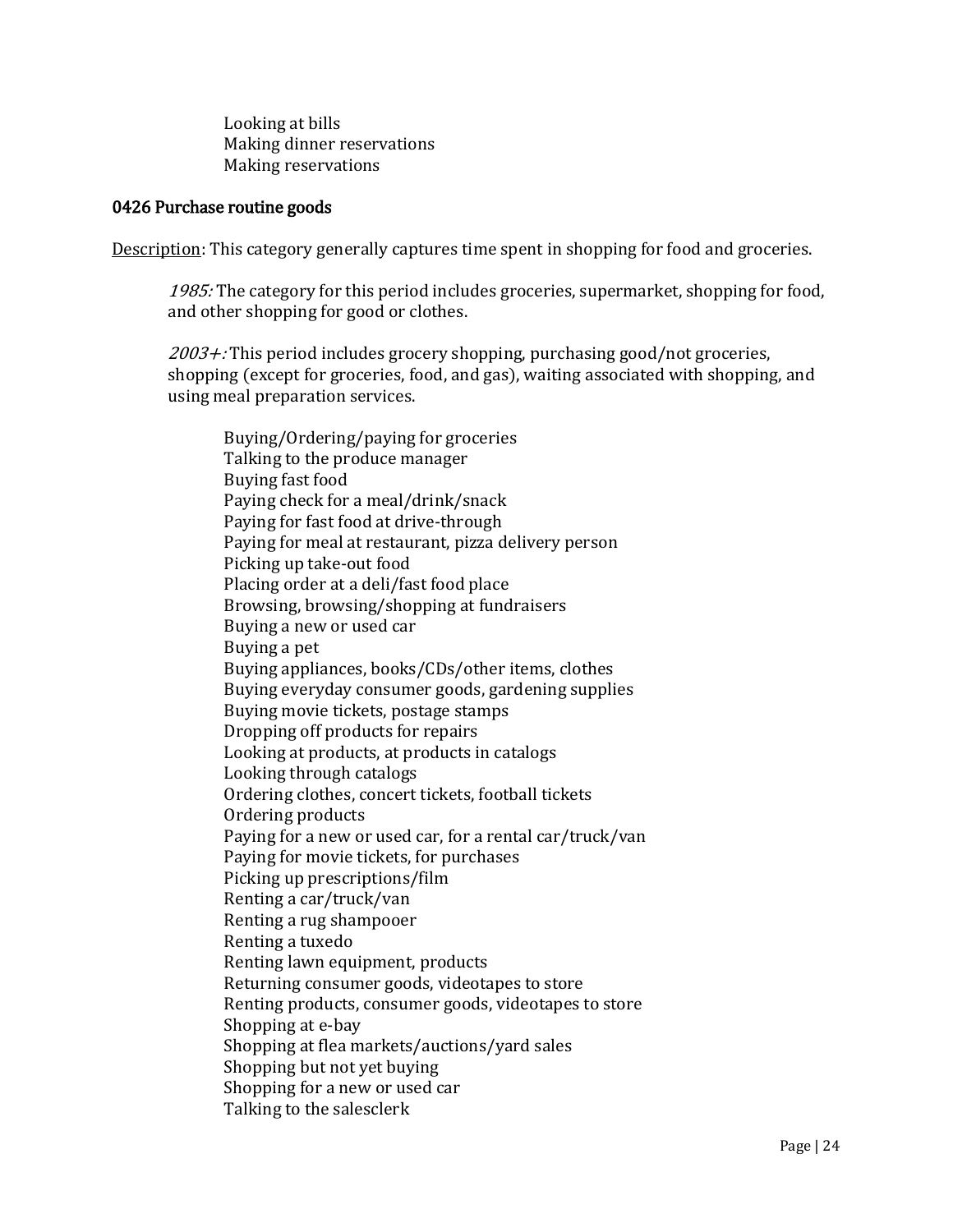Looking at bills
Making dinner reservations
Making reservations

#### 0426 Purchase routine goods

<u>Description</u>: This category generally captures time spent in shopping for food and groceries.

> *1985:* The category for this period includes groceries, supermarket, shopping for food, and other shopping for good or clothes.
>
> *2003+:* This period includes grocery shopping, purchasing good/not groceries, shopping (except for groceries, food, and gas), waiting associated with shopping, and using meal preparation services.

Buying/Ordering/paying for groceries
Talking to the produce manager
Buying fast food
Paying check for a meal/drink/snack
Paying for fast food at drive-through
Paying for meal at restaurant, pizza delivery person
Picking up take-out food
Placing order at a deli/fast food place
Browsing, browsing/shopping at fundraisers
Buying a new or used car
Buying a pet
Buying appliances, books/CDs/other items, clothes
Buying everyday consumer goods, gardening supplies
Buying movie tickets, postage stamps
Dropping off products for repairs
Looking at products, at products in catalogs
Looking through catalogs
Ordering clothes, concert tickets, football tickets
Ordering products
Paying for a new or used car, for a rental car/truck/van
Paying for movie tickets, for purchases
Picking up prescriptions/film
Renting a car/truck/van
Renting a rug shampooer
Renting a tuxedo
Renting lawn equipment, products
Returning consumer goods, videotapes to store
Renting products, consumer goods, videotapes to store
Shopping at e-bay
Shopping at flea markets/auctions/yard sales
Shopping but not yet buying
Shopping for a new or used car
Talking to the salesclerk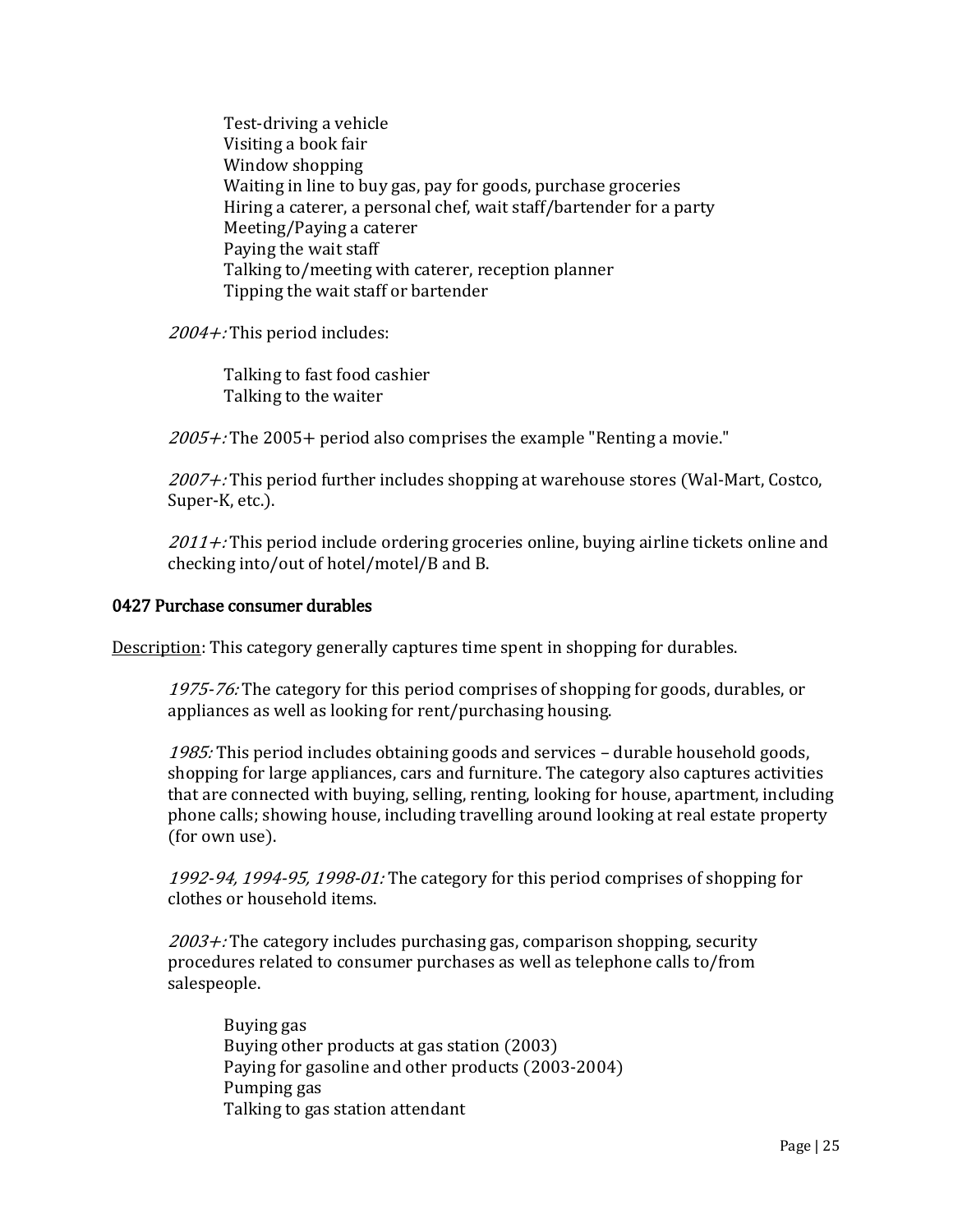Test-driving a vehicle
Visiting a book fair
Window shopping
Waiting in line to buy gas, pay for goods, purchase groceries
Hiring a caterer, a personal chef, wait staff/bartender for a party
Meeting/Paying a caterer
Paying the wait staff
Talking to/meeting with caterer, reception planner
Tipping the wait staff or bartender

*2004+:* This period includes:

Talking to fast food cashier
Talking to the waiter

*2005+:* The 2005+ period also comprises the example "Renting a movie."

*2007+:* This period further includes shopping at warehouse stores (Wal-Mart, Costco, Super-K, etc.).

*2011+:* This period include ordering groceries online, buying airline tickets online and checking into/out of hotel/motel/B and B.

### 0427 Purchase consumer durables

Description: This category generally captures time spent in shopping for durables.

*1975-76:* The category for this period comprises of shopping for goods, durables, or appliances as well as looking for rent/purchasing housing.

*1985:* This period includes obtaining goods and services – durable household goods, shopping for large appliances, cars and furniture. The category also captures activities that are connected with buying, selling, renting, looking for house, apartment, including phone calls; showing house, including travelling around looking at real estate property (for own use).

*1992-94, 1994-95, 1998-01:* The category for this period comprises of shopping for clothes or household items.

*2003+:* The category includes purchasing gas, comparison shopping, security procedures related to consumer purchases as well as telephone calls to/from salespeople.

Buying gas
Buying other products at gas station (2003)
Paying for gasoline and other products (2003-2004)
Pumping gas
Talking to gas station attendant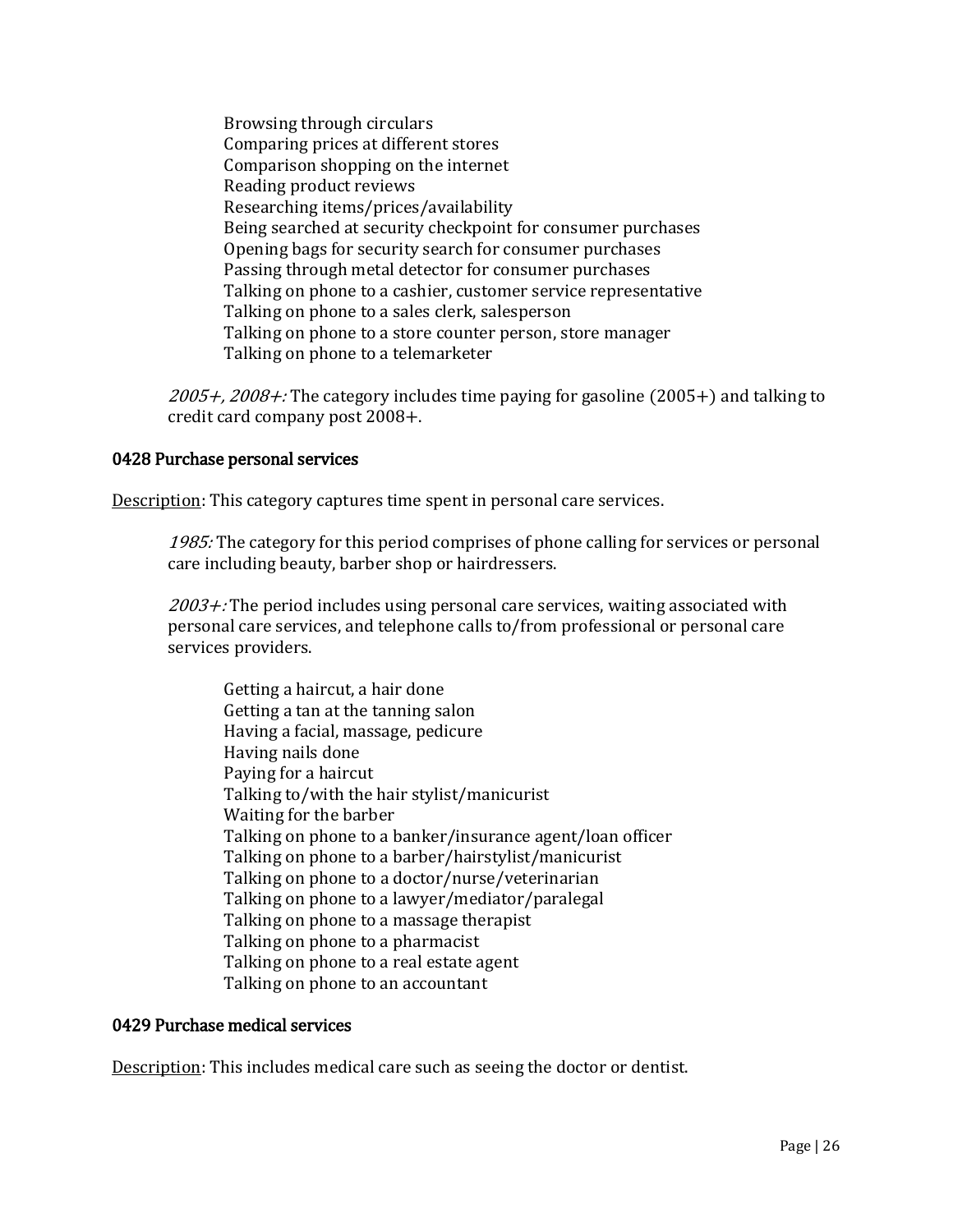Browsing through circulars
Comparing prices at different stores
Comparison shopping on the internet
Reading product reviews
Researching items/prices/availability
Being searched at security checkpoint for consumer purchases
Opening bags for security search for consumer purchases
Passing through metal detector for consumer purchases
Talking on phone to a cashier, customer service representative
Talking on phone to a sales clerk, salesperson
Talking on phone to a store counter person, store manager
Talking on phone to a telemarketer

*2005+, 2008+:* The category includes time paying for gasoline (2005+) and talking to credit card company post 2008+.

### 0428 Purchase personal services

Description: This category captures time spent in personal care services.

*1985:* The category for this period comprises of phone calling for services or personal care including beauty, barber shop or hairdressers.

*2003+:* The period includes using personal care services, waiting associated with personal care services, and telephone calls to/from professional or personal care services providers.

Getting a haircut, a hair done
Getting a tan at the tanning salon
Having a facial, massage, pedicure
Having nails done
Paying for a haircut
Talking to/with the hair stylist/manicurist
Waiting for the barber
Talking on phone to a banker/insurance agent/loan officer
Talking on phone to a barber/hairstylist/manicurist
Talking on phone to a doctor/nurse/veterinarian
Talking on phone to a lawyer/mediator/paralegal
Talking on phone to a massage therapist
Talking on phone to a pharmacist
Talking on phone to a real estate agent
Talking on phone to an accountant

### 0429 Purchase medical services

Description: This includes medical care such as seeing the doctor or dentist.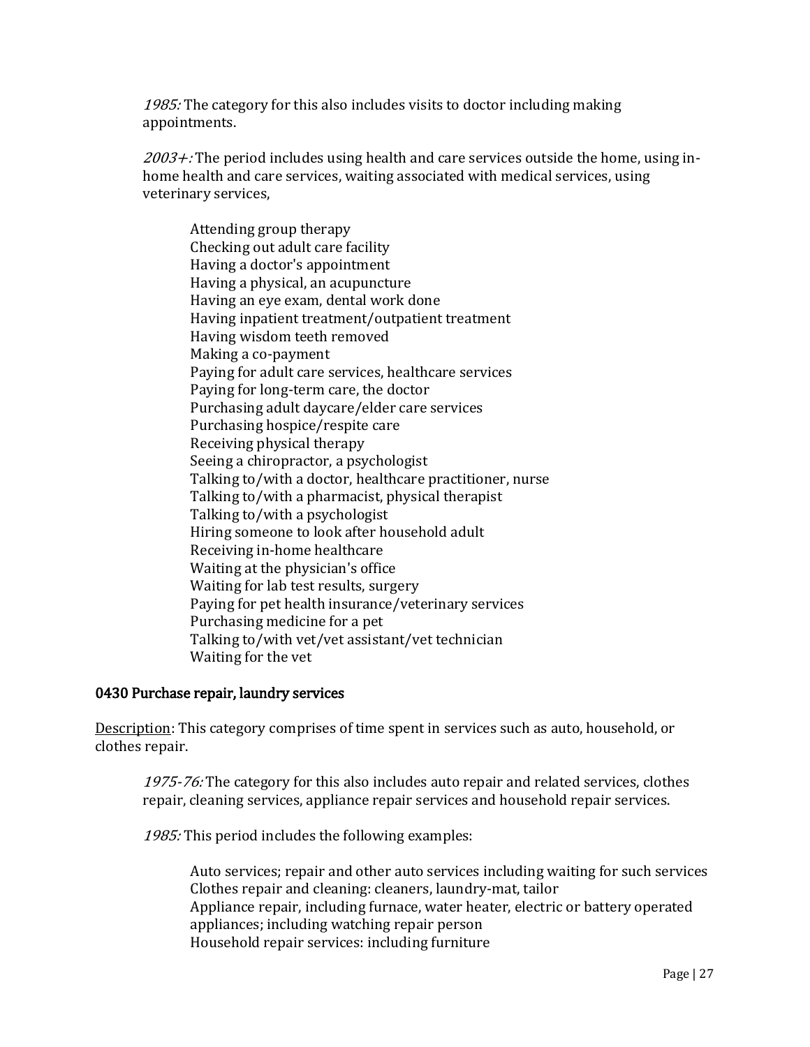*1985:* The category for this also includes visits to doctor including making appointments.

*2003+:* The period includes using health and care services outside the home, using in-home health and care services, waiting associated with medical services, using veterinary services,

> Attending group therapy
> Checking out adult care facility
> Having a doctor's appointment
> Having a physical, an acupuncture
> Having an eye exam, dental work done
> Having inpatient treatment/outpatient treatment
> Having wisdom teeth removed
> Making a co-payment
> Paying for adult care services, healthcare services
> Paying for long-term care, the doctor
> Purchasing adult daycare/elder care services
> Purchasing hospice/respite care
> Receiving physical therapy
> Seeing a chiropractor, a psychologist
> Talking to/with a doctor, healthcare practitioner, nurse
> Talking to/with a pharmacist, physical therapist
> Talking to/with a psychologist
> Hiring someone to look after household adult
> Receiving in-home healthcare
> Waiting at the physician's office
> Waiting for lab test results, surgery
> Paying for pet health insurance/veterinary services
> Purchasing medicine for a pet
> Talking to/with vet/vet assistant/vet technician
> Waiting for the vet

### 0430 Purchase repair, laundry services

Description: This category comprises of time spent in services such as auto, household, or clothes repair.

*1975-76:* The category for this also includes auto repair and related services, clothes repair, cleaning services, appliance repair services and household repair services.

*1985:* This period includes the following examples:

> Auto services; repair and other auto services including waiting for such services
> Clothes repair and cleaning: cleaners, laundry-mat, tailor
> Appliance repair, including furnace, water heater, electric or battery operated appliances; including watching repair person
> Household repair services: including furniture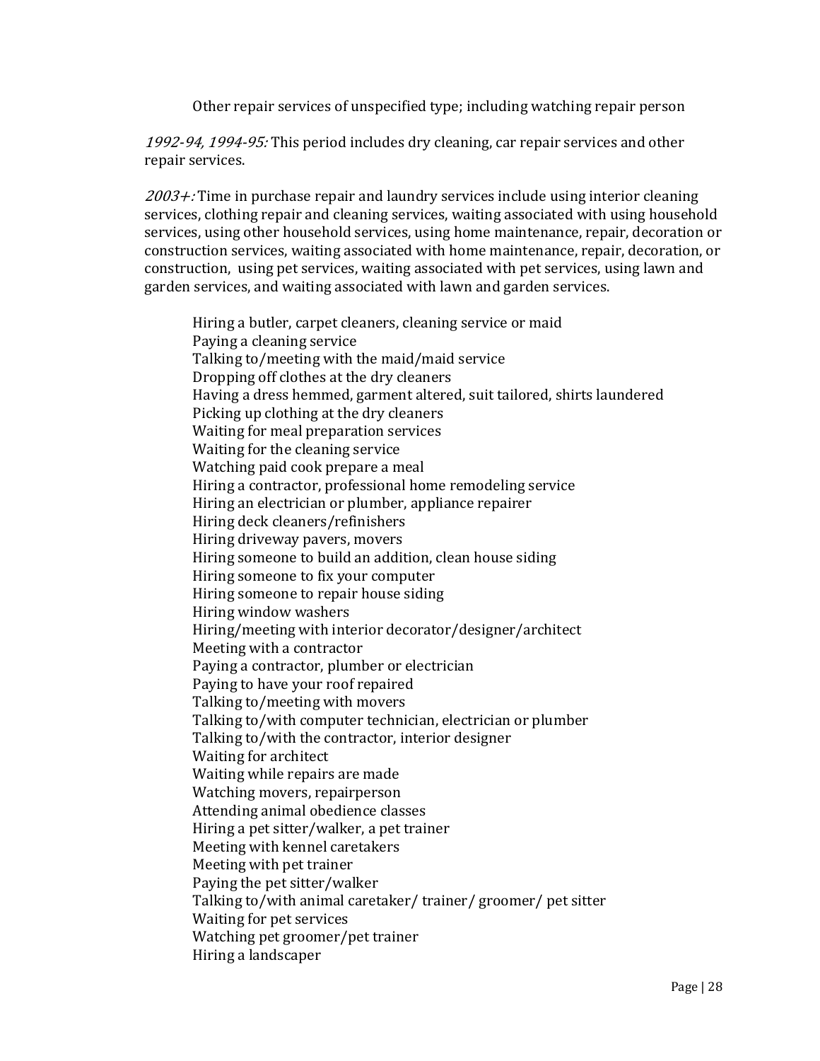Other repair services of unspecified type; including watching repair person

*1992-94, 1994-95:* This period includes dry cleaning, car repair services and other repair services.

*2003+:* Time in purchase repair and laundry services include using interior cleaning services, clothing repair and cleaning services, waiting associated with using household services, using other household services, using home maintenance, repair, decoration or construction services, waiting associated with home maintenance, repair, decoration, or construction, using pet services, waiting associated with pet services, using lawn and garden services, and waiting associated with lawn and garden services.

Hiring a butler, carpet cleaners, cleaning service or maid
Paying a cleaning service
Talking to/meeting with the maid/maid service
Dropping off clothes at the dry cleaners
Having a dress hemmed, garment altered, suit tailored, shirts laundered
Picking up clothing at the dry cleaners
Waiting for meal preparation services
Waiting for the cleaning service
Watching paid cook prepare a meal
Hiring a contractor, professional home remodeling service
Hiring an electrician or plumber, appliance repairer
Hiring deck cleaners/refinishers
Hiring driveway pavers, movers
Hiring someone to build an addition, clean house siding
Hiring someone to fix your computer
Hiring someone to repair house siding
Hiring window washers
Hiring/meeting with interior decorator/designer/architect
Meeting with a contractor
Paying a contractor, plumber or electrician
Paying to have your roof repaired
Talking to/meeting with movers
Talking to/with computer technician, electrician or plumber
Talking to/with the contractor, interior designer
Waiting for architect
Waiting while repairs are made
Watching movers, repairperson
Attending animal obedience classes
Hiring a pet sitter/walker, a pet trainer
Meeting with kennel caretakers
Meeting with pet trainer
Paying the pet sitter/walker
Talking to/with animal caretaker/ trainer/ groomer/ pet sitter
Waiting for pet services
Watching pet groomer/pet trainer
Hiring a landscaper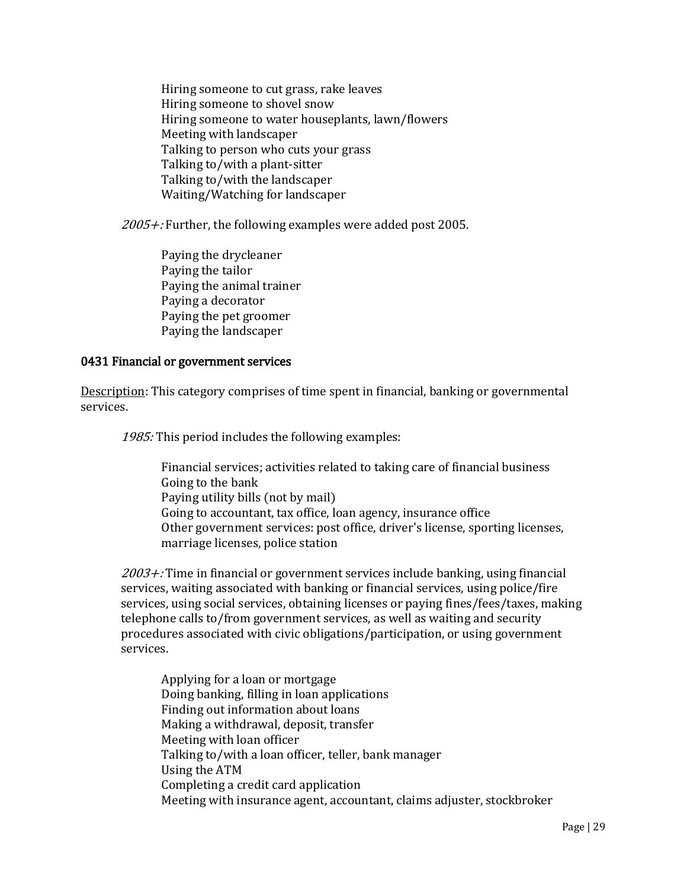Hiring someone to cut grass, rake leaves
Hiring someone to shovel snow
Hiring someone to water houseplants, lawn/flowers
Meeting with landscaper
Talking to person who cuts your grass
Talking to/with a plant-sitter
Talking to/with the landscaper
Waiting/Watching for landscaper

*2005+:* Further, the following examples were added post 2005.

Paying the drycleaner
Paying the tailor
Paying the animal trainer
Paying a decorator
Paying the pet groomer
Paying the landscaper

### 0431 Financial or government services

<u>Description</u>: This category comprises of time spent in financial, banking or governmental services.

*1985:* This period includes the following examples:

Financial services; activities related to taking care of financial business
Going to the bank
Paying utility bills (not by mail)
Going to accountant, tax office, loan agency, insurance office
Other government services: post office, driver's license, sporting licenses, marriage licenses, police station

*2003+:* Time in financial or government services include banking, using financial services, waiting associated with banking or financial services, using police/fire services, using social services, obtaining licenses or paying fines/fees/taxes, making telephone calls to/from government services, as well as waiting and security procedures associated with civic obligations/participation, or using government services.

Applying for a loan or mortgage
Doing banking, filling in loan applications
Finding out information about loans
Making a withdrawal, deposit, transfer
Meeting with loan officer
Talking to/with a loan officer, teller, bank manager
Using the ATM
Completing a credit card application
Meeting with insurance agent, accountant, claims adjuster, stockbroker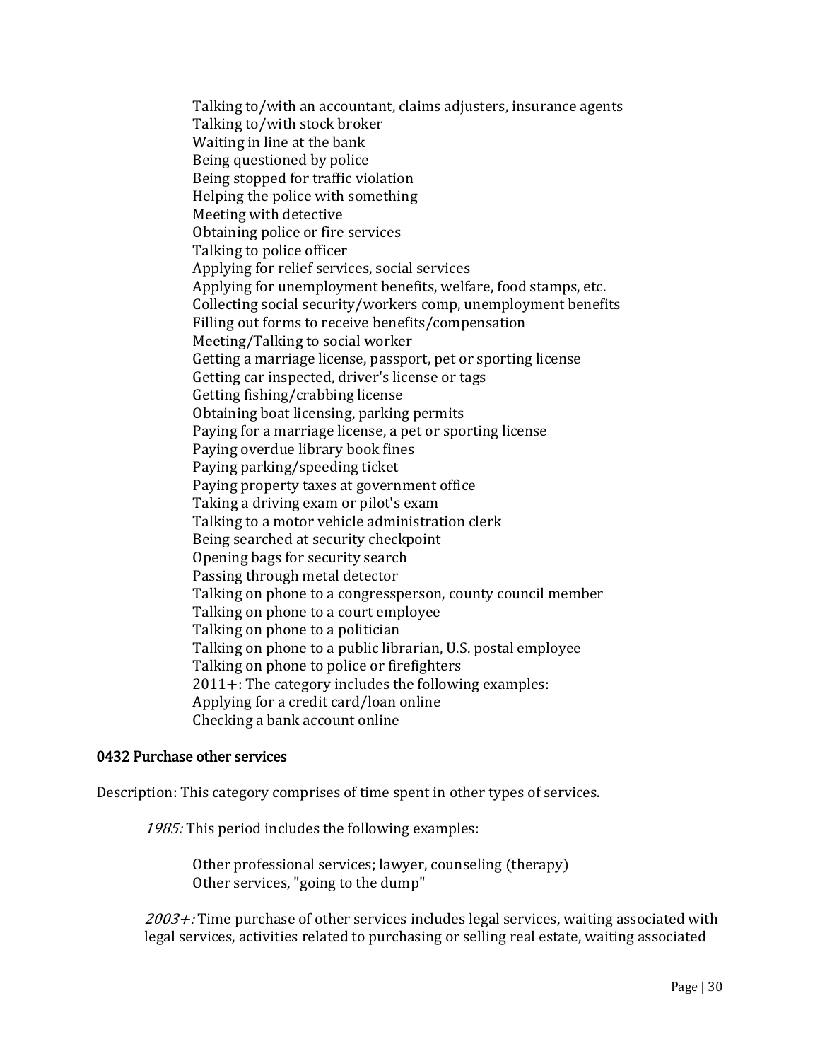Talking to/with an accountant, claims adjusters, insurance agents
Talking to/with stock broker
Waiting in line at the bank
Being questioned by police
Being stopped for traffic violation
Helping the police with something
Meeting with detective
Obtaining police or fire services
Talking to police officer
Applying for relief services, social services
Applying for unemployment benefits, welfare, food stamps, etc.
Collecting social security/workers comp, unemployment benefits
Filling out forms to receive benefits/compensation
Meeting/Talking to social worker
Getting a marriage license, passport, pet or sporting license
Getting car inspected, driver's license or tags
Getting fishing/crabbing license
Obtaining boat licensing, parking permits
Paying for a marriage license, a pet or sporting license
Paying overdue library book fines
Paying parking/speeding ticket
Paying property taxes at government office
Taking a driving exam or pilot's exam
Talking to a motor vehicle administration clerk
Being searched at security checkpoint
Opening bags for security search
Passing through metal detector
Talking on phone to a congressperson, county council member
Talking on phone to a court employee
Talking on phone to a politician
Talking on phone to a public librarian, U.S. postal employee
Talking on phone to police or firefighters
2011+: The category includes the following examples:
Applying for a credit card/loan online
Checking a bank account online

### 0432 Purchase other services

Description: This category comprises of time spent in other types of services.

*1985:* This period includes the following examples:

Other professional services; lawyer, counseling (therapy)
Other services, "going to the dump"

*2003+:* Time purchase of other services includes legal services, waiting associated with legal services, activities related to purchasing or selling real estate, waiting associated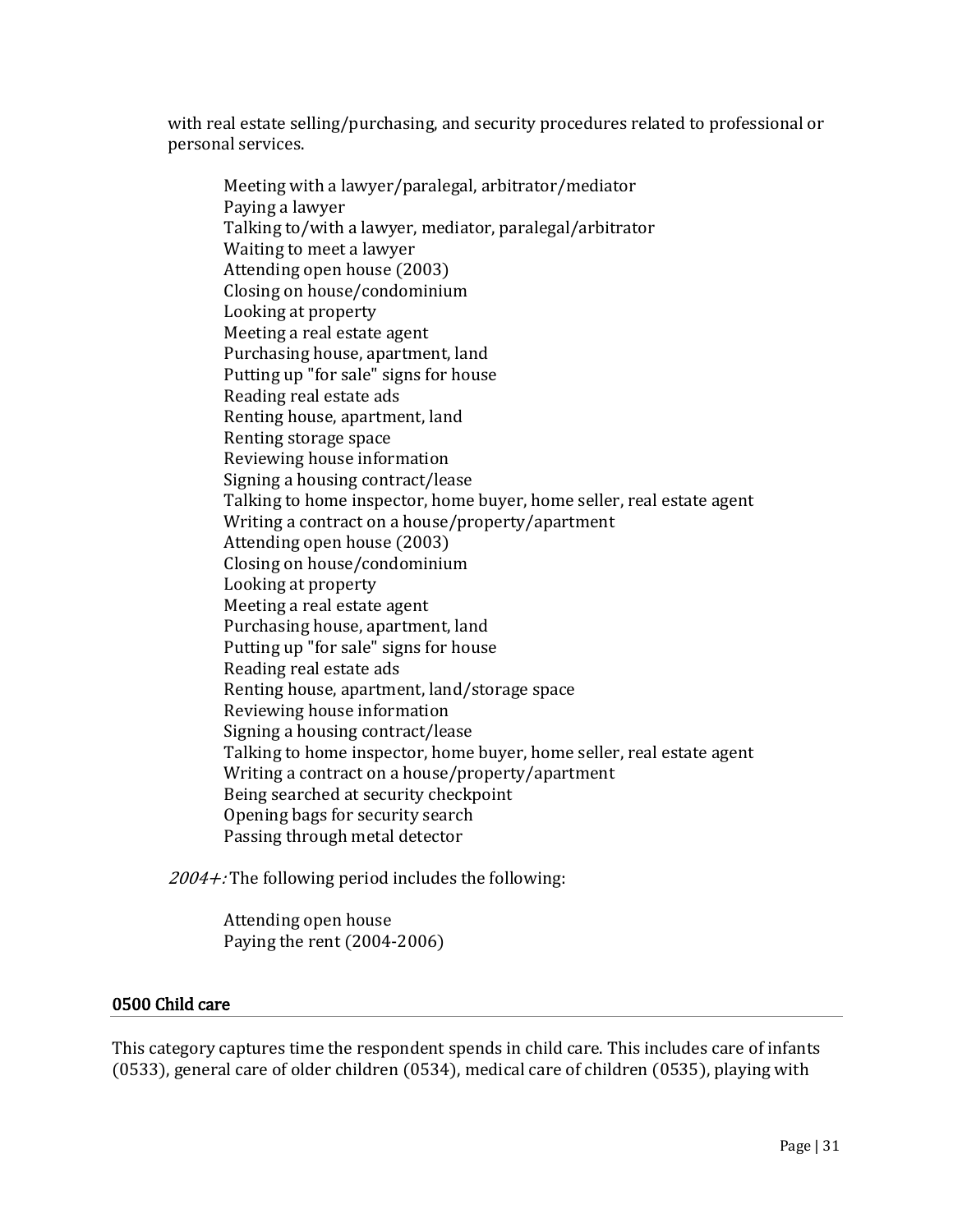with real estate selling/purchasing, and security procedures related to professional or personal services.

Meeting with a lawyer/paralegal, arbitrator/mediator
Paying a lawyer
Talking to/with a lawyer, mediator, paralegal/arbitrator
Waiting to meet a lawyer
Attending open house (2003)
Closing on house/condominium
Looking at property
Meeting a real estate agent
Purchasing house, apartment, land
Putting up "for sale" signs for house
Reading real estate ads
Renting house, apartment, land
Renting storage space
Reviewing house information
Signing a housing contract/lease
Talking to home inspector, home buyer, home seller, real estate agent
Writing a contract on a house/property/apartment
Attending open house (2003)
Closing on house/condominium
Looking at property
Meeting a real estate agent
Purchasing house, apartment, land
Putting up "for sale" signs for house
Reading real estate ads
Renting house, apartment, land/storage space
Reviewing house information
Signing a housing contract/lease
Talking to home inspector, home buyer, home seller, real estate agent
Writing a contract on a house/property/apartment
Being searched at security checkpoint
Opening bags for security search
Passing through metal detector

*2004+:* The following period includes the following:

Attending open house
Paying the rent (2004-2006)

## 0500 Child care

This category captures time the respondent spends in child care. This includes care of infants (0533), general care of older children (0534), medical care of children (0535), playing with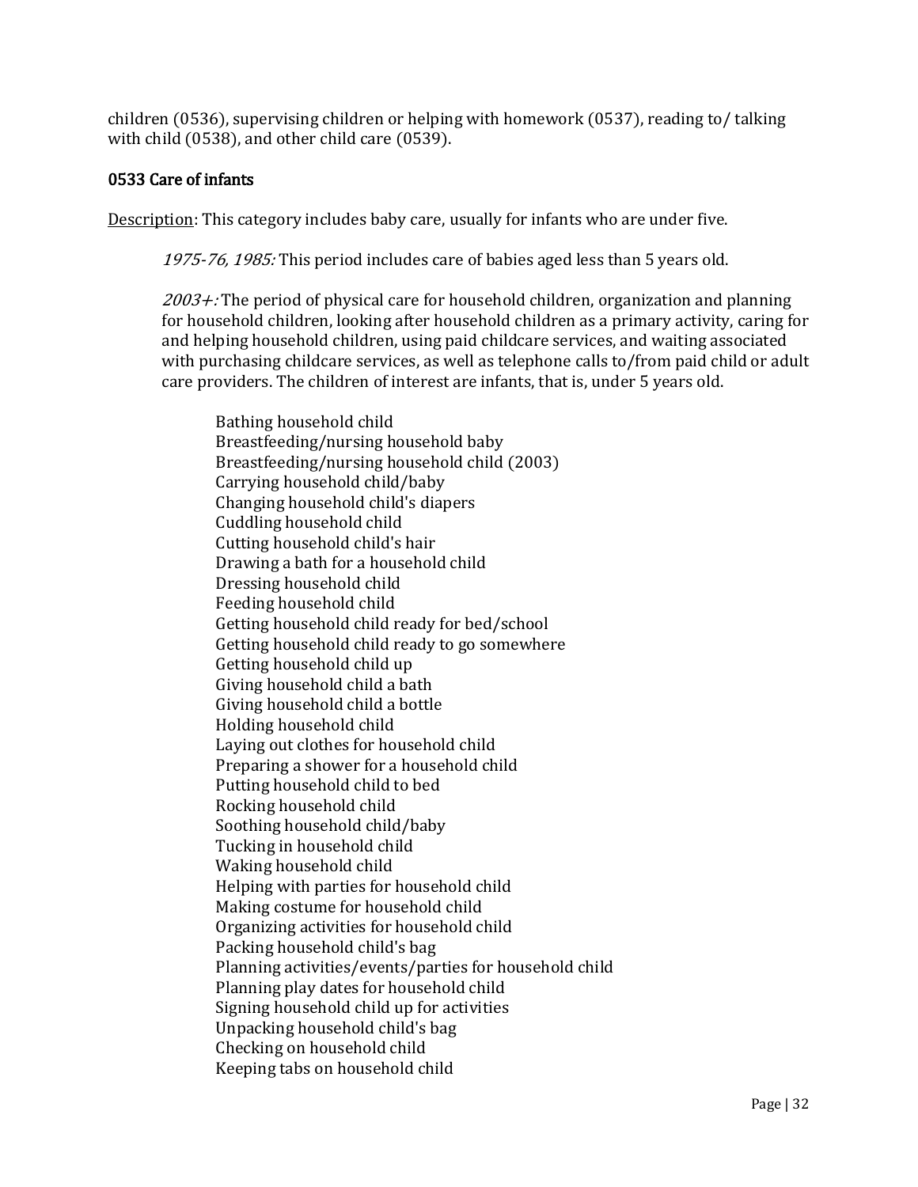children (0536), supervising children or helping with homework (0537), reading to/ talking with child (0538), and other child care (0539).

### 0533 Care of infants

Description: This category includes baby care, usually for infants who are under five.

> *1975-76, 1985:* This period includes care of babies aged less than 5 years old.
>
> *2003+:* The period of physical care for household children, organization and planning for household children, looking after household children as a primary activity, caring for and helping household children, using paid childcare services, and waiting associated with purchasing childcare services, as well as telephone calls to/from paid child or adult care providers. The children of interest are infants, that is, under 5 years old.

Bathing household child
Breastfeeding/nursing household baby
Breastfeeding/nursing household child (2003)
Carrying household child/baby
Changing household child's diapers
Cuddling household child
Cutting household child's hair
Drawing a bath for a household child
Dressing household child
Feeding household child
Getting household child ready for bed/school
Getting household child ready to go somewhere
Getting household child up
Giving household child a bath
Giving household child a bottle
Holding household child
Laying out clothes for household child
Preparing a shower for a household child
Putting household child to bed
Rocking household child
Soothing household child/baby
Tucking in household child
Waking household child
Helping with parties for household child
Making costume for household child
Organizing activities for household child
Packing household child's bag
Planning activities/events/parties for household child
Planning play dates for household child
Signing household child up for activities
Unpacking household child's bag
Checking on household child
Keeping tabs on household child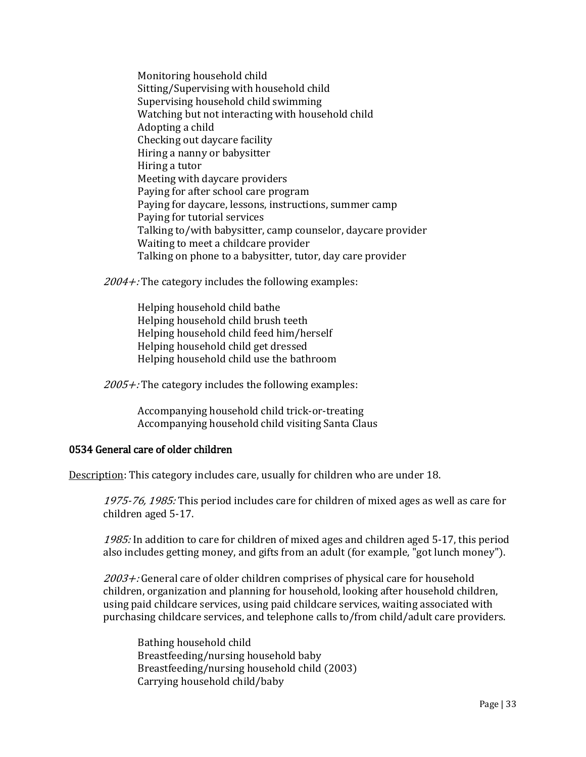Monitoring household child
Sitting/Supervising with household child
Supervising household child swimming
Watching but not interacting with household child
Adopting a child
Checking out daycare facility
Hiring a nanny or babysitter
Hiring a tutor
Meeting with daycare providers
Paying for after school care program
Paying for daycare, lessons, instructions, summer camp
Paying for tutorial services
Talking to/with babysitter, camp counselor, daycare provider
Waiting to meet a childcare provider
Talking on phone to a babysitter, tutor, day care provider

*2004+:* The category includes the following examples:

Helping household child bathe
Helping household child brush teeth
Helping household child feed him/herself
Helping household child get dressed
Helping household child use the bathroom

*2005+:* The category includes the following examples:

Accompanying household child trick-or-treating
Accompanying household child visiting Santa Claus

### 0534 General care of older children

Description: This category includes care, usually for children who are under 18.

*1975-76, 1985:* This period includes care for children of mixed ages as well as care for children aged 5-17.

*1985:* In addition to care for children of mixed ages and children aged 5-17, this period also includes getting money, and gifts from an adult (for example, "got lunch money").

*2003+:* General care of older children comprises of physical care for household children, organization and planning for household, looking after household children, using paid childcare services, using paid childcare services, waiting associated with purchasing childcare services, and telephone calls to/from child/adult care providers.

Bathing household child
Breastfeeding/nursing household baby
Breastfeeding/nursing household child (2003)
Carrying household child/baby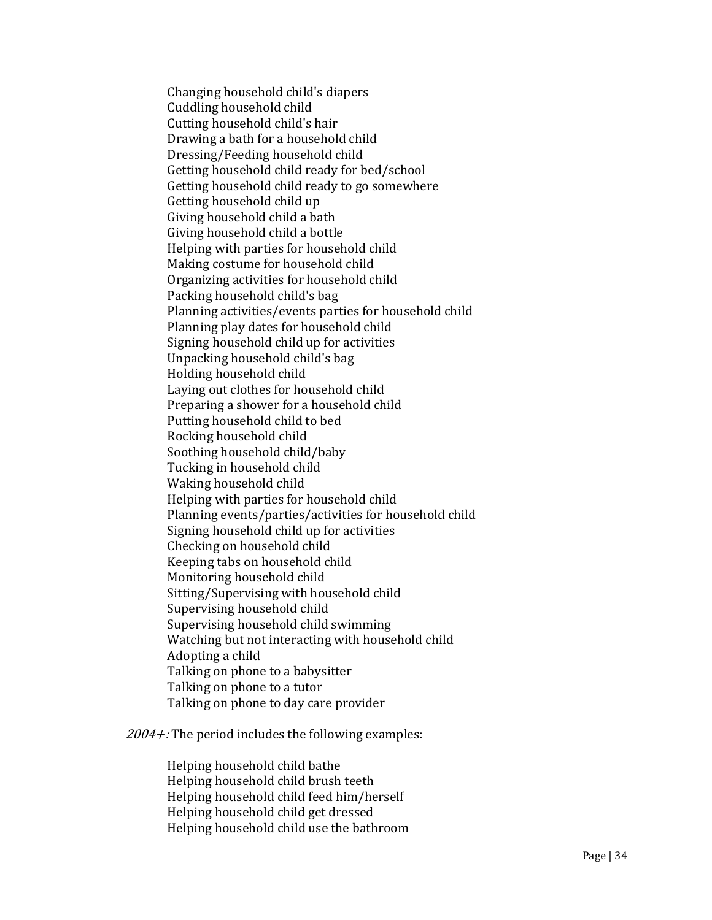Changing household child's diapers
Cuddling household child
Cutting household child's hair
Drawing a bath for a household child
Dressing/Feeding household child
Getting household child ready for bed/school
Getting household child ready to go somewhere
Getting household child up
Giving household child a bath
Giving household child a bottle
Helping with parties for household child
Making costume for household child
Organizing activities for household child
Packing household child's bag
Planning activities/events parties for household child
Planning play dates for household child
Signing household child up for activities
Unpacking household child's bag
Holding household child
Laying out clothes for household child
Preparing a shower for a household child
Putting household child to bed
Rocking household child
Soothing household child/baby
Tucking in household child
Waking household child
Helping with parties for household child
Planning events/parties/activities for household child
Signing household child up for activities
Checking on household child
Keeping tabs on household child
Monitoring household child
Sitting/Supervising with household child
Supervising household child
Supervising household child swimming
Watching but not interacting with household child
Adopting a child
Talking on phone to a babysitter
Talking on phone to a tutor
Talking on phone to day care provider

*2004+:* The period includes the following examples:

Helping household child bathe
Helping household child brush teeth
Helping household child feed him/herself
Helping household child get dressed
Helping household child use the bathroom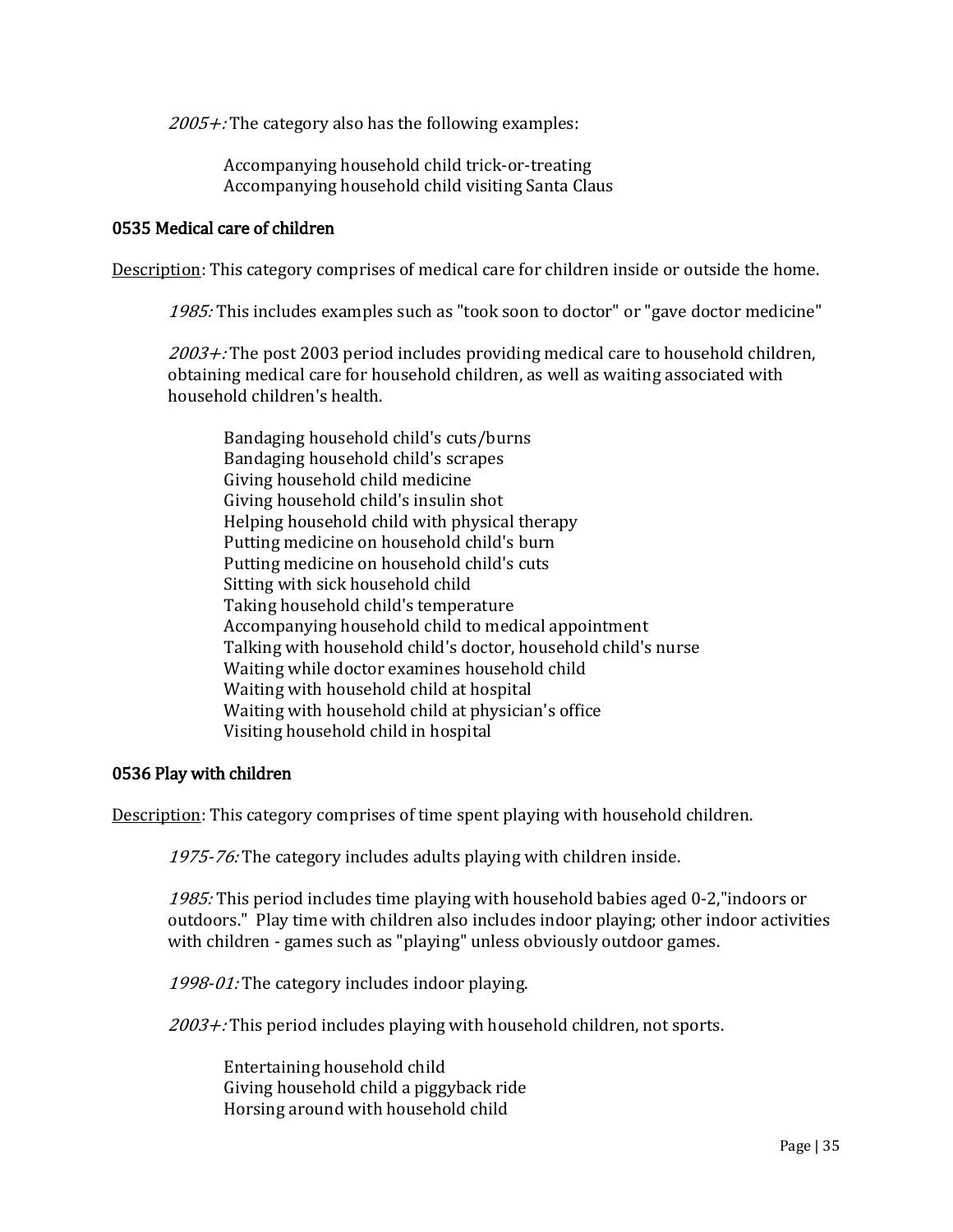*2005+:* The category also has the following examples:

Accompanying household child trick-or-treating
Accompanying household child visiting Santa Claus

### 0535 Medical care of children

Description: This category comprises of medical care for children inside or outside the home.

*1985:* This includes examples such as "took soon to doctor" or "gave doctor medicine"

*2003+:* The post 2003 period includes providing medical care to household children, obtaining medical care for household children, as well as waiting associated with household children's health.

Bandaging household child's cuts/burns
Bandaging household child's scrapes
Giving household child medicine
Giving household child's insulin shot
Helping household child with physical therapy
Putting medicine on household child's burn
Putting medicine on household child's cuts
Sitting with sick household child
Taking household child's temperature
Accompanying household child to medical appointment
Talking with household child's doctor, household child's nurse
Waiting while doctor examines household child
Waiting with household child at hospital
Waiting with household child at physician's office
Visiting household child in hospital

### 0536 Play with children

Description: This category comprises of time spent playing with household children.

*1975-76:* The category includes adults playing with children inside.

*1985:* This period includes time playing with household babies aged 0-2,"indoors or outdoors." Play time with children also includes indoor playing; other indoor activities with children - games such as "playing" unless obviously outdoor games.

*1998-01:* The category includes indoor playing.

*2003+:* This period includes playing with household children, not sports.

Entertaining household child
Giving household child a piggyback ride
Horsing around with household child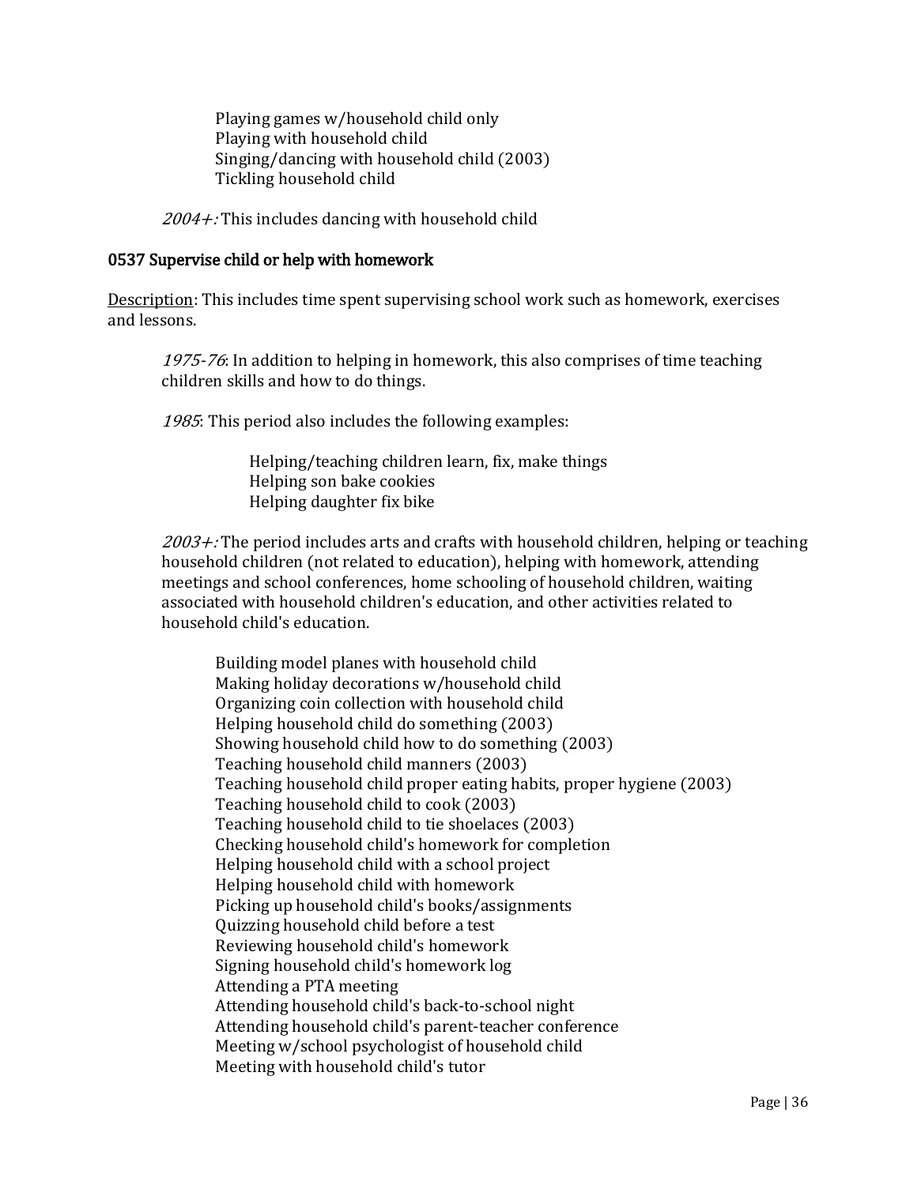Playing games w/household child only
Playing with household child
Singing/dancing with household child (2003)
Tickling household child

*2004+:* This includes dancing with household child

### 0537 Supervise child or help with homework

Description: This includes time spent supervising school work such as homework, exercises and lessons.

*1975-76*: In addition to helping in homework, this also comprises of time teaching children skills and how to do things.

*1985*: This period also includes the following examples:

Helping/teaching children learn, fix, make things
Helping son bake cookies
Helping daughter fix bike

*2003+:* The period includes arts and crafts with household children, helping or teaching household children (not related to education), helping with homework, attending meetings and school conferences, home schooling of household children, waiting associated with household children's education, and other activities related to household child's education.

Building model planes with household child
Making holiday decorations w/household child
Organizing coin collection with household child
Helping household child do something (2003)
Showing household child how to do something (2003)
Teaching household child manners (2003)
Teaching household child proper eating habits, proper hygiene (2003)
Teaching household child to cook (2003)
Teaching household child to tie shoelaces (2003)
Checking household child's homework for completion
Helping household child with a school project
Helping household child with homework
Picking up household child's books/assignments
Quizzing household child before a test
Reviewing household child's homework
Signing household child's homework log
Attending a PTA meeting
Attending household child's back-to-school night
Attending household child's parent-teacher conference
Meeting w/school psychologist of household child
Meeting with household child's tutor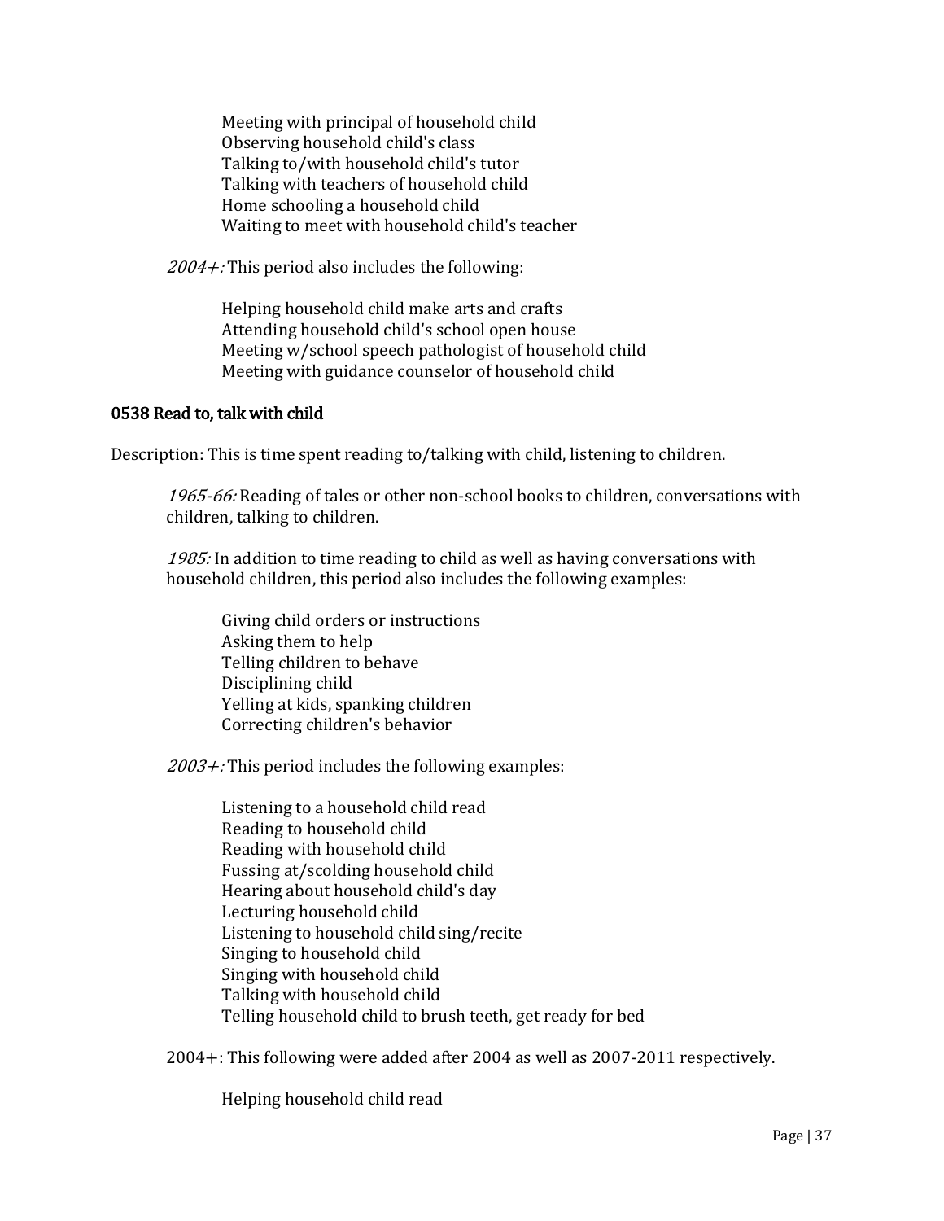Meeting with principal of household child
Observing household child's class
Talking to/with household child's tutor
Talking with teachers of household child
Home schooling a household child
Waiting to meet with household child's teacher

*2004+:* This period also includes the following:

Helping household child make arts and crafts
Attending household child's school open house
Meeting w/school speech pathologist of household child
Meeting with guidance counselor of household child

### 0538 Read to, talk with child

Description: This is time spent reading to/talking with child, listening to children.

*1965-66:* Reading of tales or other non-school books to children, conversations with children, talking to children.

*1985:* In addition to time reading to child as well as having conversations with household children, this period also includes the following examples:

Giving child orders or instructions
Asking them to help
Telling children to behave
Disciplining child
Yelling at kids, spanking children
Correcting children's behavior

*2003+:* This period includes the following examples:

Listening to a household child read
Reading to household child
Reading with household child
Fussing at/scolding household child
Hearing about household child's day
Lecturing household child
Listening to household child sing/recite
Singing to household child
Singing with household child
Talking with household child
Telling household child to brush teeth, get ready for bed

2004+: This following were added after 2004 as well as 2007-2011 respectively.

Helping household child read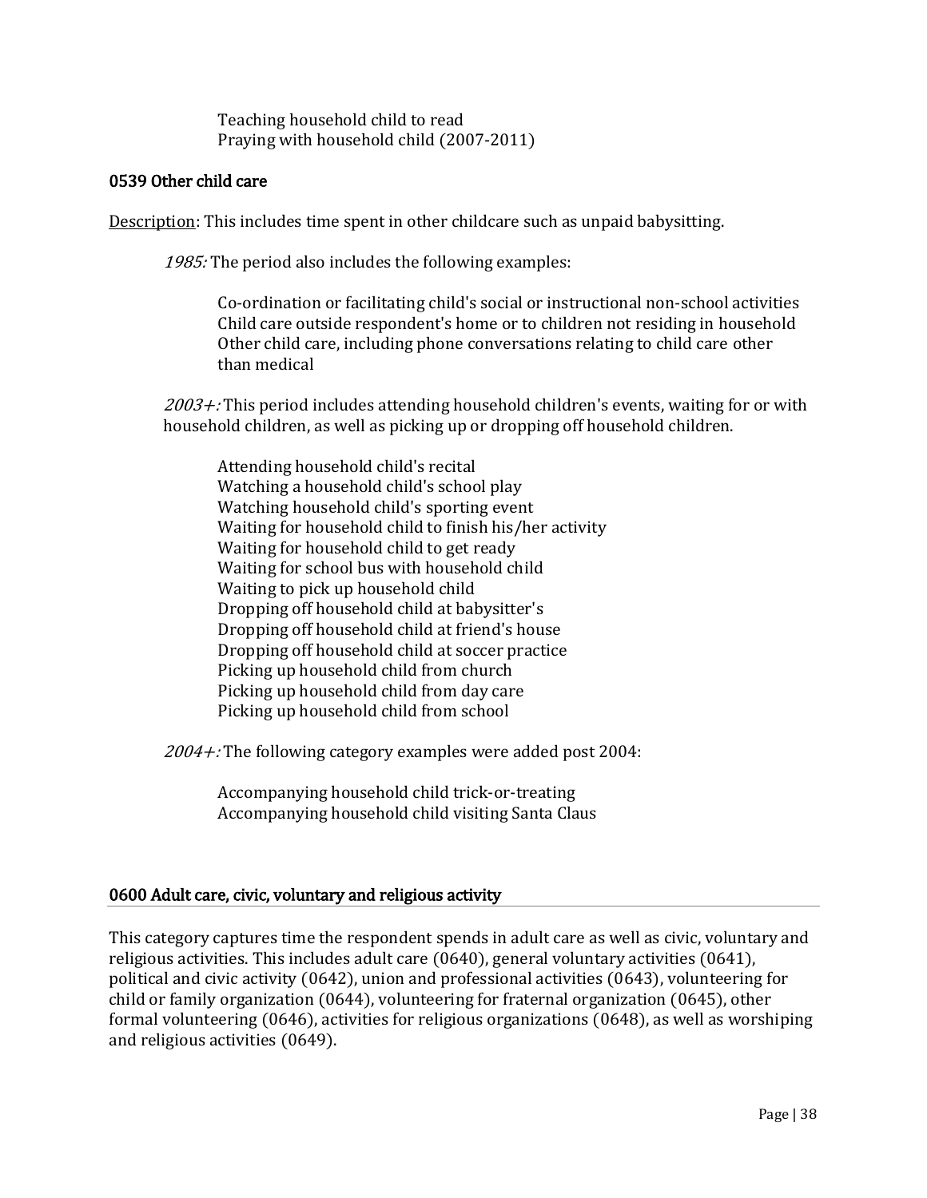Teaching household child to read
Praying with household child (2007-2011)

### 0539 Other child care

Description: This includes time spent in other childcare such as unpaid babysitting.

*1985:* The period also includes the following examples:

Co-ordination or facilitating child's social or instructional non-school activities
Child care outside respondent's home or to children not residing in household
Other child care, including phone conversations relating to child care other than medical

*2003+:* This period includes attending household children's events, waiting for or with household children, as well as picking up or dropping off household children.

Attending household child's recital
Watching a household child's school play
Watching household child's sporting event
Waiting for household child to finish his/her activity
Waiting for household child to get ready
Waiting for school bus with household child
Waiting to pick up household child
Dropping off household child at babysitter's
Dropping off household child at friend's house
Dropping off household child at soccer practice
Picking up household child from church
Picking up household child from day care
Picking up household child from school

*2004+:* The following category examples were added post 2004:

Accompanying household child trick-or-treating
Accompanying household child visiting Santa Claus

## 0600 Adult care, civic, voluntary and religious activity

This category captures time the respondent spends in adult care as well as civic, voluntary and religious activities. This includes adult care (0640), general voluntary activities (0641), political and civic activity (0642), union and professional activities (0643), volunteering for child or family organization (0644), volunteering for fraternal organization (0645), other formal volunteering (0646), activities for religious organizations (0648), as well as worshiping and religious activities (0649).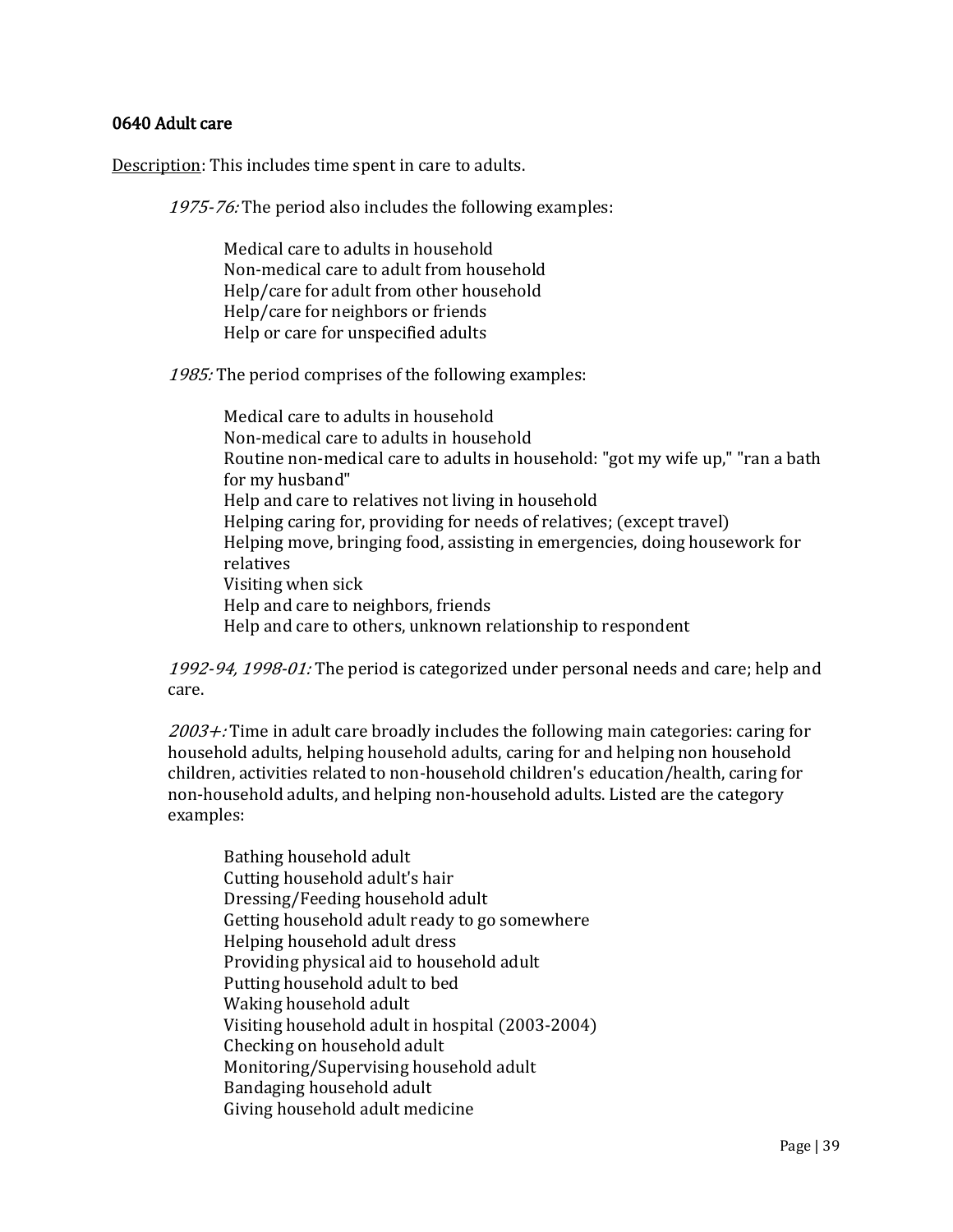### 0640 Adult care

Description: This includes time spent in care to adults.

*1975-76:* The period also includes the following examples:

Medical care to adults in household
Non-medical care to adult from household
Help/care for adult from other household
Help/care for neighbors or friends
Help or care for unspecified adults

*1985:* The period comprises of the following examples:

Medical care to adults in household
Non-medical care to adults in household
Routine non-medical care to adults in household: "got my wife up," "ran a bath for my husband"
Help and care to relatives not living in household
Helping caring for, providing for needs of relatives; (except travel)
Helping move, bringing food, assisting in emergencies, doing housework for relatives
Visiting when sick
Help and care to neighbors, friends
Help and care to others, unknown relationship to respondent

*1992-94, 1998-01:* The period is categorized under personal needs and care; help and care.

*2003+:* Time in adult care broadly includes the following main categories: caring for household adults, helping household adults, caring for and helping non household children, activities related to non-household children's education/health, caring for non-household adults, and helping non-household adults. Listed are the category examples:

Bathing household adult
Cutting household adult's hair
Dressing/Feeding household adult
Getting household adult ready to go somewhere
Helping household adult dress
Providing physical aid to household adult
Putting household adult to bed
Waking household adult
Visiting household adult in hospital (2003-2004)
Checking on household adult
Monitoring/Supervising household adult
Bandaging household adult
Giving household adult medicine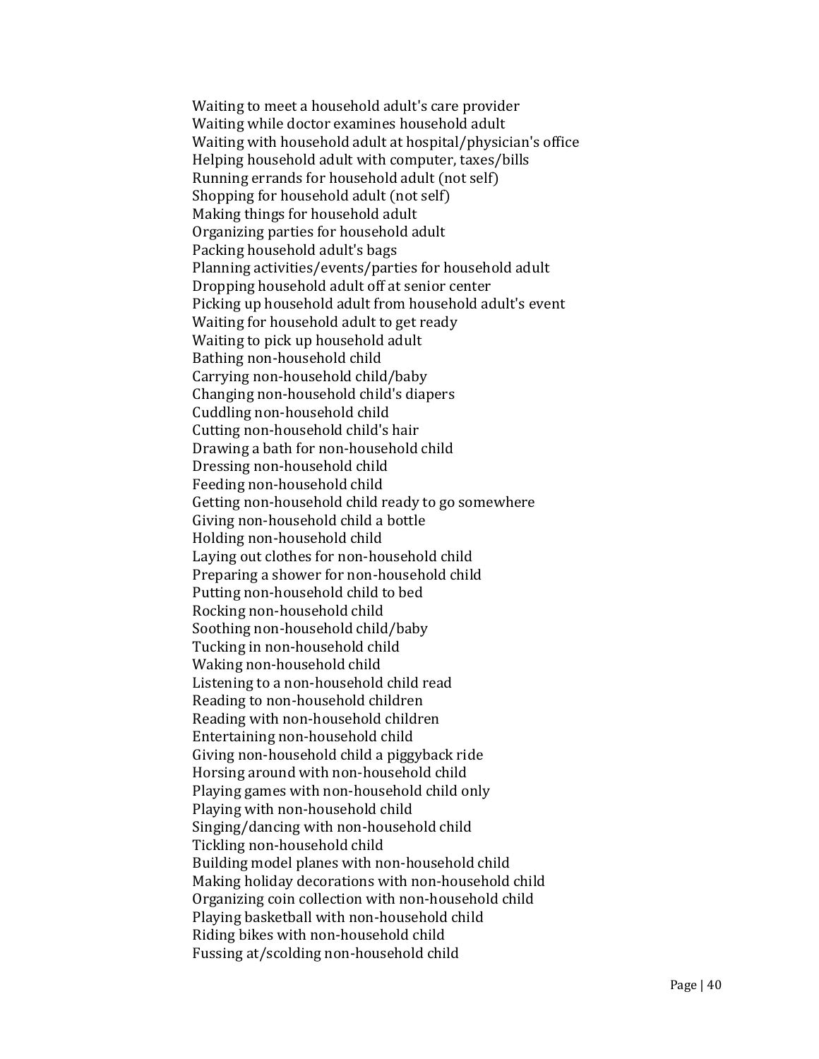Waiting to meet a household adult's care provider
Waiting while doctor examines household adult
Waiting with household adult at hospital/physician's office
Helping household adult with computer, taxes/bills
Running errands for household adult (not self)
Shopping for household adult (not self)
Making things for household adult
Organizing parties for household adult
Packing household adult's bags
Planning activities/events/parties for household adult
Dropping household adult off at senior center
Picking up household adult from household adult's event
Waiting for household adult to get ready
Waiting to pick up household adult
Bathing non-household child
Carrying non-household child/baby
Changing non-household child's diapers
Cuddling non-household child
Cutting non-household child's hair
Drawing a bath for non-household child
Dressing non-household child
Feeding non-household child
Getting non-household child ready to go somewhere
Giving non-household child a bottle
Holding non-household child
Laying out clothes for non-household child
Preparing a shower for non-household child
Putting non-household child to bed
Rocking non-household child
Soothing non-household child/baby
Tucking in non-household child
Waking non-household child
Listening to a non-household child read
Reading to non-household children
Reading with non-household children
Entertaining non-household child
Giving non-household child a piggyback ride
Horsing around with non-household child
Playing games with non-household child only
Playing with non-household child
Singing/dancing with non-household child
Tickling non-household child
Building model planes with non-household child
Making holiday decorations with non-household child
Organizing coin collection with non-household child
Playing basketball with non-household child
Riding bikes with non-household child
Fussing at/scolding non-household child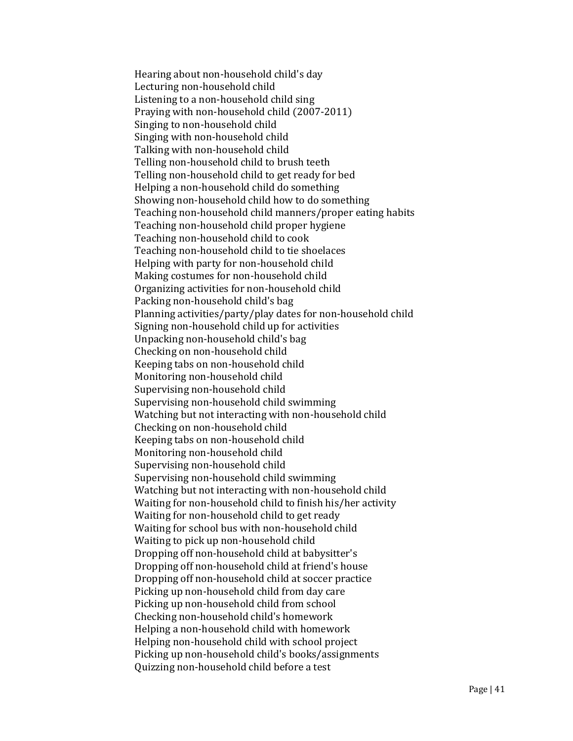Hearing about non-household child's day
Lecturing non-household child
Listening to a non-household child sing
Praying with non-household child (2007-2011)
Singing to non-household child
Singing with non-household child
Talking with non-household child
Telling non-household child to brush teeth
Telling non-household child to get ready for bed
Helping a non-household child do something
Showing non-household child how to do something
Teaching non-household child manners/proper eating habits
Teaching non-household child proper hygiene
Teaching non-household child to cook
Teaching non-household child to tie shoelaces
Helping with party for non-household child
Making costumes for non-household child
Organizing activities for non-household child
Packing non-household child's bag
Planning activities/party/play dates for non-household child
Signing non-household child up for activities
Unpacking non-household child's bag
Checking on non-household child
Keeping tabs on non-household child
Monitoring non-household child
Supervising non-household child
Supervising non-household child swimming
Watching but not interacting with non-household child
Checking on non-household child
Keeping tabs on non-household child
Monitoring non-household child
Supervising non-household child
Supervising non-household child swimming
Watching but not interacting with non-household child
Waiting for non-household child to finish his/her activity
Waiting for non-household child to get ready
Waiting for school bus with non-household child
Waiting to pick up non-household child
Dropping off non-household child at babysitter's
Dropping off non-household child at friend's house
Dropping off non-household child at soccer practice
Picking up non-household child from day care
Picking up non-household child from school
Checking non-household child's homework
Helping a non-household child with homework
Helping non-household child with school project
Picking up non-household child's books/assignments
Quizzing non-household child before a test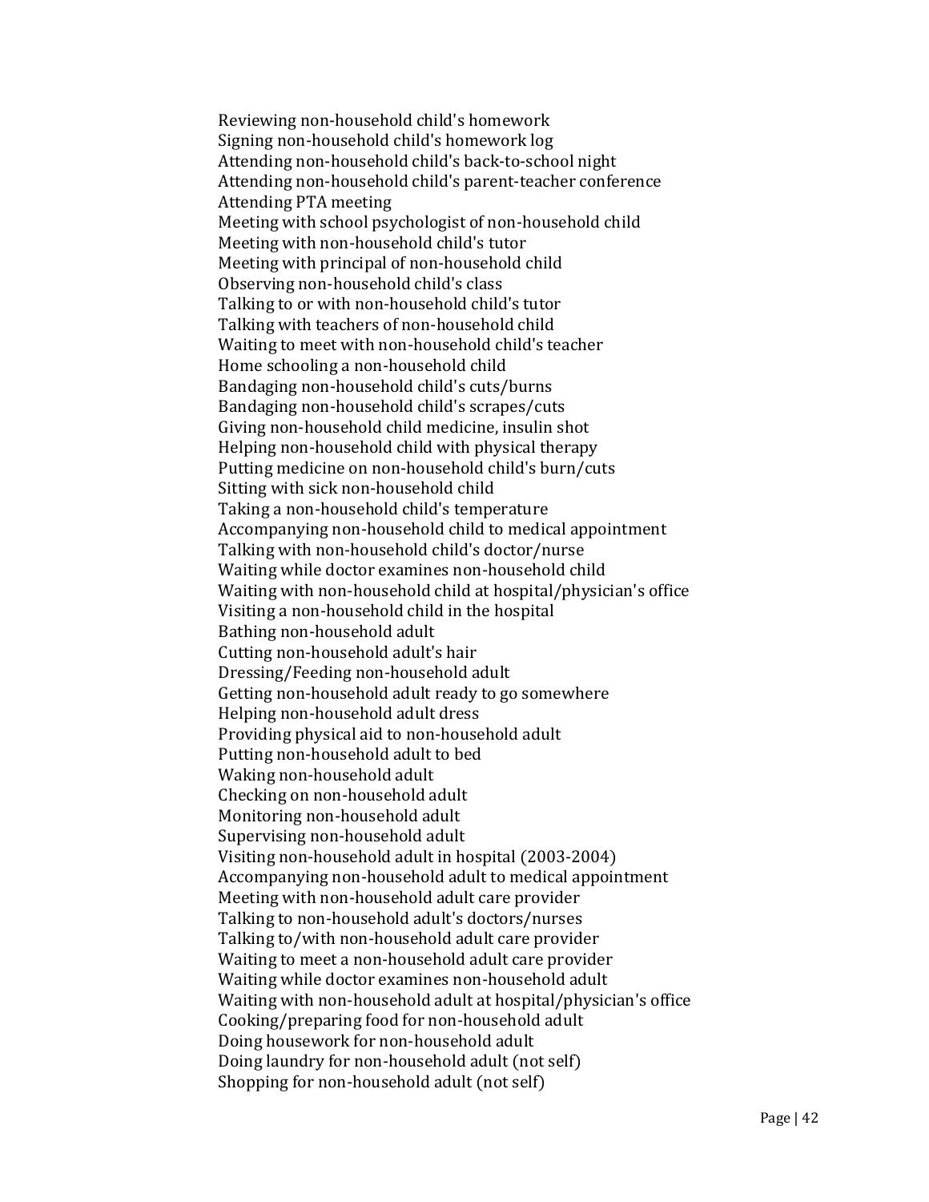Reviewing non-household child's homework
Signing non-household child's homework log
Attending non-household child's back-to-school night
Attending non-household child's parent-teacher conference
Attending PTA meeting
Meeting with school psychologist of non-household child
Meeting with non-household child's tutor
Meeting with principal of non-household child
Observing non-household child's class
Talking to or with non-household child's tutor
Talking with teachers of non-household child
Waiting to meet with non-household child's teacher
Home schooling a non-household child
Bandaging non-household child's cuts/burns
Bandaging non-household child's scrapes/cuts
Giving non-household child medicine, insulin shot
Helping non-household child with physical therapy
Putting medicine on non-household child's burn/cuts
Sitting with sick non-household child
Taking a non-household child's temperature
Accompanying non-household child to medical appointment
Talking with non-household child's doctor/nurse
Waiting while doctor examines non-household child
Waiting with non-household child at hospital/physician's office
Visiting a non-household child in the hospital
Bathing non-household adult
Cutting non-household adult's hair
Dressing/Feeding non-household adult
Getting non-household adult ready to go somewhere
Helping non-household adult dress
Providing physical aid to non-household adult
Putting non-household adult to bed
Waking non-household adult
Checking on non-household adult
Monitoring non-household adult
Supervising non-household adult
Visiting non-household adult in hospital (2003-2004)
Accompanying non-household adult to medical appointment
Meeting with non-household adult care provider
Talking to non-household adult's doctors/nurses
Talking to/with non-household adult care provider
Waiting to meet a non-household adult care provider
Waiting while doctor examines non-household adult
Waiting with non-household adult at hospital/physician's office
Cooking/preparing food for non-household adult
Doing housework for non-household adult
Doing laundry for non-household adult (not self)
Shopping for non-household adult (not self)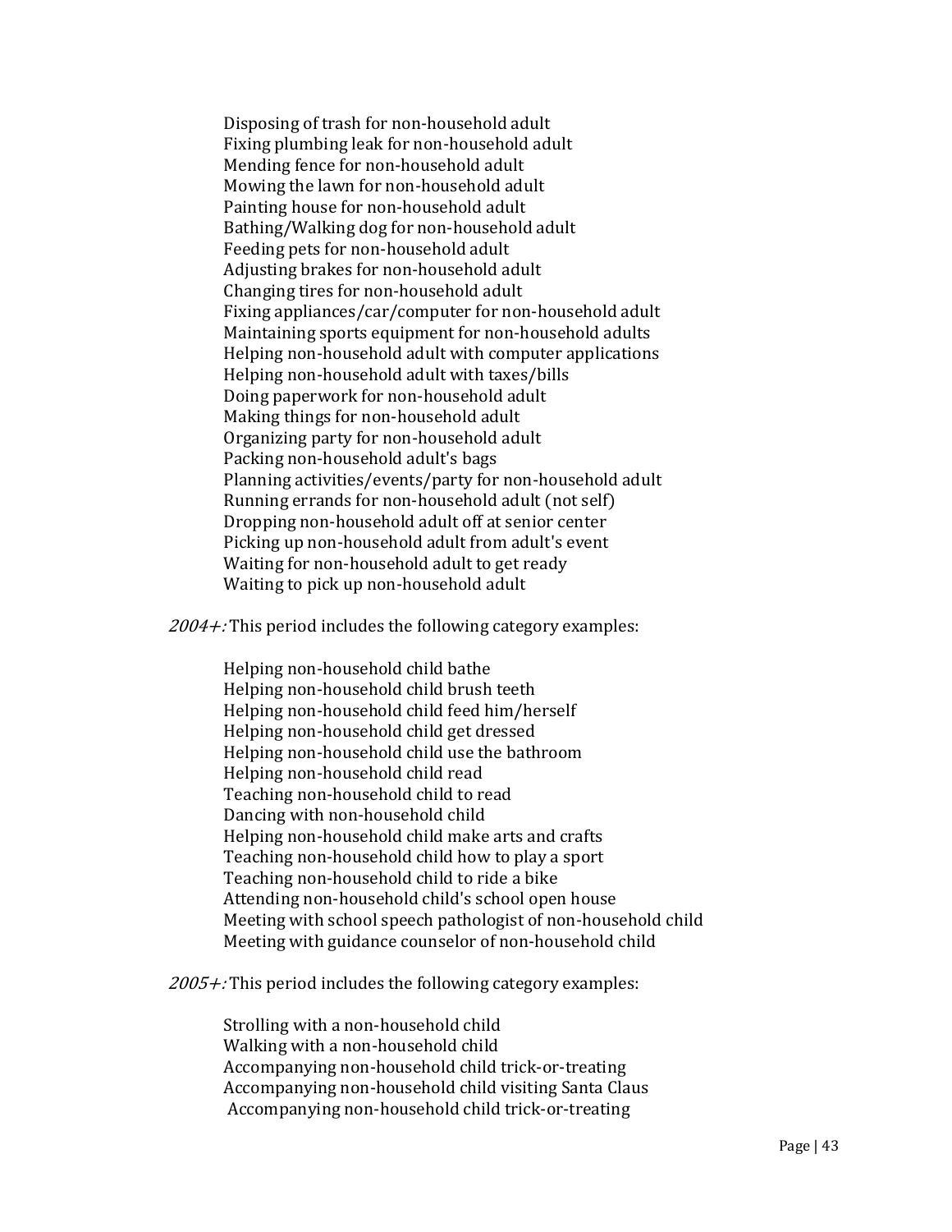Disposing of trash for non-household adult
Fixing plumbing leak for non-household adult
Mending fence for non-household adult
Mowing the lawn for non-household adult
Painting house for non-household adult
Bathing/Walking dog for non-household adult
Feeding pets for non-household adult
Adjusting brakes for non-household adult
Changing tires for non-household adult
Fixing appliances/car/computer for non-household adult
Maintaining sports equipment for non-household adults
Helping non-household adult with computer applications
Helping non-household adult with taxes/bills
Doing paperwork for non-household adult
Making things for non-household adult
Organizing party for non-household adult
Packing non-household adult's bags
Planning activities/events/party for non-household adult
Running errands for non-household adult (not self)
Dropping non-household adult off at senior center
Picking up non-household adult from adult's event
Waiting for non-household adult to get ready
Waiting to pick up non-household adult

*2004+:* This period includes the following category examples:

Helping non-household child bathe
Helping non-household child brush teeth
Helping non-household child feed him/herself
Helping non-household child get dressed
Helping non-household child use the bathroom
Helping non-household child read
Teaching non-household child to read
Dancing with non-household child
Helping non-household child make arts and crafts
Teaching non-household child how to play a sport
Teaching non-household child to ride a bike
Attending non-household child's school open house
Meeting with school speech pathologist of non-household child
Meeting with guidance counselor of non-household child

*2005+:* This period includes the following category examples:

Strolling with a non-household child
Walking with a non-household child
Accompanying non-household child trick-or-treating
Accompanying non-household child visiting Santa Claus
Accompanying non-household child trick-or-treating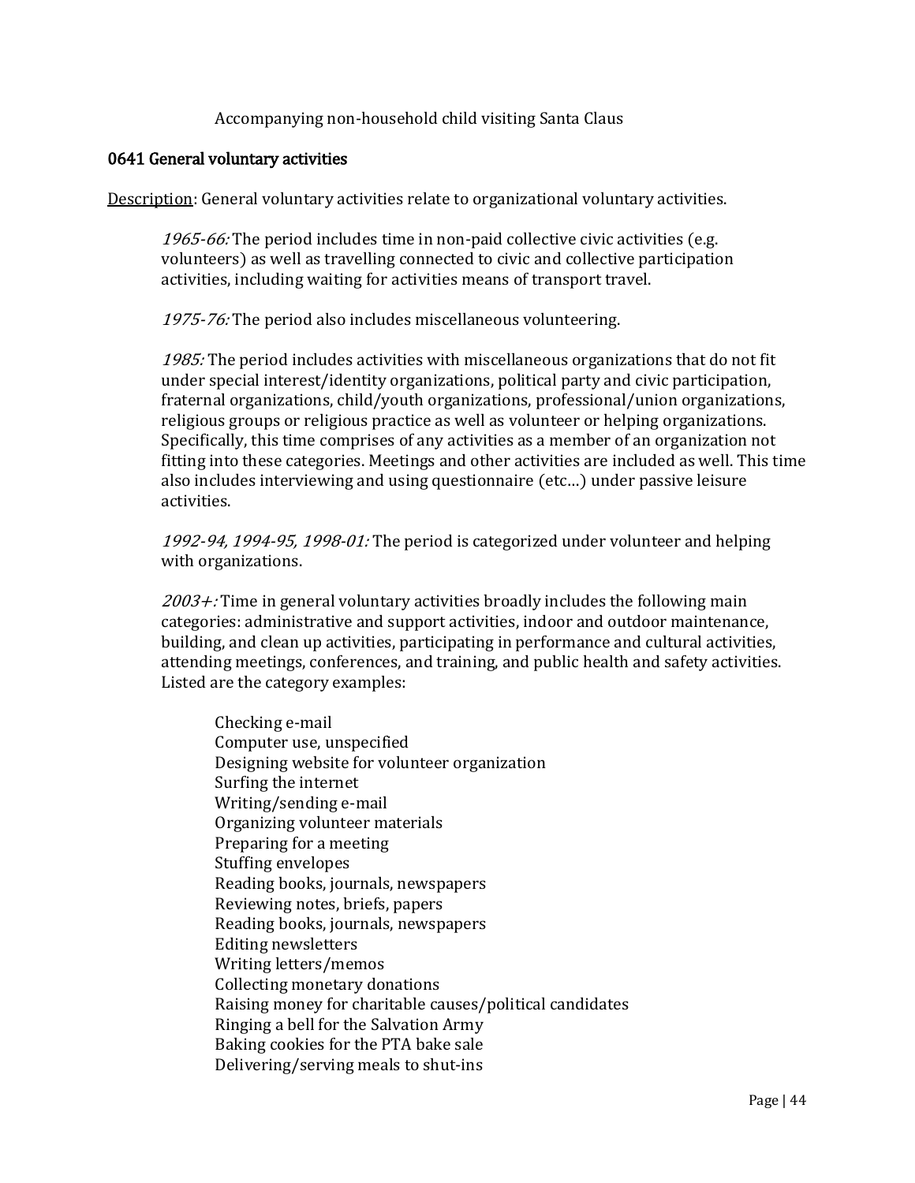Accompanying non-household child visiting Santa Claus

### 0641 General voluntary activities

Description: General voluntary activities relate to organizational voluntary activities.

> *1965-66:* The period includes time in non-paid collective civic activities (e.g. volunteers) as well as travelling connected to civic and collective participation activities, including waiting for activities means of transport travel.
>
> *1975-76:* The period also includes miscellaneous volunteering.
>
> *1985:* The period includes activities with miscellaneous organizations that do not fit under special interest/identity organizations, political party and civic participation, fraternal organizations, child/youth organizations, professional/union organizations, religious groups or religious practice as well as volunteer or helping organizations. Specifically, this time comprises of any activities as a member of an organization not fitting into these categories. Meetings and other activities are included as well. This time also includes interviewing and using questionnaire (etc…) under passive leisure activities.
>
> *1992-94, 1994-95, 1998-01:* The period is categorized under volunteer and helping with organizations.
>
> *2003+:* Time in general voluntary activities broadly includes the following main categories: administrative and support activities, indoor and outdoor maintenance, building, and clean up activities, participating in performance and cultural activities, attending meetings, conferences, and training, and public health and safety activities. Listed are the category examples:

Checking e-mail
Computer use, unspecified
Designing website for volunteer organization
Surfing the internet
Writing/sending e-mail
Organizing volunteer materials
Preparing for a meeting
Stuffing envelopes
Reading books, journals, newspapers
Reviewing notes, briefs, papers
Reading books, journals, newspapers
Editing newsletters
Writing letters/memos
Collecting monetary donations
Raising money for charitable causes/political candidates
Ringing a bell for the Salvation Army
Baking cookies for the PTA bake sale
Delivering/serving meals to shut-ins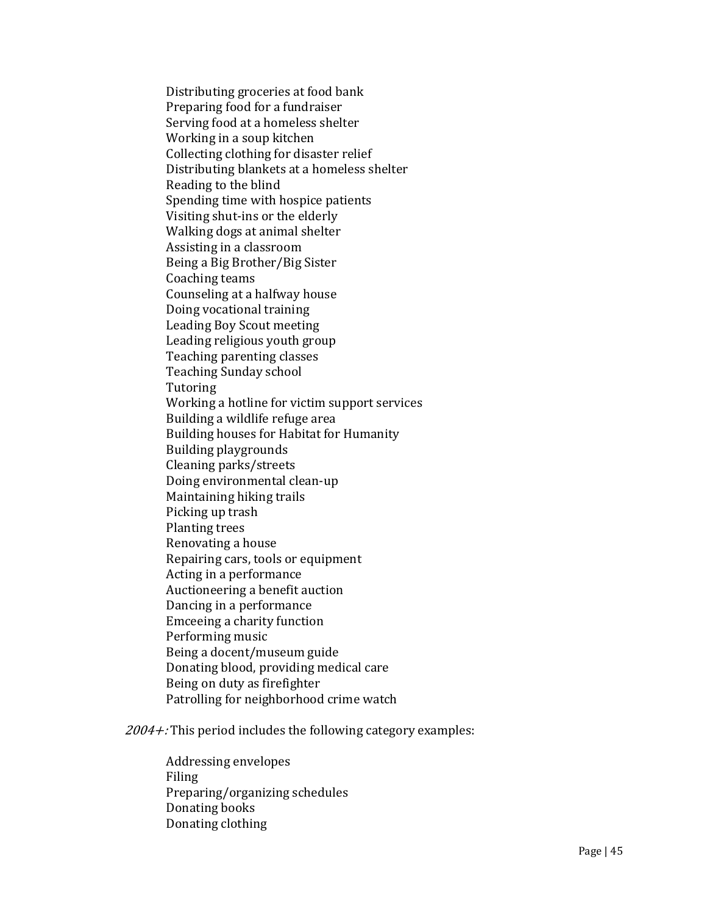Distributing groceries at food bank
Preparing food for a fundraiser
Serving food at a homeless shelter
Working in a soup kitchen
Collecting clothing for disaster relief
Distributing blankets at a homeless shelter
Reading to the blind
Spending time with hospice patients
Visiting shut-ins or the elderly
Walking dogs at animal shelter
Assisting in a classroom
Being a Big Brother/Big Sister
Coaching teams
Counseling at a halfway house
Doing vocational training
Leading Boy Scout meeting
Leading religious youth group
Teaching parenting classes
Teaching Sunday school
Tutoring
Working a hotline for victim support services
Building a wildlife refuge area
Building houses for Habitat for Humanity
Building playgrounds
Cleaning parks/streets
Doing environmental clean-up
Maintaining hiking trails
Picking up trash
Planting trees
Renovating a house
Repairing cars, tools or equipment
Acting in a performance
Auctioneering a benefit auction
Dancing in a performance
Emceeing a charity function
Performing music
Being a docent/museum guide
Donating blood, providing medical care
Being on duty as firefighter
Patrolling for neighborhood crime watch

*2004+:* This period includes the following category examples:

Addressing envelopes
Filing
Preparing/organizing schedules
Donating books
Donating clothing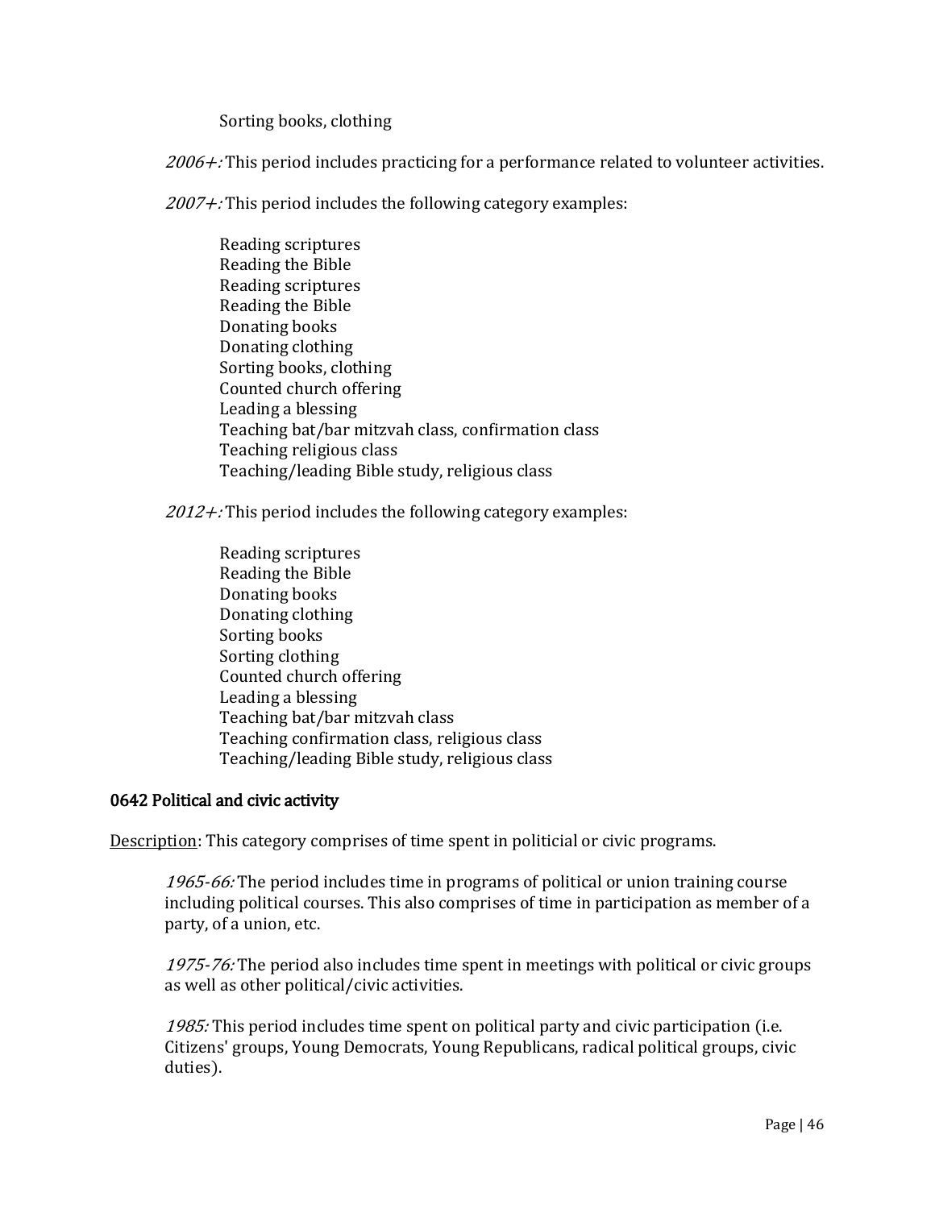Sorting books, clothing

*2006+:* This period includes practicing for a performance related to volunteer activities.

*2007+:* This period includes the following category examples:

Reading scriptures
Reading the Bible
Reading scriptures
Reading the Bible
Donating books
Donating clothing
Sorting books, clothing
Counted church offering
Leading a blessing
Teaching bat/bar mitzvah class, confirmation class
Teaching religious class
Teaching/leading Bible study, religious class

*2012+:* This period includes the following category examples:

Reading scriptures
Reading the Bible
Donating books
Donating clothing
Sorting books
Sorting clothing
Counted church offering
Leading a blessing
Teaching bat/bar mitzvah class
Teaching confirmation class, religious class
Teaching/leading Bible study, religious class

### 0642 Political and civic activity

Description: This category comprises of time spent in politicial or civic programs.

*1965-66:* The period includes time in programs of political or union training course including political courses. This also comprises of time in participation as member of a party, of a union, etc.

*1975-76:* The period also includes time spent in meetings with political or civic groups as well as other political/civic activities.

*1985:* This period includes time spent on political party and civic participation (i.e. Citizens' groups, Young Democrats, Young Republicans, radical political groups, civic duties).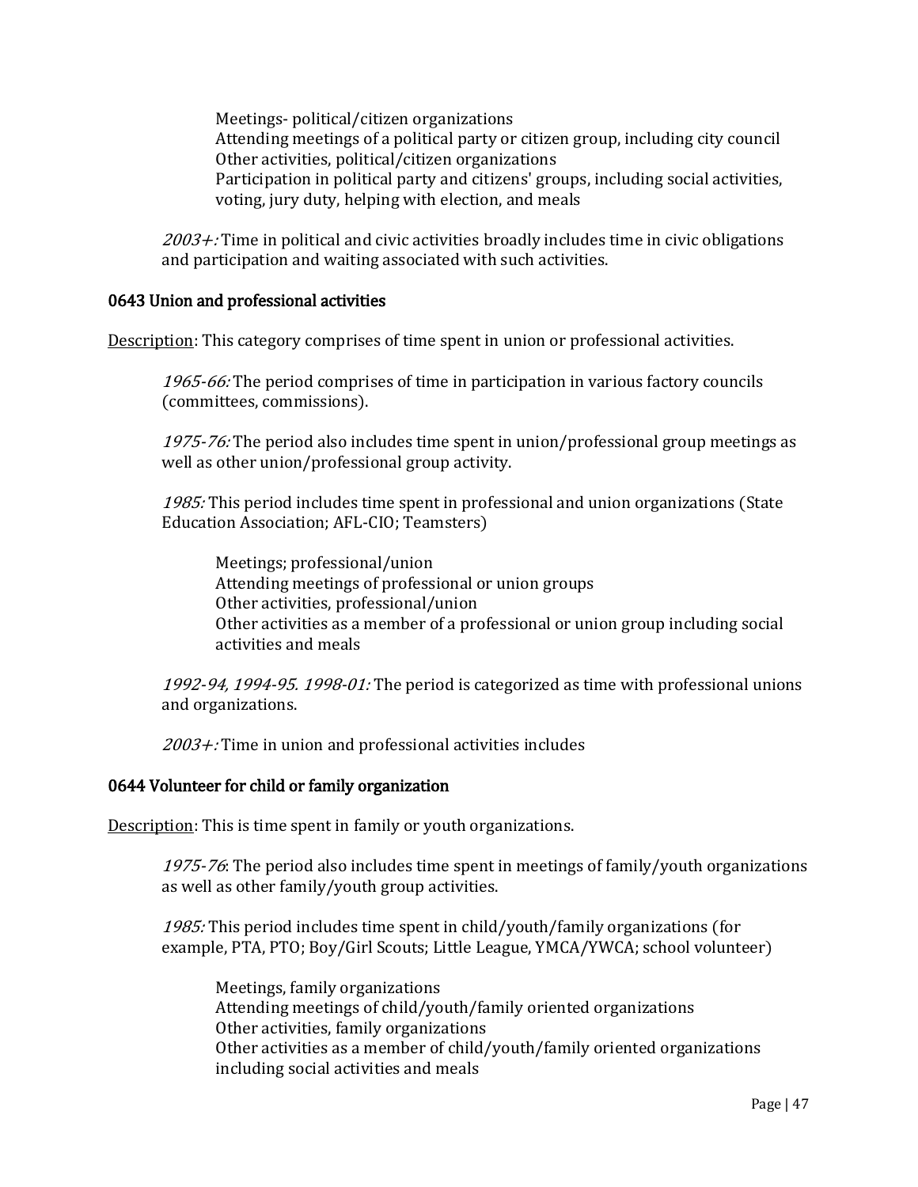Meetings- political/citizen organizations
Attending meetings of a political party or citizen group, including city council
Other activities, political/citizen organizations
Participation in political party and citizens' groups, including social activities, voting, jury duty, helping with election, and meals

*2003+:* Time in political and civic activities broadly includes time in civic obligations and participation and waiting associated with such activities.

### 0643 Union and professional activities

<u>Description</u>: This category comprises of time spent in union or professional activities.

*1965-66:* The period comprises of time in participation in various factory councils (committees, commissions).

*1975-76:* The period also includes time spent in union/professional group meetings as well as other union/professional group activity.

*1985:* This period includes time spent in professional and union organizations (State Education Association; AFL-CIO; Teamsters)

Meetings; professional/union
Attending meetings of professional or union groups
Other activities, professional/union
Other activities as a member of a professional or union group including social activities and meals

*1992-94, 1994-95. 1998-01:* The period is categorized as time with professional unions and organizations.

*2003+:* Time in union and professional activities includes

### 0644 Volunteer for child or family organization

<u>Description</u>: This is time spent in family or youth organizations.

*1975-76*: The period also includes time spent in meetings of family/youth organizations as well as other family/youth group activities.

*1985:* This period includes time spent in child/youth/family organizations (for example, PTA, PTO; Boy/Girl Scouts; Little League, YMCA/YWCA; school volunteer)

Meetings, family organizations
Attending meetings of child/youth/family oriented organizations
Other activities, family organizations
Other activities as a member of child/youth/family oriented organizations including social activities and meals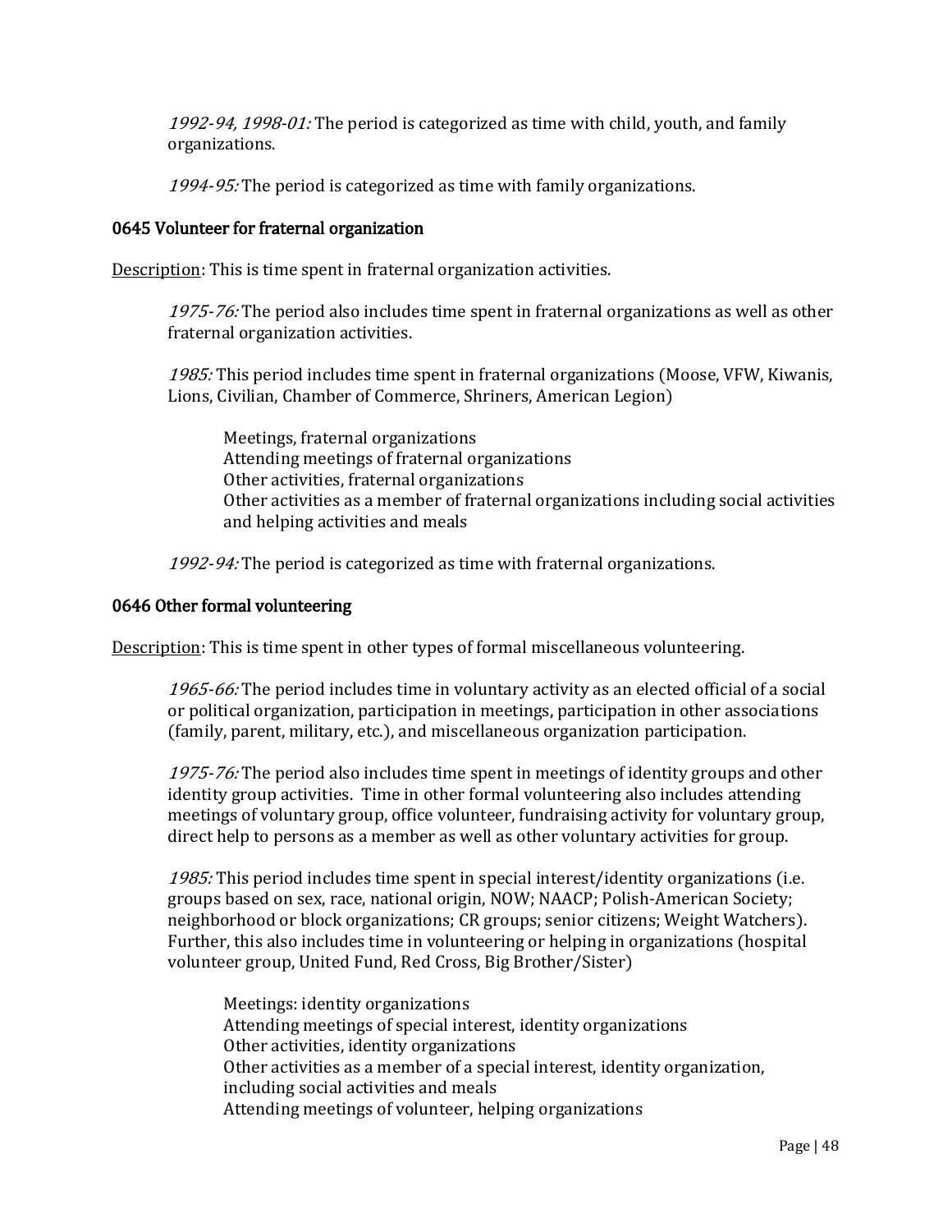*1992-94, 1998-01:* The period is categorized as time with child, youth, and family organizations.

*1994-95:* The period is categorized as time with family organizations.

### 0645 Volunteer for fraternal organization

Description: This is time spent in fraternal organization activities.

*1975-76:* The period also includes time spent in fraternal organizations as well as other fraternal organization activities.

*1985:* This period includes time spent in fraternal organizations (Moose, VFW, Kiwanis, Lions, Civilian, Chamber of Commerce, Shriners, American Legion)

Meetings, fraternal organizations
Attending meetings of fraternal organizations
Other activities, fraternal organizations
Other activities as a member of fraternal organizations including social activities and helping activities and meals

*1992-94:* The period is categorized as time with fraternal organizations.

### 0646 Other formal volunteering

Description: This is time spent in other types of formal miscellaneous volunteering.

*1965-66:* The period includes time in voluntary activity as an elected official of a social or political organization, participation in meetings, participation in other associations (family, parent, military, etc.), and miscellaneous organization participation.

*1975-76:* The period also includes time spent in meetings of identity groups and other identity group activities. Time in other formal volunteering also includes attending meetings of voluntary group, office volunteer, fundraising activity for voluntary group, direct help to persons as a member as well as other voluntary activities for group.

*1985:* This period includes time spent in special interest/identity organizations (i.e. groups based on sex, race, national origin, NOW; NAACP; Polish-American Society; neighborhood or block organizations; CR groups; senior citizens; Weight Watchers). Further, this also includes time in volunteering or helping in organizations (hospital volunteer group, United Fund, Red Cross, Big Brother/Sister)

Meetings: identity organizations
Attending meetings of special interest, identity organizations
Other activities, identity organizations
Other activities as a member of a special interest, identity organization, including social activities and meals
Attending meetings of volunteer, helping organizations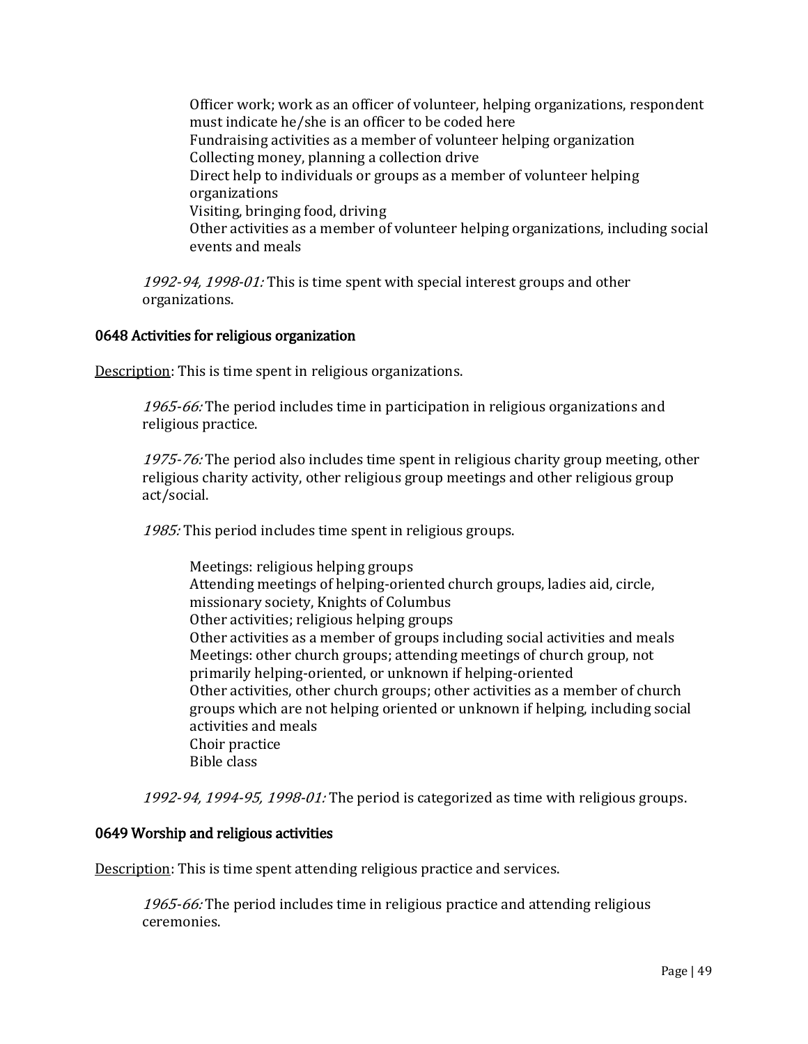Officer work; work as an officer of volunteer, helping organizations, respondent must indicate he/she is an officer to be coded here
Fundraising activities as a member of volunteer helping organization
Collecting money, planning a collection drive
Direct help to individuals or groups as a member of volunteer helping organizations
Visiting, bringing food, driving
Other activities as a member of volunteer helping organizations, including social events and meals

*1992-94, 1998-01:* This is time spent with special interest groups and other organizations.

### 0648 Activities for religious organization

Description: This is time spent in religious organizations.

*1965-66:* The period includes time in participation in religious organizations and religious practice.

*1975-76:* The period also includes time spent in religious charity group meeting, other religious charity activity, other religious group meetings and other religious group act/social.

*1985:* This period includes time spent in religious groups.

Meetings: religious helping groups
Attending meetings of helping-oriented church groups, ladies aid, circle, missionary society, Knights of Columbus
Other activities; religious helping groups
Other activities as a member of groups including social activities and meals
Meetings: other church groups; attending meetings of church group, not primarily helping-oriented, or unknown if helping-oriented
Other activities, other church groups; other activities as a member of church groups which are not helping oriented or unknown if helping, including social activities and meals
Choir practice
Bible class

*1992-94, 1994-95, 1998-01:* The period is categorized as time with religious groups.

### 0649 Worship and religious activities

Description: This is time spent attending religious practice and services.

*1965-66:* The period includes time in religious practice and attending religious ceremonies.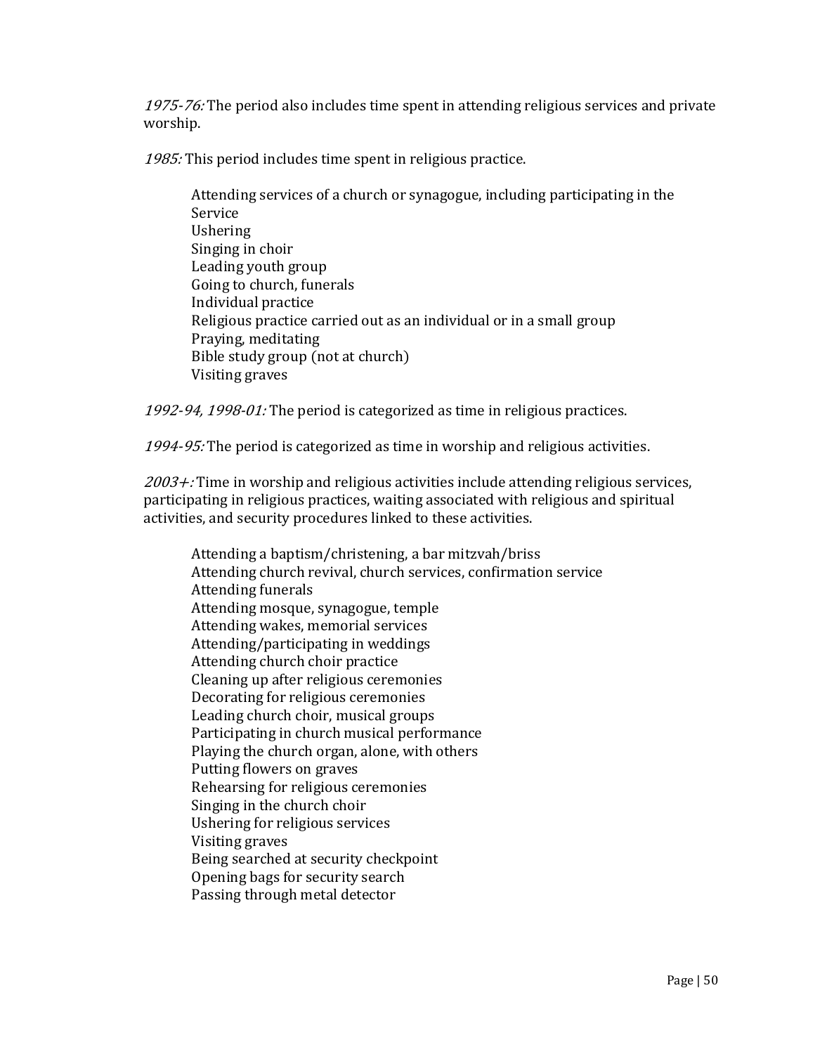*1975-76:* The period also includes time spent in attending religious services and private worship.

*1985:* This period includes time spent in religious practice.

> Attending services of a church or synagogue, including participating in the Service
> Ushering
> Singing in choir
> Leading youth group
> Going to church, funerals
> Individual practice
> Religious practice carried out as an individual or in a small group
> Praying, meditating
> Bible study group (not at church)
> Visiting graves

*1992-94, 1998-01:* The period is categorized as time in religious practices.

*1994-95:* The period is categorized as time in worship and religious activities.

*2003+:* Time in worship and religious activities include attending religious services, participating in religious practices, waiting associated with religious and spiritual activities, and security procedures linked to these activities.

> Attending a baptism/christening, a bar mitzvah/briss
> Attending church revival, church services, confirmation service
> Attending funerals
> Attending mosque, synagogue, temple
> Attending wakes, memorial services
> Attending/participating in weddings
> Attending church choir practice
> Cleaning up after religious ceremonies
> Decorating for religious ceremonies
> Leading church choir, musical groups
> Participating in church musical performance
> Playing the church organ, alone, with others
> Putting flowers on graves
> Rehearsing for religious ceremonies
> Singing in the church choir
> Ushering for religious services
> Visiting graves
> Being searched at security checkpoint
> Opening bags for security search
> Passing through metal detector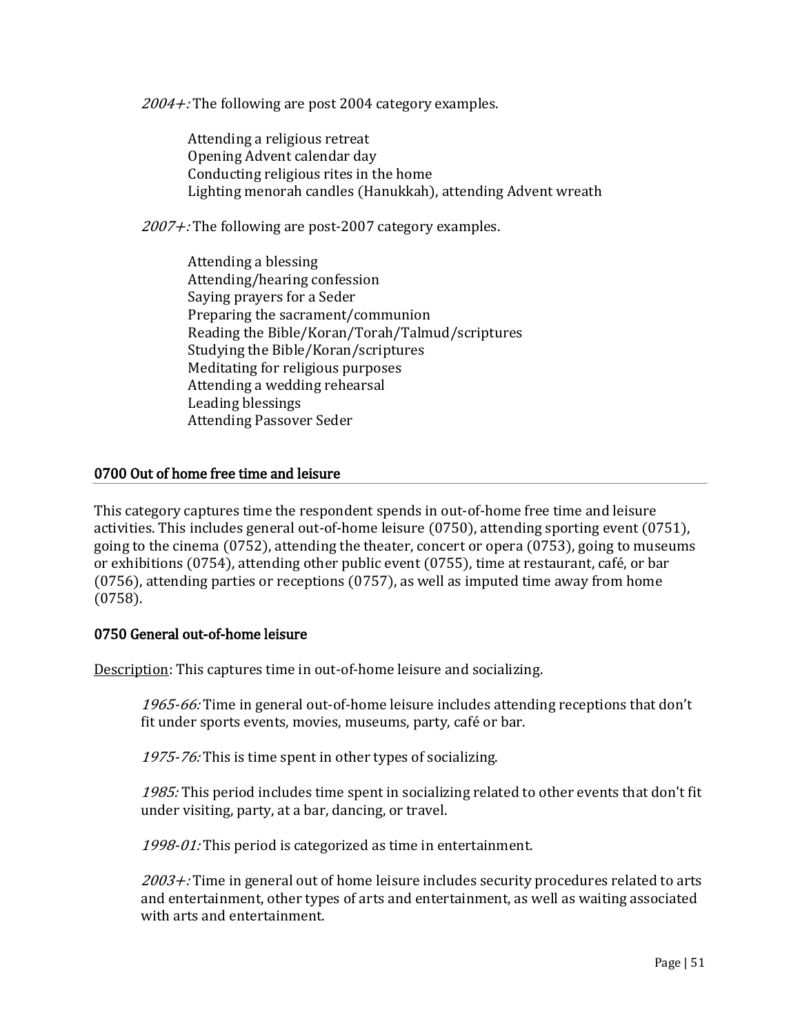*2004+:* The following are post 2004 category examples.

Attending a religious retreat
Opening Advent calendar day
Conducting religious rites in the home
Lighting menorah candles (Hanukkah), attending Advent wreath

*2007+:* The following are post-2007 category examples.

Attending a blessing
Attending/hearing confession
Saying prayers for a Seder
Preparing the sacrament/communion
Reading the Bible/Koran/Torah/Talmud/scriptures
Studying the Bible/Koran/scriptures
Meditating for religious purposes
Attending a wedding rehearsal
Leading blessings
Attending Passover Seder

## 0700 Out of home free time and leisure

This category captures time the respondent spends in out-of-home free time and leisure activities. This includes general out-of-home leisure (0750), attending sporting event (0751), going to the cinema (0752), attending the theater, concert or opera (0753), going to museums or exhibitions (0754), attending other public event (0755), time at restaurant, café, or bar (0756), attending parties or receptions (0757), as well as imputed time away from home (0758).

### 0750 General out-of-home leisure

Description: This captures time in out-of-home leisure and socializing.

*1965-66:* Time in general out-of-home leisure includes attending receptions that don't fit under sports events, movies, museums, party, café or bar.

*1975-76:* This is time spent in other types of socializing.

*1985:* This period includes time spent in socializing related to other events that don't fit under visiting, party, at a bar, dancing, or travel.

*1998-01:* This period is categorized as time in entertainment.

*2003+:* Time in general out of home leisure includes security procedures related to arts and entertainment, other types of arts and entertainment, as well as waiting associated with arts and entertainment.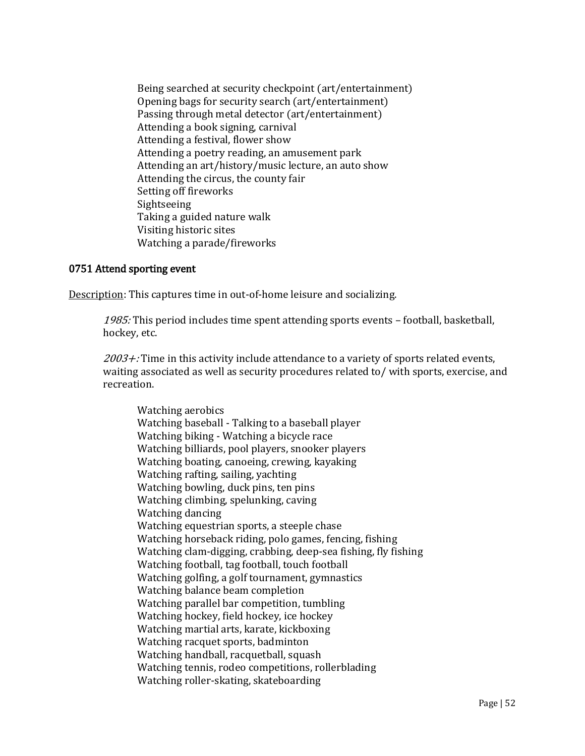Being searched at security checkpoint (art/entertainment)
Opening bags for security search (art/entertainment)
Passing through metal detector (art/entertainment)
Attending a book signing, carnival
Attending a festival, flower show
Attending a poetry reading, an amusement park
Attending an art/history/music lecture, an auto show
Attending the circus, the county fair
Setting off fireworks
Sightseeing
Taking a guided nature walk
Visiting historic sites
Watching a parade/fireworks

### 0751 Attend sporting event

Description: This captures time in out-of-home leisure and socializing.

*1985:* This period includes time spent attending sports events – football, basketball, hockey, etc.

*2003+:* Time in this activity include attendance to a variety of sports related events, waiting associated as well as security procedures related to/ with sports, exercise, and recreation.

Watching aerobics
Watching baseball - Talking to a baseball player
Watching biking - Watching a bicycle race
Watching billiards, pool players, snooker players
Watching boating, canoeing, crewing, kayaking
Watching rafting, sailing, yachting
Watching bowling, duck pins, ten pins
Watching climbing, spelunking, caving
Watching dancing
Watching equestrian sports, a steeple chase
Watching horseback riding, polo games, fencing, fishing
Watching clam-digging, crabbing, deep-sea fishing, fly fishing
Watching football, tag football, touch football
Watching golfing, a golf tournament, gymnastics
Watching balance beam completion
Watching parallel bar competition, tumbling
Watching hockey, field hockey, ice hockey
Watching martial arts, karate, kickboxing
Watching racquet sports, badminton
Watching handball, racquetball, squash
Watching tennis, rodeo competitions, rollerblading
Watching roller-skating, skateboarding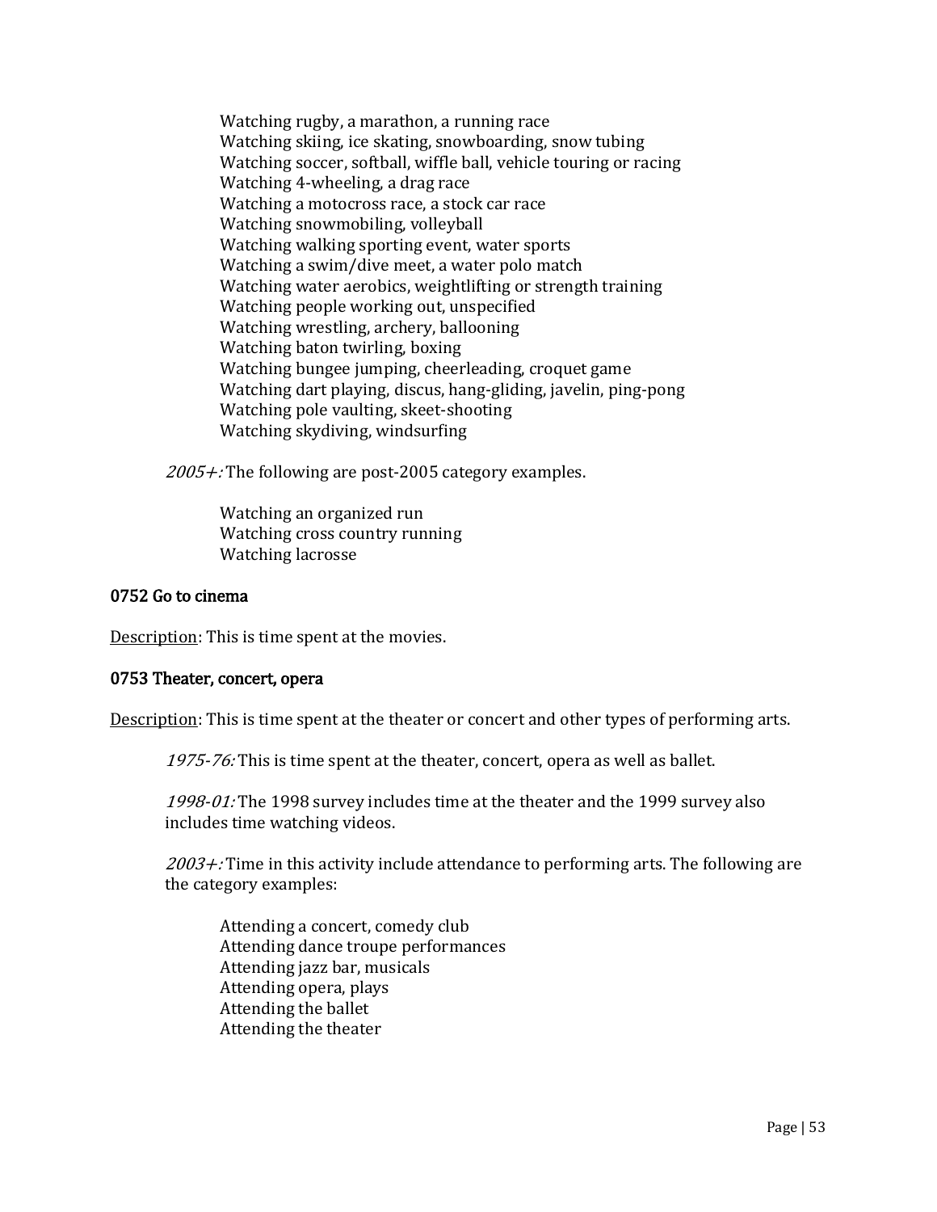Watching rugby, a marathon, a running race
Watching skiing, ice skating, snowboarding, snow tubing
Watching soccer, softball, wiffle ball, vehicle touring or racing
Watching 4-wheeling, a drag race
Watching a motocross race, a stock car race
Watching snowmobiling, volleyball
Watching walking sporting event, water sports
Watching a swim/dive meet, a water polo match
Watching water aerobics, weightlifting or strength training
Watching people working out, unspecified
Watching wrestling, archery, ballooning
Watching baton twirling, boxing
Watching bungee jumping, cheerleading, croquet game
Watching dart playing, discus, hang-gliding, javelin, ping-pong
Watching pole vaulting, skeet-shooting
Watching skydiving, windsurfing

*2005+:* The following are post-2005 category examples.

Watching an organized run
Watching cross country running
Watching lacrosse

### 0752 Go to cinema

Description: This is time spent at the movies.

### 0753 Theater, concert, opera

Description: This is time spent at the theater or concert and other types of performing arts.

*1975-76:* This is time spent at the theater, concert, opera as well as ballet.

*1998-01:* The 1998 survey includes time at the theater and the 1999 survey also includes time watching videos.

*2003+:* Time in this activity include attendance to performing arts. The following are the category examples:

Attending a concert, comedy club
Attending dance troupe performances
Attending jazz bar, musicals
Attending opera, plays
Attending the ballet
Attending the theater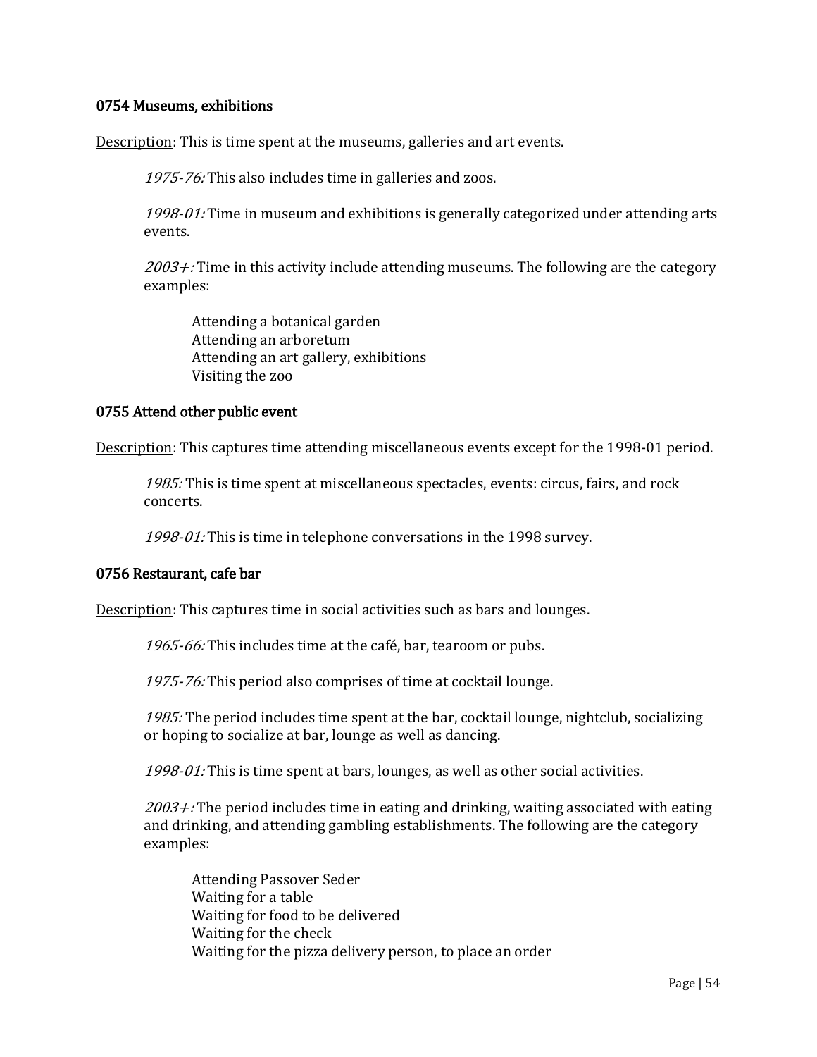### 0754 Museums, exhibitions

Description: This is time spent at the museums, galleries and art events.

> *1975-76:* This also includes time in galleries and zoos.
>
> *1998-01:* Time in museum and exhibitions is generally categorized under attending arts events.
>
> *2003+:* Time in this activity include attending museums. The following are the category examples:
>
> > Attending a botanical garden
> > Attending an arboretum
> > Attending an art gallery, exhibitions
> > Visiting the zoo

### 0755 Attend other public event

Description: This captures time attending miscellaneous events except for the 1998-01 period.

> *1985:* This is time spent at miscellaneous spectacles, events: circus, fairs, and rock concerts.
>
> *1998-01:* This is time in telephone conversations in the 1998 survey.

### 0756 Restaurant, cafe bar

Description: This captures time in social activities such as bars and lounges.

> *1965-66:* This includes time at the café, bar, tearoom or pubs.
>
> *1975-76:* This period also comprises of time at cocktail lounge.
>
> *1985:* The period includes time spent at the bar, cocktail lounge, nightclub, socializing or hoping to socialize at bar, lounge as well as dancing.
>
> *1998-01:* This is time spent at bars, lounges, as well as other social activities.
>
> *2003+:* The period includes time in eating and drinking, waiting associated with eating and drinking, and attending gambling establishments. The following are the category examples:
>
> > Attending Passover Seder
> > Waiting for a table
> > Waiting for food to be delivered
> > Waiting for the check
> > Waiting for the pizza delivery person, to place an order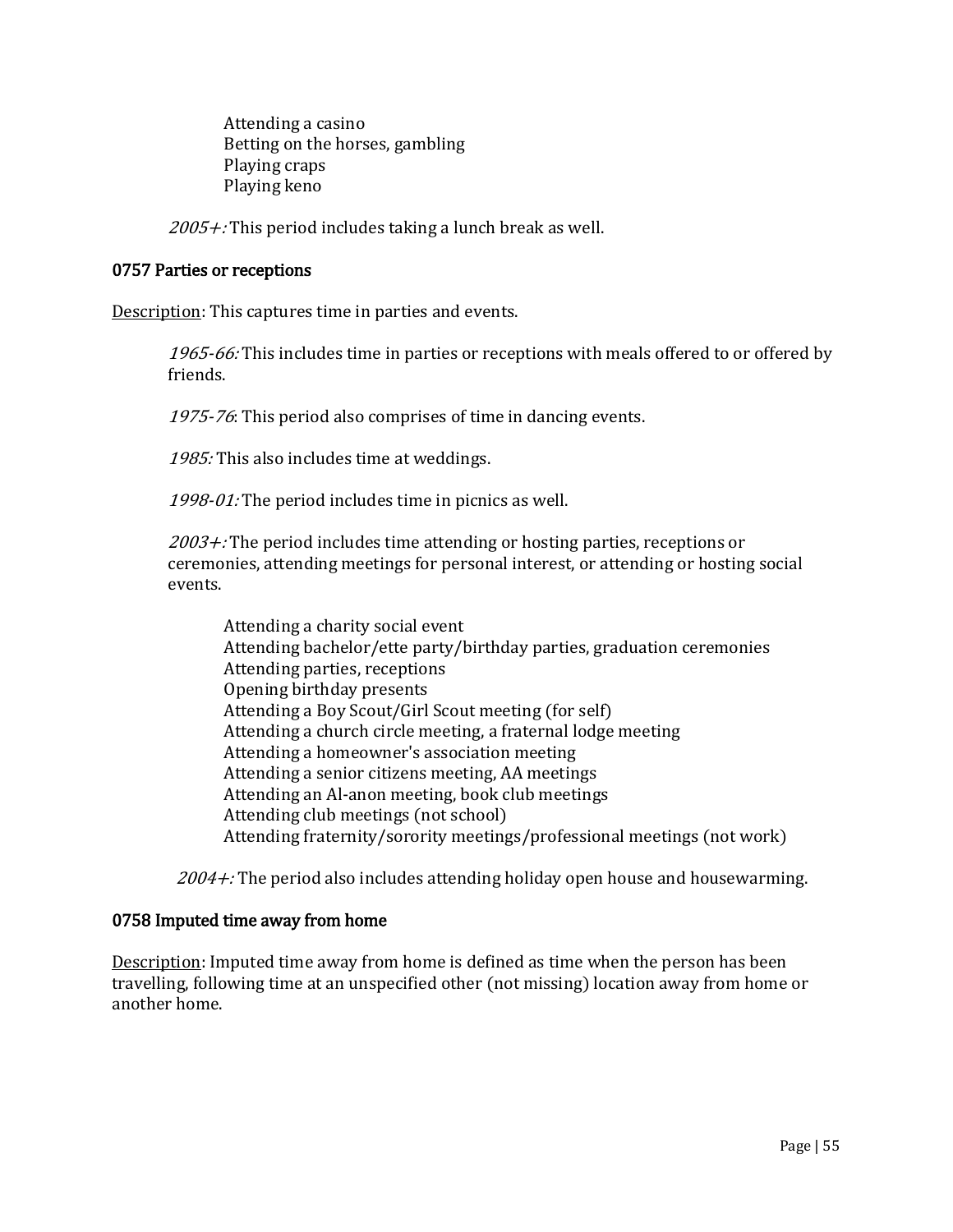Attending a casino
Betting on the horses, gambling
Playing craps
Playing keno

*2005+:* This period includes taking a lunch break as well.

### 0757 Parties or receptions

Description: This captures time in parties and events.

*1965-66:* This includes time in parties or receptions with meals offered to or offered by friends.

*1975-76*: This period also comprises of time in dancing events.

*1985:* This also includes time at weddings.

*1998-01:* The period includes time in picnics as well.

*2003+:* The period includes time attending or hosting parties, receptions or ceremonies, attending meetings for personal interest, or attending or hosting social events.

Attending a charity social event
Attending bachelor/ette party/birthday parties, graduation ceremonies
Attending parties, receptions
Opening birthday presents
Attending a Boy Scout/Girl Scout meeting (for self)
Attending a church circle meeting, a fraternal lodge meeting
Attending a homeowner's association meeting
Attending a senior citizens meeting, AA meetings
Attending an Al-anon meeting, book club meetings
Attending club meetings (not school)
Attending fraternity/sorority meetings/professional meetings (not work)

*2004+:* The period also includes attending holiday open house and housewarming.

### 0758 Imputed time away from home

Description: Imputed time away from home is defined as time when the person has been travelling, following time at an unspecified other (not missing) location away from home or another home.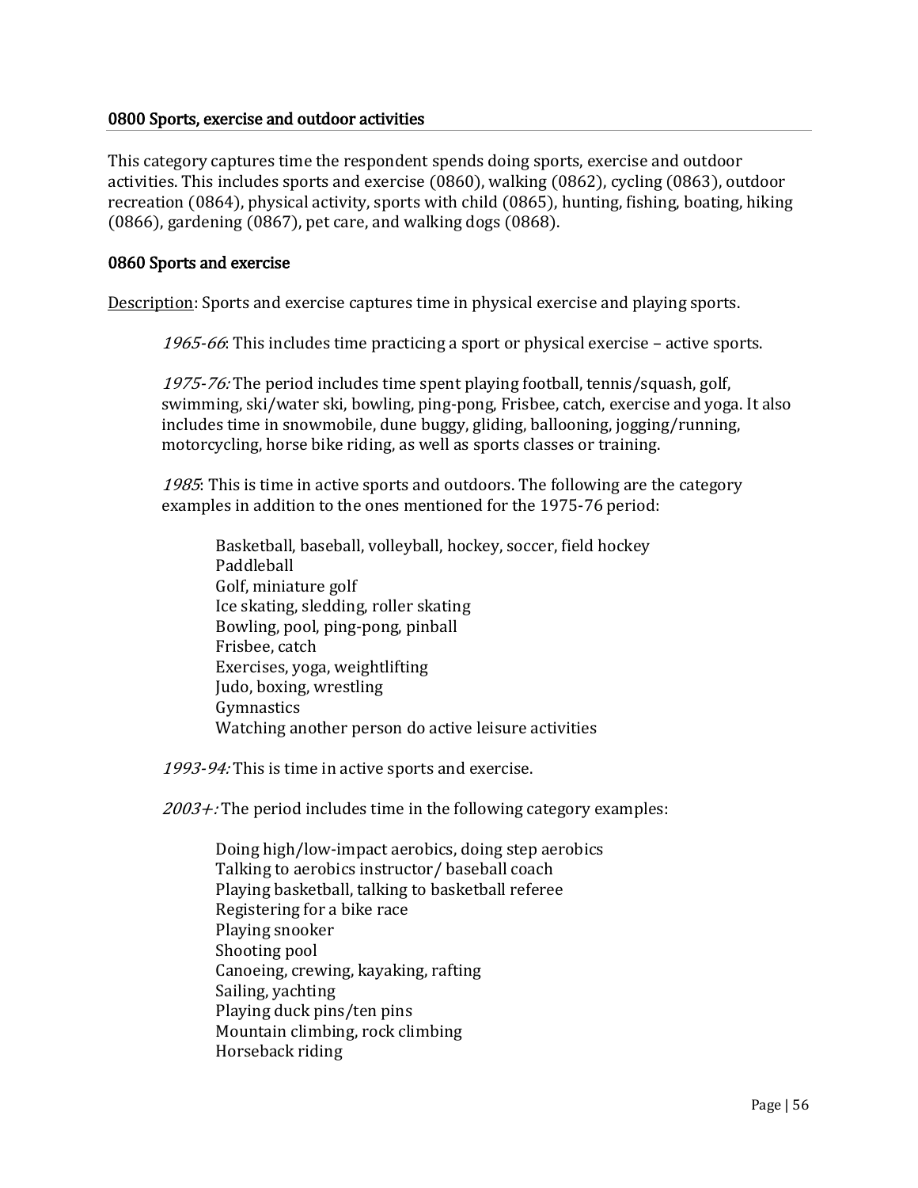## 0800 Sports, exercise and outdoor activities

This category captures time the respondent spends doing sports, exercise and outdoor activities. This includes sports and exercise (0860), walking (0862), cycling (0863), outdoor recreation (0864), physical activity, sports with child (0865), hunting, fishing, boating, hiking (0866), gardening (0867), pet care, and walking dogs (0868).

### 0860 Sports and exercise

Description: Sports and exercise captures time in physical exercise and playing sports.

> *1965-66*: This includes time practicing a sport or physical exercise – active sports.
>
> *1975-76:* The period includes time spent playing football, tennis/squash, golf, swimming, ski/water ski, bowling, ping-pong, Frisbee, catch, exercise and yoga. It also includes time in snowmobile, dune buggy, gliding, ballooning, jogging/running, motorcycling, horse bike riding, as well as sports classes or training.
>
> *1985*: This is time in active sports and outdoors. The following are the category examples in addition to the ones mentioned for the 1975-76 period:
>
> - Basketball, baseball, volleyball, hockey, soccer, field hockey
> - Paddleball
> - Golf, miniature golf
> - Ice skating, sledding, roller skating
> - Bowling, pool, ping-pong, pinball
> - Frisbee, catch
> - Exercises, yoga, weightlifting
> - Judo, boxing, wrestling
> - Gymnastics
> - Watching another person do active leisure activities
>
> *1993-94:* This is time in active sports and exercise.
>
> *2003+:* The period includes time in the following category examples:
>
> - Doing high/low-impact aerobics, doing step aerobics
> - Talking to aerobics instructor/ baseball coach
> - Playing basketball, talking to basketball referee
> - Registering for a bike race
> - Playing snooker
> - Shooting pool
> - Canoeing, crewing, kayaking, rafting
> - Sailing, yachting
> - Playing duck pins/ten pins
> - Mountain climbing, rock climbing
> - Horseback riding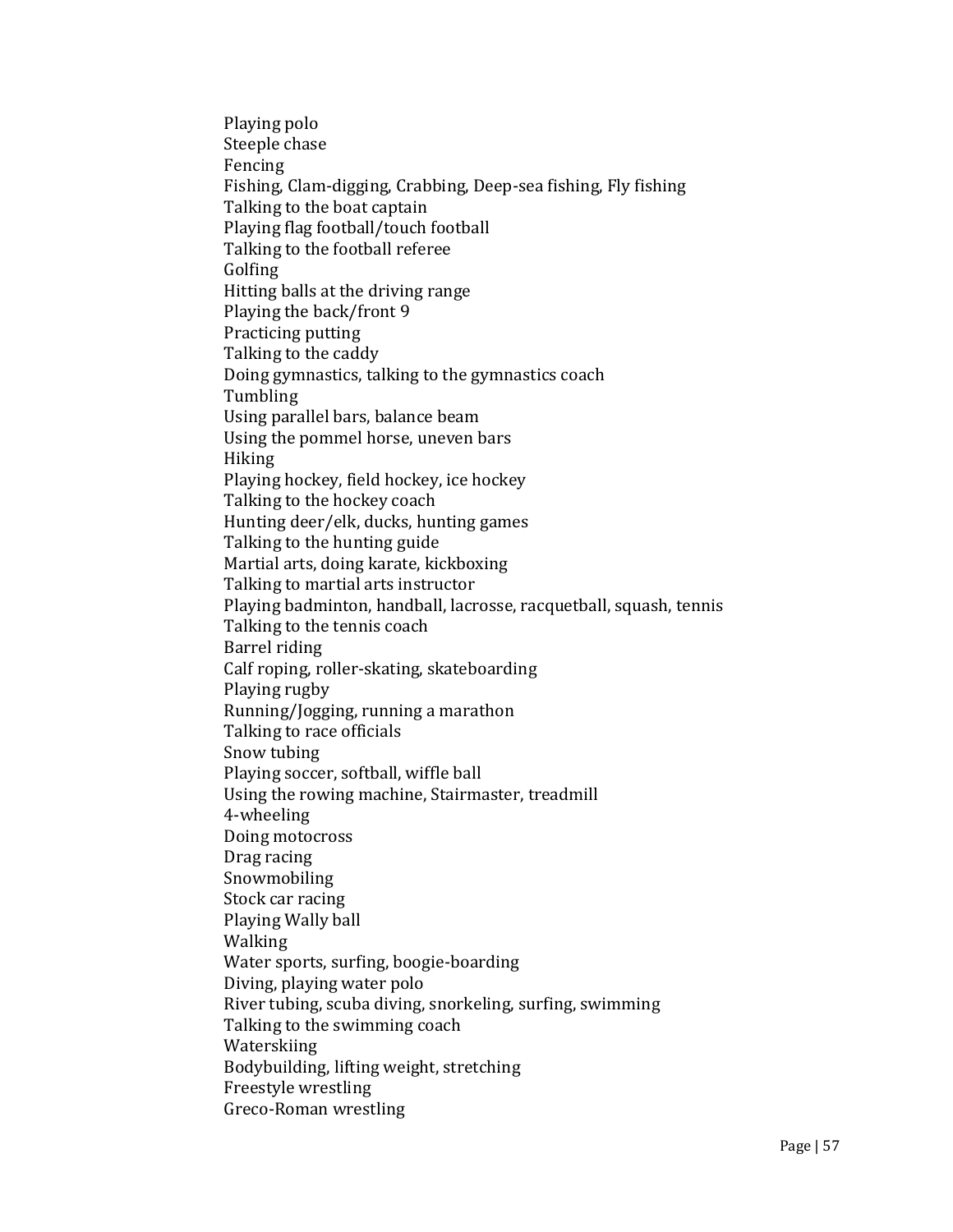Playing polo
Steeple chase
Fencing
Fishing, Clam-digging, Crabbing, Deep-sea fishing, Fly fishing
Talking to the boat captain
Playing flag football/touch football
Talking to the football referee
Golfing
Hitting balls at the driving range
Playing the back/front 9
Practicing putting
Talking to the caddy
Doing gymnastics, talking to the gymnastics coach
Tumbling
Using parallel bars, balance beam
Using the pommel horse, uneven bars
Hiking
Playing hockey, field hockey, ice hockey
Talking to the hockey coach
Hunting deer/elk, ducks, hunting games
Talking to the hunting guide
Martial arts, doing karate, kickboxing
Talking to martial arts instructor
Playing badminton, handball, lacrosse, racquetball, squash, tennis
Talking to the tennis coach
Barrel riding
Calf roping, roller-skating, skateboarding
Playing rugby
Running/Jogging, running a marathon
Talking to race officials
Snow tubing
Playing soccer, softball, wiffle ball
Using the rowing machine, Stairmaster, treadmill
4-wheeling
Doing motocross
Drag racing
Snowmobiling
Stock car racing
Playing Wally ball
Walking
Water sports, surfing, boogie-boarding
Diving, playing water polo
River tubing, scuba diving, snorkeling, surfing, swimming
Talking to the swimming coach
Waterskiing
Bodybuilding, lifting weight, stretching
Freestyle wrestling
Greco-Roman wrestling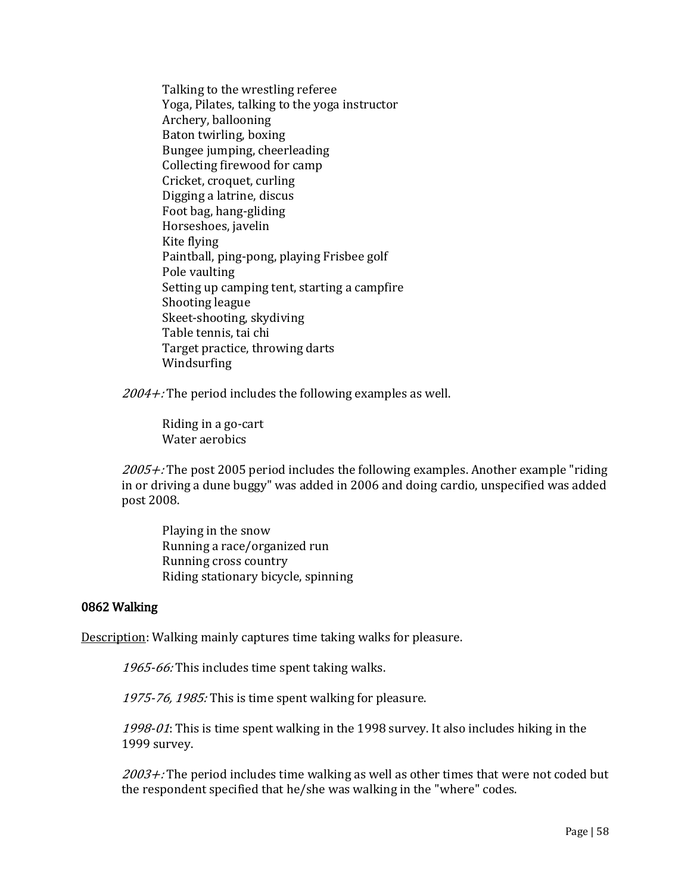Talking to the wrestling referee
Yoga, Pilates, talking to the yoga instructor
Archery, ballooning
Baton twirling, boxing
Bungee jumping, cheerleading
Collecting firewood for camp
Cricket, croquet, curling
Digging a latrine, discus
Foot bag, hang-gliding
Horseshoes, javelin
Kite flying
Paintball, ping-pong, playing Frisbee golf
Pole vaulting
Setting up camping tent, starting a campfire
Shooting league
Skeet-shooting, skydiving
Table tennis, tai chi
Target practice, throwing darts
Windsurfing

*2004+:* The period includes the following examples as well.

Riding in a go-cart
Water aerobics

*2005+:* The post 2005 period includes the following examples. Another example "riding in or driving a dune buggy" was added in 2006 and doing cardio, unspecified was added post 2008.

Playing in the snow
Running a race/organized run
Running cross country
Riding stationary bicycle, spinning

### 0862 Walking

Description: Walking mainly captures time taking walks for pleasure.

*1965-66:* This includes time spent taking walks.

*1975-76, 1985:* This is time spent walking for pleasure.

*1998-01*: This is time spent walking in the 1998 survey. It also includes hiking in the 1999 survey.

*2003+:* The period includes time walking as well as other times that were not coded but the respondent specified that he/she was walking in the "where" codes.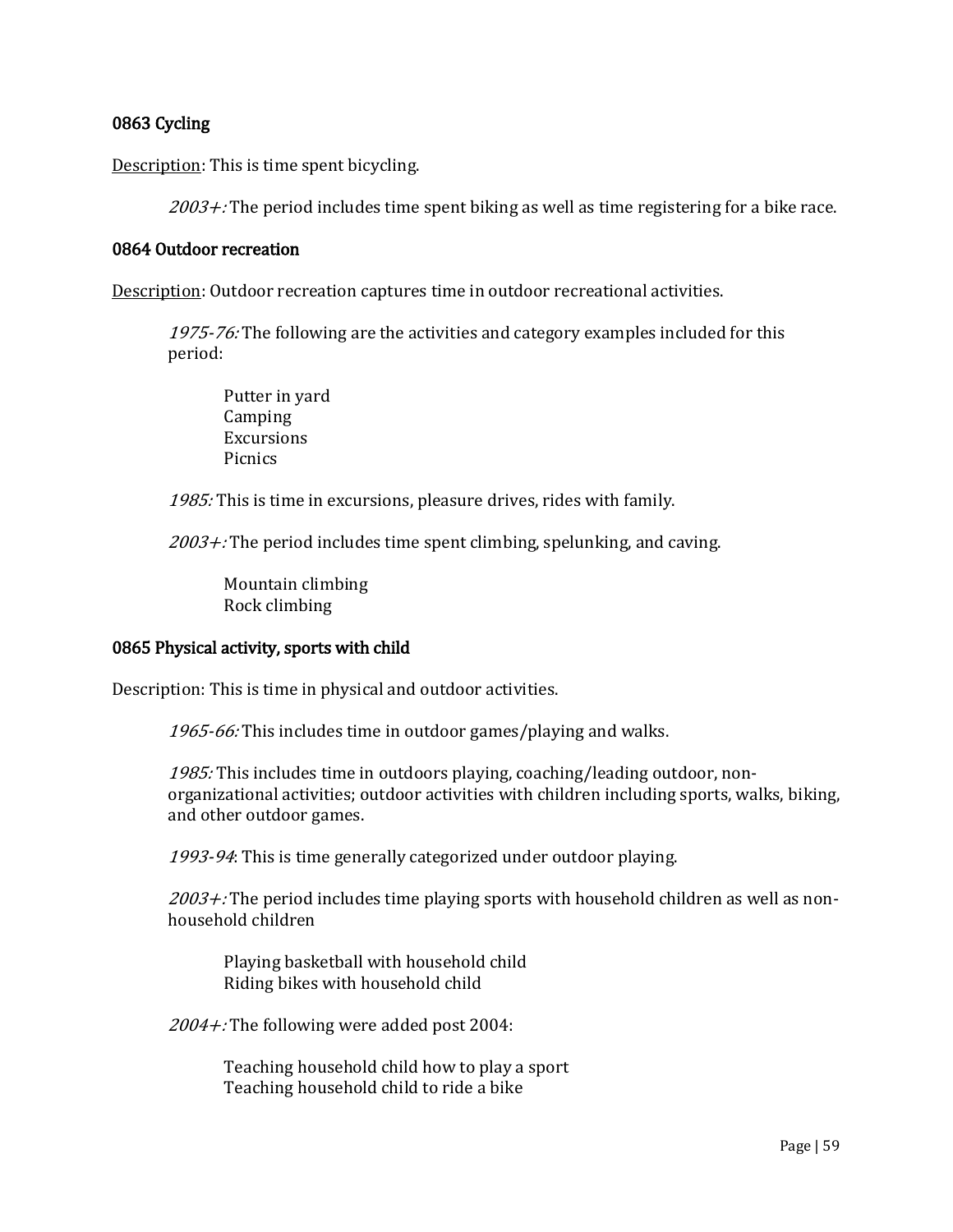### 0863 Cycling

Description: This is time spent bicycling.

> *2003+:* The period includes time spent biking as well as time registering for a bike race.

### 0864 Outdoor recreation

Description: Outdoor recreation captures time in outdoor recreational activities.

> *1975-76:* The following are the activities and category examples included for this period:
>
> > Putter in yard
> > Camping
> > Excursions
> > Picnics
>
> *1985:* This is time in excursions, pleasure drives, rides with family.
>
> *2003+:* The period includes time spent climbing, spelunking, and caving.
>
> > Mountain climbing
> > Rock climbing

### 0865 Physical activity, sports with child

Description: This is time in physical and outdoor activities.

> *1965-66:* This includes time in outdoor games/playing and walks.
>
> *1985:* This includes time in outdoors playing, coaching/leading outdoor, non-organizational activities; outdoor activities with children including sports, walks, biking, and other outdoor games.
>
> *1993-94*: This is time generally categorized under outdoor playing.
>
> *2003+:* The period includes time playing sports with household children as well as non-household children
>
> > Playing basketball with household child
> > Riding bikes with household child
>
> *2004+:* The following were added post 2004:
>
> > Teaching household child how to play a sport
> > Teaching household child to ride a bike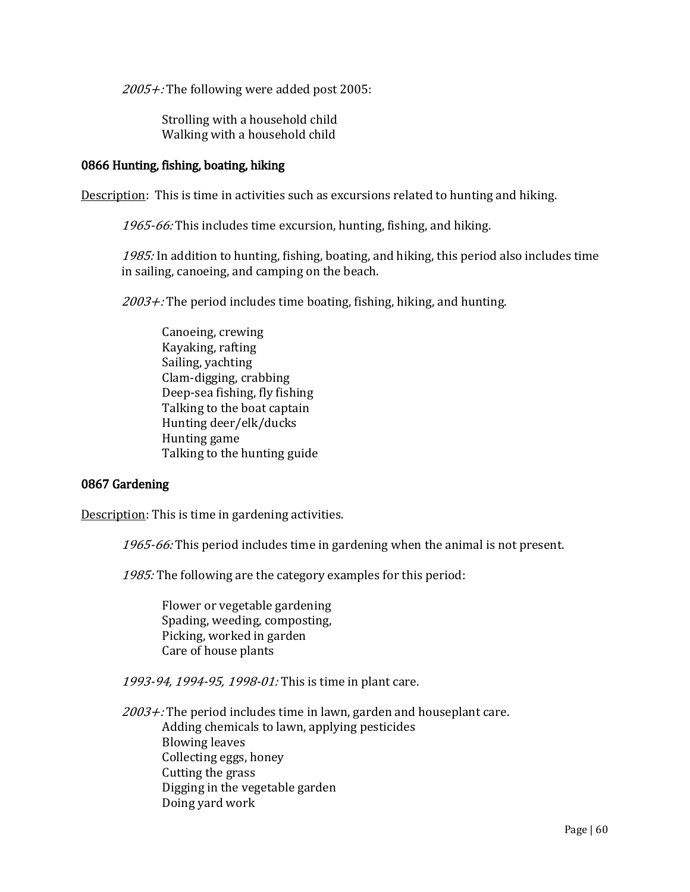*2005+:* The following were added post 2005:

Strolling with a household child
Walking with a household child

### 0866 Hunting, fishing, boating, hiking

Description: This is time in activities such as excursions related to hunting and hiking.

*1965-66:* This includes time excursion, hunting, fishing, and hiking.

*1985:* In addition to hunting, fishing, boating, and hiking, this period also includes time in sailing, canoeing, and camping on the beach.

*2003+:* The period includes time boating, fishing, hiking, and hunting.

Canoeing, crewing
Kayaking, rafting
Sailing, yachting
Clam-digging, crabbing
Deep-sea fishing, fly fishing
Talking to the boat captain
Hunting deer/elk/ducks
Hunting game
Talking to the hunting guide

### 0867 Gardening

Description: This is time in gardening activities.

*1965-66:* This period includes time in gardening when the animal is not present.

*1985:* The following are the category examples for this period:

Flower or vegetable gardening
Spading, weeding, composting,
Picking, worked in garden
Care of house plants

*1993-94, 1994-95, 1998-01:* This is time in plant care.

*2003+:* The period includes time in lawn, garden and houseplant care.
Adding chemicals to lawn, applying pesticides
Blowing leaves
Collecting eggs, honey
Cutting the grass
Digging in the vegetable garden
Doing yard work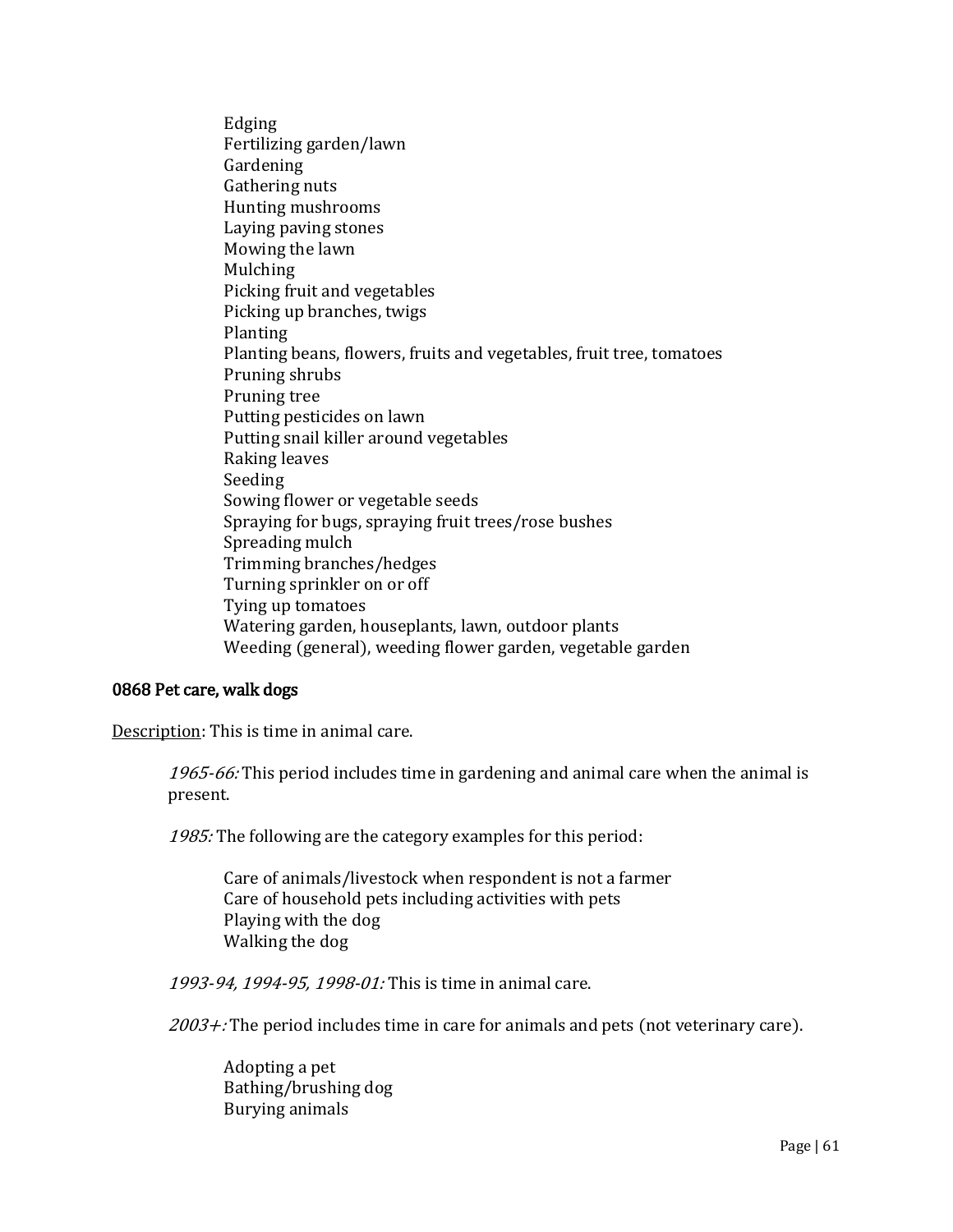Edging
Fertilizing garden/lawn
Gardening
Gathering nuts
Hunting mushrooms
Laying paving stones
Mowing the lawn
Mulching
Picking fruit and vegetables
Picking up branches, twigs
Planting
Planting beans, flowers, fruits and vegetables, fruit tree, tomatoes
Pruning shrubs
Pruning tree
Putting pesticides on lawn
Putting snail killer around vegetables
Raking leaves
Seeding
Sowing flower or vegetable seeds
Spraying for bugs, spraying fruit trees/rose bushes
Spreading mulch
Trimming branches/hedges
Turning sprinkler on or off
Tying up tomatoes
Watering garden, houseplants, lawn, outdoor plants
Weeding (general), weeding flower garden, vegetable garden

### 0868 Pet care, walk dogs

Description: This is time in animal care.

*1965-66:* This period includes time in gardening and animal care when the animal is present.

*1985:* The following are the category examples for this period:

Care of animals/livestock when respondent is not a farmer
Care of household pets including activities with pets
Playing with the dog
Walking the dog

*1993-94, 1994-95, 1998-01:* This is time in animal care.

*2003+:* The period includes time in care for animals and pets (not veterinary care).

Adopting a pet
Bathing/brushing dog
Burying animals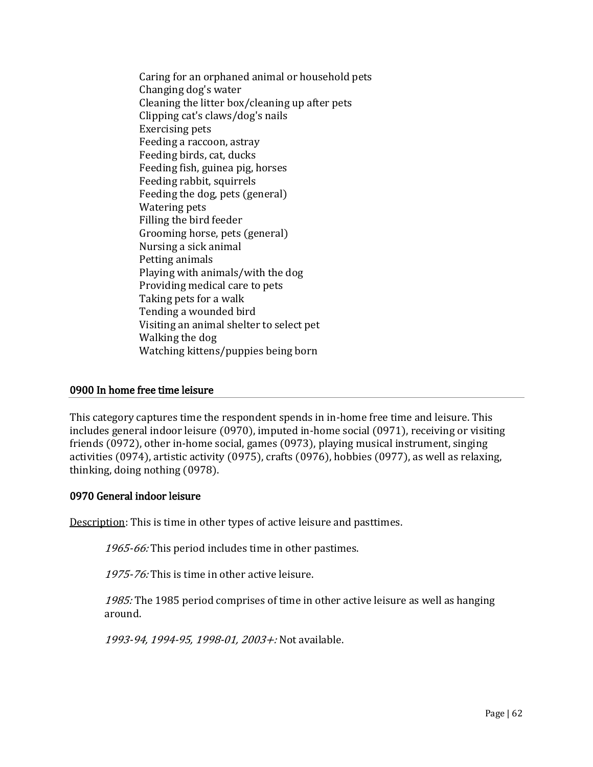Caring for an orphaned animal or household pets
Changing dog's water
Cleaning the litter box/cleaning up after pets
Clipping cat's claws/dog's nails
Exercising pets
Feeding a raccoon, astray
Feeding birds, cat, ducks
Feeding fish, guinea pig, horses
Feeding rabbit, squirrels
Feeding the dog, pets (general)
Watering pets
Filling the bird feeder
Grooming horse, pets (general)
Nursing a sick animal
Petting animals
Playing with animals/with the dog
Providing medical care to pets
Taking pets for a walk
Tending a wounded bird
Visiting an animal shelter to select pet
Walking the dog
Watching kittens/puppies being born

## 0900 In home free time leisure

This category captures time the respondent spends in in-home free time and leisure. This includes general indoor leisure (0970), imputed in-home social (0971), receiving or visiting friends (0972), other in-home social, games (0973), playing musical instrument, singing activities (0974), artistic activity (0975), crafts (0976), hobbies (0977), as well as relaxing, thinking, doing nothing (0978).

### 0970 General indoor leisure

Description: This is time in other types of active leisure and pasttimes.

*1965-66:* This period includes time in other pastimes.

*1975-76:* This is time in other active leisure.

*1985:* The 1985 period comprises of time in other active leisure as well as hanging around.

*1993-94, 1994-95, 1998-01, 2003+:* Not available.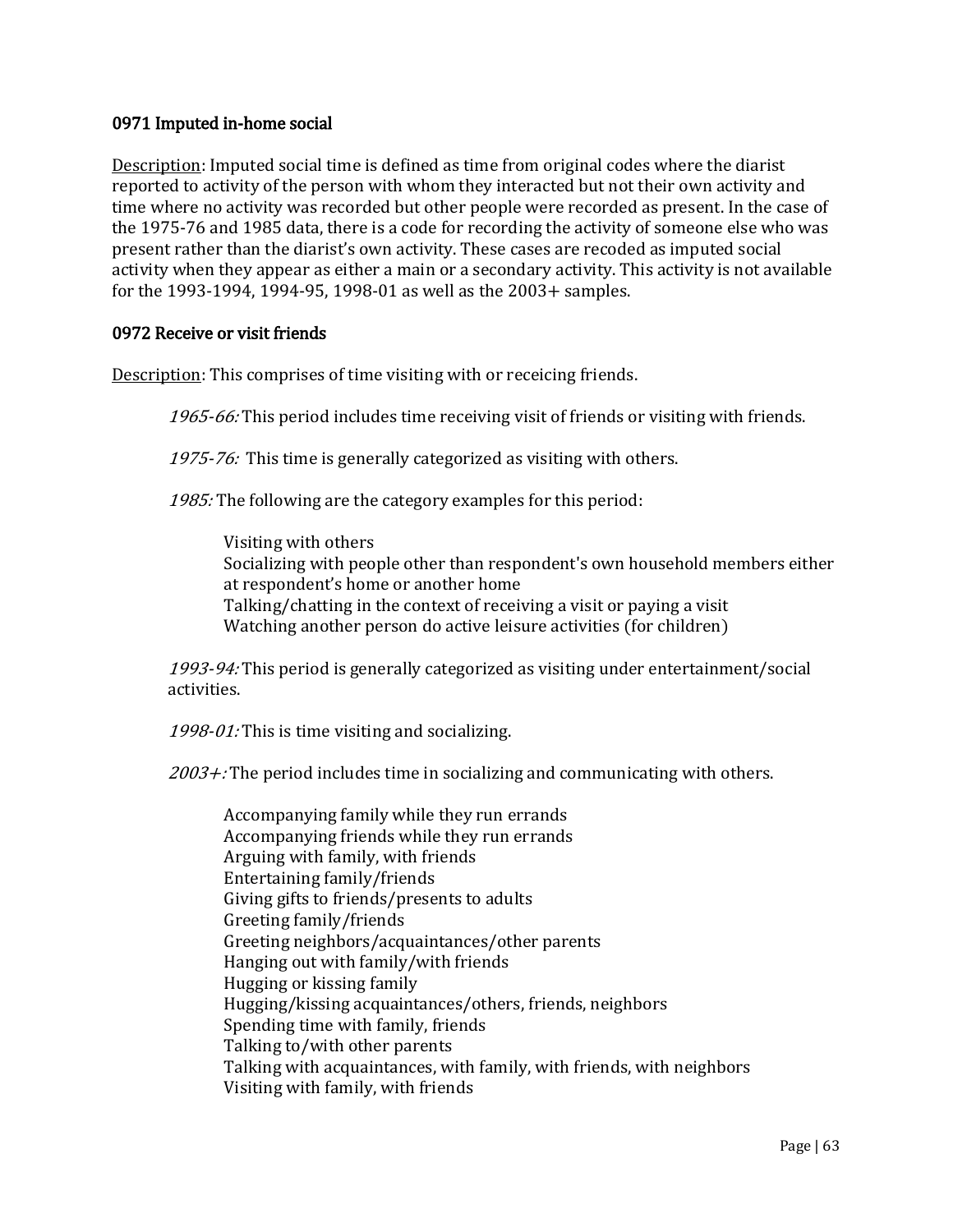### 0971 Imputed in-home social

Description: Imputed social time is defined as time from original codes where the diarist reported to activity of the person with whom they interacted but not their own activity and time where no activity was recorded but other people were recorded as present. In the case of the 1975-76 and 1985 data, there is a code for recording the activity of someone else who was present rather than the diarist's own activity. These cases are recoded as imputed social activity when they appear as either a main or a secondary activity. This activity is not available for the 1993-1994, 1994-95, 1998-01 as well as the 2003+ samples.

### 0972 Receive or visit friends

Description: This comprises of time visiting with or receicing friends.

> *1965-66:* This period includes time receiving visit of friends or visiting with friends.
>
> *1975-76:* This time is generally categorized as visiting with others.
>
> *1985:* The following are the category examples for this period:
>
> > Visiting with others
> > Socializing with people other than respondent's own household members either at respondent's home or another home
> > Talking/chatting in the context of receiving a visit or paying a visit
> > Watching another person do active leisure activities (for children)
>
> *1993-94:* This period is generally categorized as visiting under entertainment/social activities.
>
> *1998-01:* This is time visiting and socializing.
>
> *2003+:* The period includes time in socializing and communicating with others.
>
> > Accompanying family while they run errands
> > Accompanying friends while they run errands
> > Arguing with family, with friends
> > Entertaining family/friends
> > Giving gifts to friends/presents to adults
> > Greeting family/friends
> > Greeting neighbors/acquaintances/other parents
> > Hanging out with family/with friends
> > Hugging or kissing family
> > Hugging/kissing acquaintances/others, friends, neighbors
> > Spending time with family, friends
> > Talking to/with other parents
> > Talking with acquaintances, with family, with friends, with neighbors
> > Visiting with family, with friends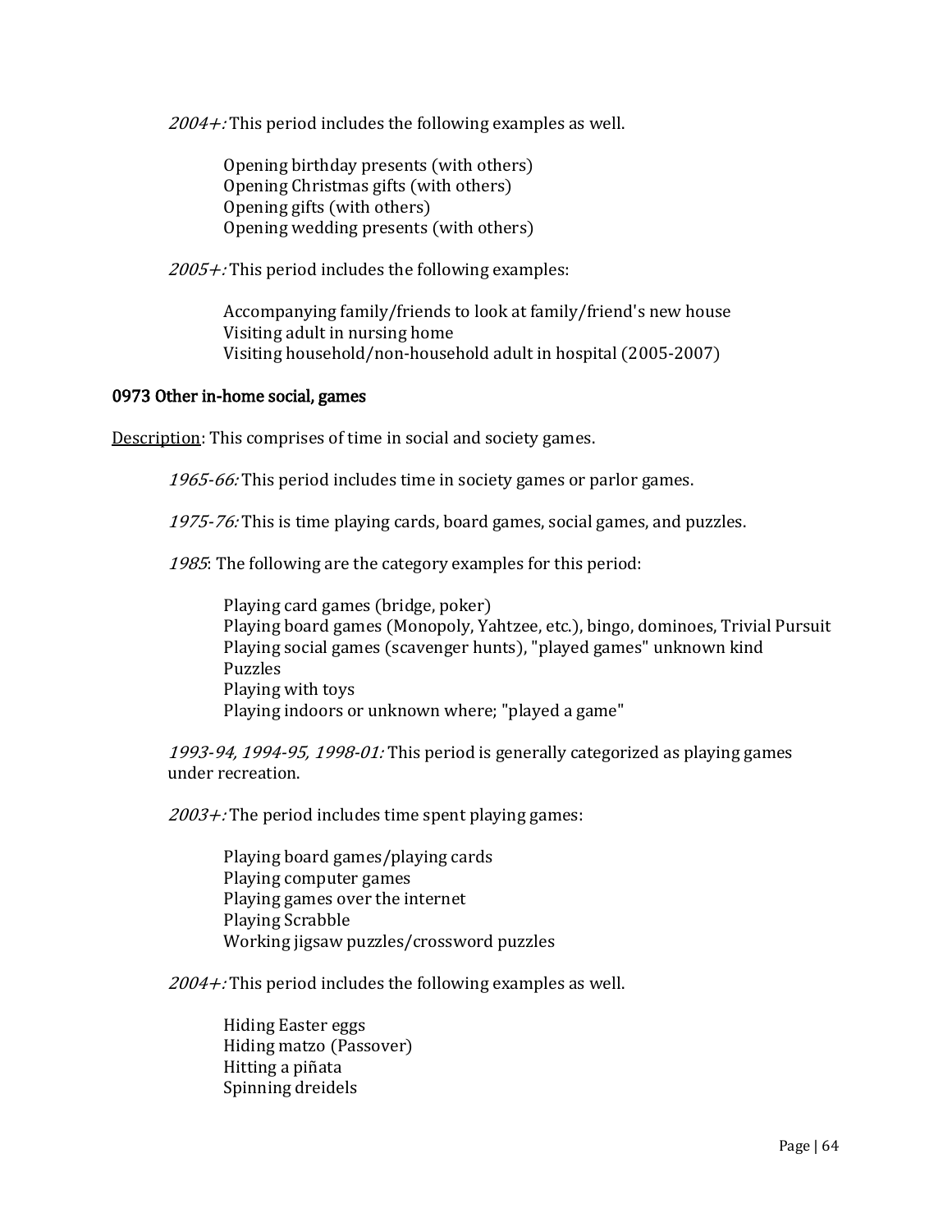*2004+:* This period includes the following examples as well.

Opening birthday presents (with others)
Opening Christmas gifts (with others)
Opening gifts (with others)
Opening wedding presents (with others)

*2005+:* This period includes the following examples:

Accompanying family/friends to look at family/friend's new house
Visiting adult in nursing home
Visiting household/non-household adult in hospital (2005-2007)

### 0973 Other in-home social, games

Description: This comprises of time in social and society games.

*1965-66:* This period includes time in society games or parlor games.

*1975-76:* This is time playing cards, board games, social games, and puzzles.

*1985*: The following are the category examples for this period:

Playing card games (bridge, poker)
Playing board games (Monopoly, Yahtzee, etc.), bingo, dominoes, Trivial Pursuit
Playing social games (scavenger hunts), "played games" unknown kind
Puzzles
Playing with toys
Playing indoors or unknown where; "played a game"

*1993-94, 1994-95, 1998-01:* This period is generally categorized as playing games under recreation.

*2003+:* The period includes time spent playing games:

Playing board games/playing cards
Playing computer games
Playing games over the internet
Playing Scrabble
Working jigsaw puzzles/crossword puzzles

*2004+:* This period includes the following examples as well.

Hiding Easter eggs
Hiding matzo (Passover)
Hitting a piñata
Spinning dreidels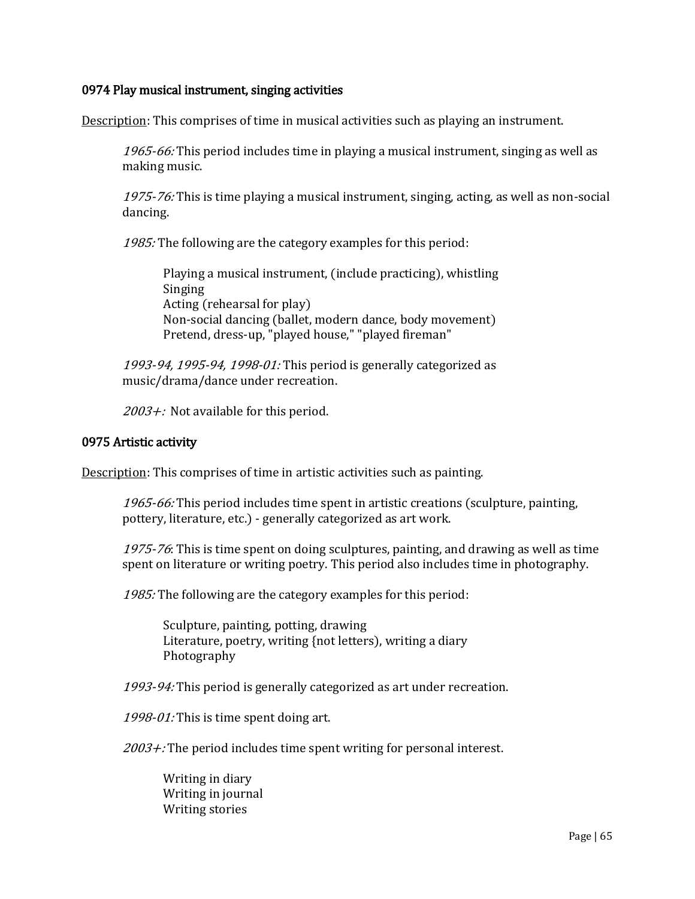### 0974 Play musical instrument, singing activities

Description: This comprises of time in musical activities such as playing an instrument.

> *1965-66:* This period includes time in playing a musical instrument, singing as well as making music.
>
> *1975-76:* This is time playing a musical instrument, singing, acting, as well as non-social dancing.
>
> *1985:* The following are the category examples for this period:
>
> > Playing a musical instrument, (include practicing), whistling
> > Singing
> > Acting (rehearsal for play)
> > Non-social dancing (ballet, modern dance, body movement)
> > Pretend, dress-up, "played house," "played fireman"
>
> *1993-94, 1995-94, 1998-01:* This period is generally categorized as music/drama/dance under recreation.
>
> *2003+:* Not available for this period.

### 0975 Artistic activity

Description: This comprises of time in artistic activities such as painting.

> *1965-66:* This period includes time spent in artistic creations (sculpture, painting, pottery, literature, etc.) - generally categorized as art work.
>
> *1975-76*: This is time spent on doing sculptures, painting, and drawing as well as time spent on literature or writing poetry. This period also includes time in photography.
>
> *1985:* The following are the category examples for this period:
>
> > Sculpture, painting, potting, drawing
> > Literature, poetry, writing {not letters), writing a diary
> > Photography
>
> *1993-94:* This period is generally categorized as art under recreation.
>
> *1998-01:* This is time spent doing art.
>
> *2003+:* The period includes time spent writing for personal interest.
>
> > Writing in diary
> > Writing in journal
> > Writing stories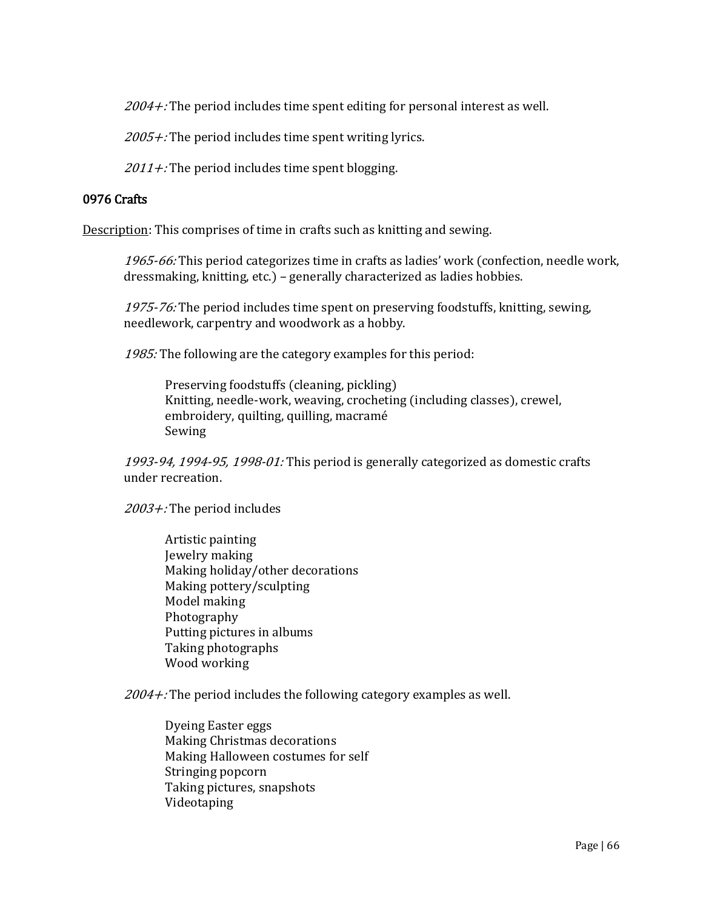*2004+:* The period includes time spent editing for personal interest as well.

*2005+:* The period includes time spent writing lyrics.

*2011+:* The period includes time spent blogging.

### 0976 Crafts

Description: This comprises of time in crafts such as knitting and sewing.

*1965-66:* This period categorizes time in crafts as ladies' work (confection, needle work, dressmaking, knitting, etc.) – generally characterized as ladies hobbies.

*1975-76:* The period includes time spent on preserving foodstuffs, knitting, sewing, needlework, carpentry and woodwork as a hobby.

*1985:* The following are the category examples for this period:

- Preserving foodstuffs (cleaning, pickling)
- Knitting, needle-work, weaving, crocheting (including classes), crewel, embroidery, quilting, quilling, macramé
- Sewing

*1993-94, 1994-95, 1998-01:* This period is generally categorized as domestic crafts under recreation.

*2003+:* The period includes

- Artistic painting
- Jewelry making
- Making holiday/other decorations
- Making pottery/sculpting
- Model making
- Photography
- Putting pictures in albums
- Taking photographs
- Wood working

*2004+:* The period includes the following category examples as well.

- Dyeing Easter eggs
- Making Christmas decorations
- Making Halloween costumes for self
- Stringing popcorn
- Taking pictures, snapshots
- Videotaping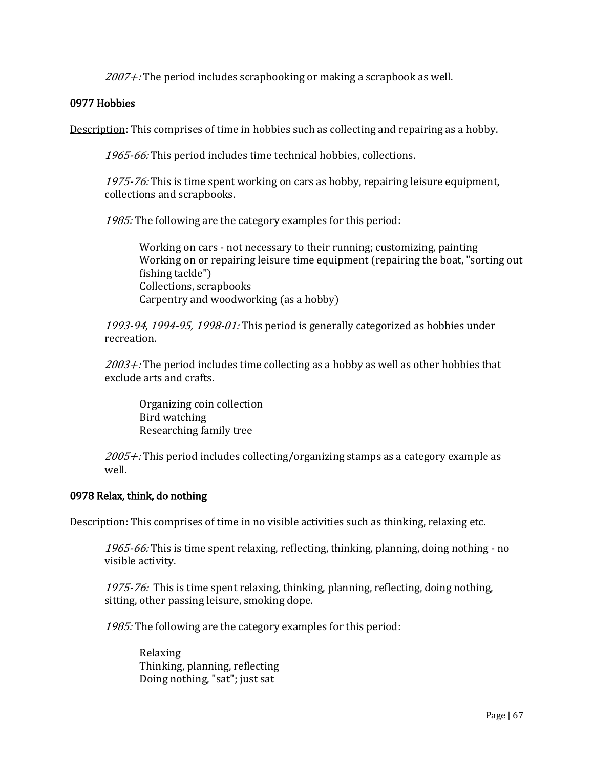*2007+:* The period includes scrapbooking or making a scrapbook as well.

### 0977 Hobbies

Description: This comprises of time in hobbies such as collecting and repairing as a hobby.

*1965-66:* This period includes time technical hobbies, collections.

*1975-76:* This is time spent working on cars as hobby, repairing leisure equipment, collections and scrapbooks.

*1985:* The following are the category examples for this period:

> Working on cars - not necessary to their running; customizing, painting
> Working on or repairing leisure time equipment (repairing the boat, "sorting out fishing tackle")
> Collections, scrapbooks
> Carpentry and woodworking (as a hobby)

*1993-94, 1994-95, 1998-01:* This period is generally categorized as hobbies under recreation.

*2003+:* The period includes time collecting as a hobby as well as other hobbies that exclude arts and crafts.

> Organizing coin collection
> Bird watching
> Researching family tree

*2005+:* This period includes collecting/organizing stamps as a category example as well.

### 0978 Relax, think, do nothing

Description: This comprises of time in no visible activities such as thinking, relaxing etc.

*1965-66:* This is time spent relaxing, reflecting, thinking, planning, doing nothing - no visible activity.

*1975-76:* This is time spent relaxing, thinking, planning, reflecting, doing nothing, sitting, other passing leisure, smoking dope.

*1985:* The following are the category examples for this period:

> Relaxing
> Thinking, planning, reflecting
> Doing nothing, "sat"; just sat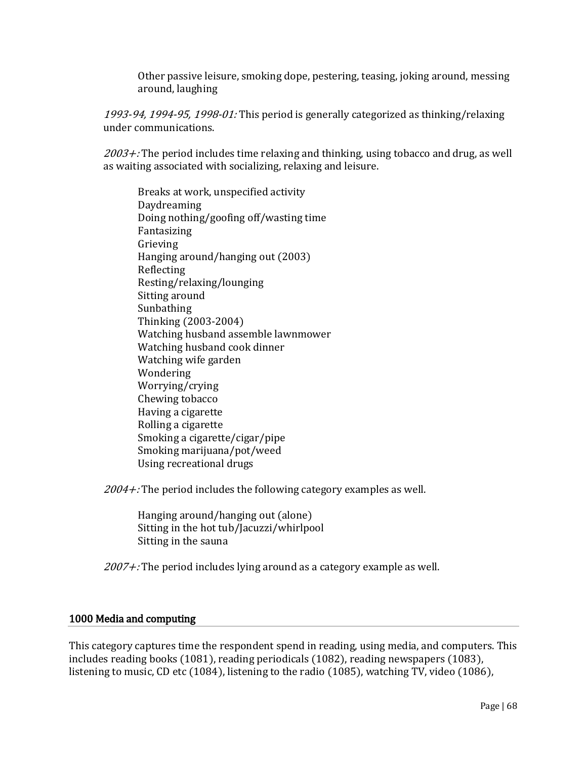Other passive leisure, smoking dope, pestering, teasing, joking around, messing around, laughing

*1993-94, 1994-95, 1998-01:* This period is generally categorized as thinking/relaxing under communications.

*2003+:* The period includes time relaxing and thinking, using tobacco and drug, as well as waiting associated with socializing, relaxing and leisure.

Breaks at work, unspecified activity
Daydreaming
Doing nothing/goofing off/wasting time
Fantasizing
Grieving
Hanging around/hanging out (2003)
Reflecting
Resting/relaxing/lounging
Sitting around
Sunbathing
Thinking (2003-2004)
Watching husband assemble lawnmower
Watching husband cook dinner
Watching wife garden
Wondering
Worrying/crying
Chewing tobacco
Having a cigarette
Rolling a cigarette
Smoking a cigarette/cigar/pipe
Smoking marijuana/pot/weed
Using recreational drugs

*2004+:* The period includes the following category examples as well.

Hanging around/hanging out (alone)
Sitting in the hot tub/Jacuzzi/whirlpool
Sitting in the sauna

*2007+:* The period includes lying around as a category example as well.

## 1000 Media and computing

This category captures time the respondent spend in reading, using media, and computers. This includes reading books (1081), reading periodicals (1082), reading newspapers (1083), listening to music, CD etc (1084), listening to the radio (1085), watching TV, video (1086),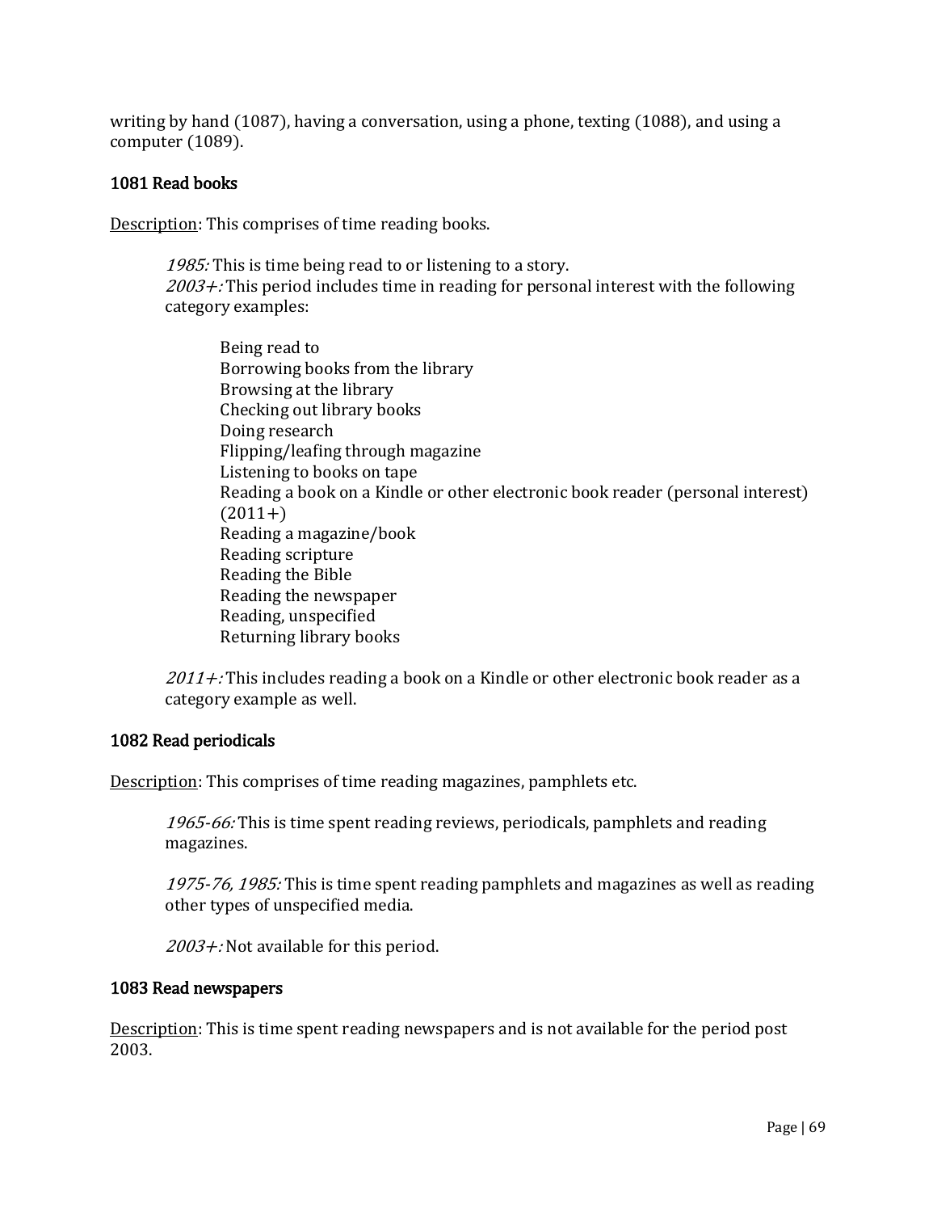writing by hand (1087), having a conversation, using a phone, texting (1088), and using a computer (1089).

### 1081 Read books

Description: This comprises of time reading books.

> *1985:* This is time being read to or listening to a story.
> *2003+:* This period includes time in reading for personal interest with the following category examples:
>
> > Being read to
> > Borrowing books from the library
> > Browsing at the library
> > Checking out library books
> > Doing research
> > Flipping/leafing through magazine
> > Listening to books on tape
> > Reading a book on a Kindle or other electronic book reader (personal interest) (2011+)
> > Reading a magazine/book
> > Reading scripture
> > Reading the Bible
> > Reading the newspaper
> > Reading, unspecified
> > Returning library books
>
> *2011+:* This includes reading a book on a Kindle or other electronic book reader as a category example as well.

### 1082 Read periodicals

Description: This comprises of time reading magazines, pamphlets etc.

> *1965-66:* This is time spent reading reviews, periodicals, pamphlets and reading magazines.
>
> *1975-76, 1985:* This is time spent reading pamphlets and magazines as well as reading other types of unspecified media.
>
> *2003+:* Not available for this period.

### 1083 Read newspapers

Description: This is time spent reading newspapers and is not available for the period post 2003.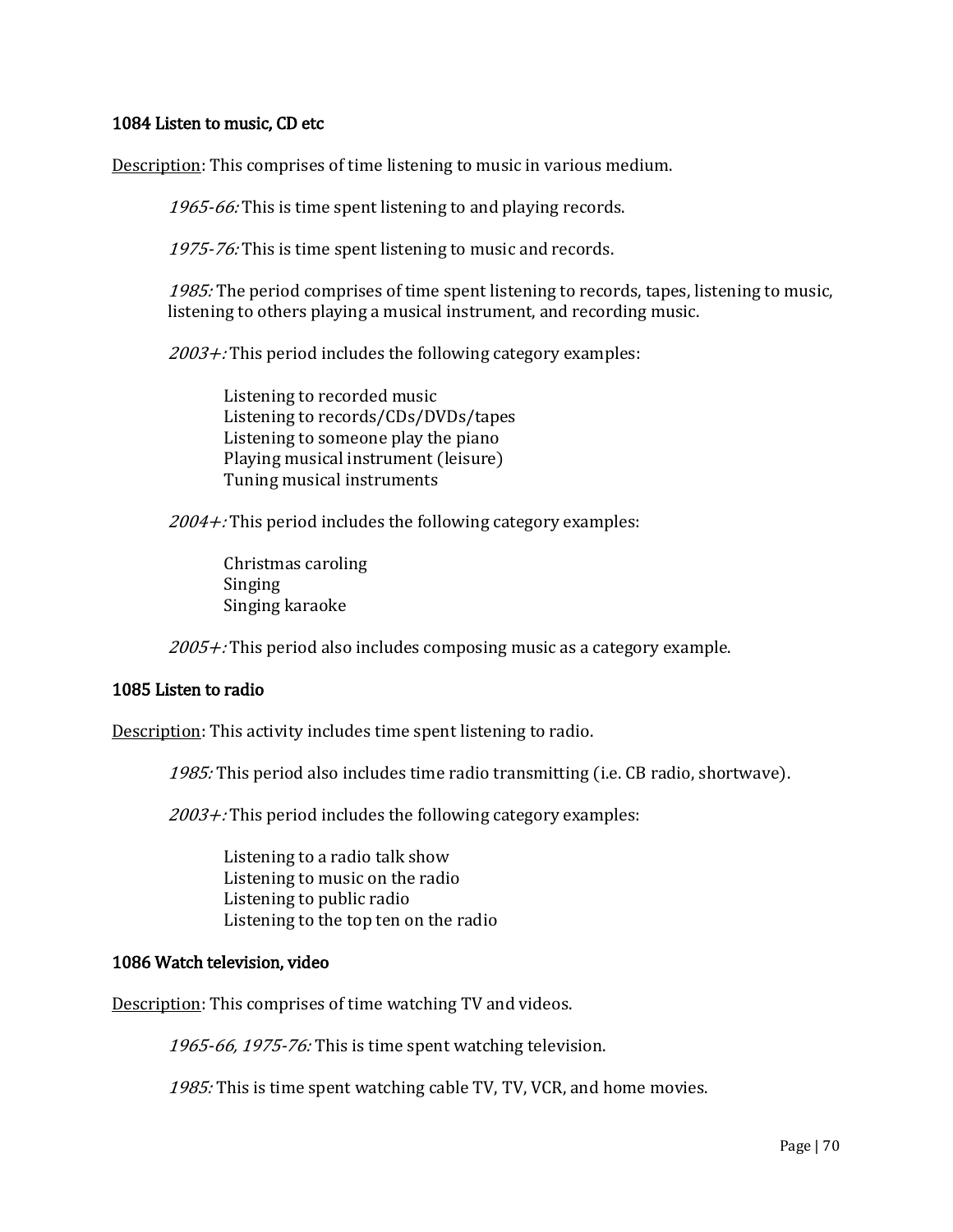### 1084 Listen to music, CD etc

Description: This comprises of time listening to music in various medium.

> *1965-66:* This is time spent listening to and playing records.
>
> *1975-76:* This is time spent listening to music and records.
>
> *1985:* The period comprises of time spent listening to records, tapes, listening to music, listening to others playing a musical instrument, and recording music.
>
> *2003+:* This period includes the following category examples:
>
> Listening to recorded music
> Listening to records/CDs/DVDs/tapes
> Listening to someone play the piano
> Playing musical instrument (leisure)
> Tuning musical instruments
>
> *2004+:* This period includes the following category examples:
>
> Christmas caroling
> Singing
> Singing karaoke
>
> *2005+:* This period also includes composing music as a category example.

### 1085 Listen to radio

Description: This activity includes time spent listening to radio.

> *1985:* This period also includes time radio transmitting (i.e. CB radio, shortwave).
>
> *2003+:* This period includes the following category examples:
>
> Listening to a radio talk show
> Listening to music on the radio
> Listening to public radio
> Listening to the top ten on the radio

### 1086 Watch television, video

Description: This comprises of time watching TV and videos.

> *1965-66, 1975-76:* This is time spent watching television.
>
> *1985:* This is time spent watching cable TV, TV, VCR, and home movies.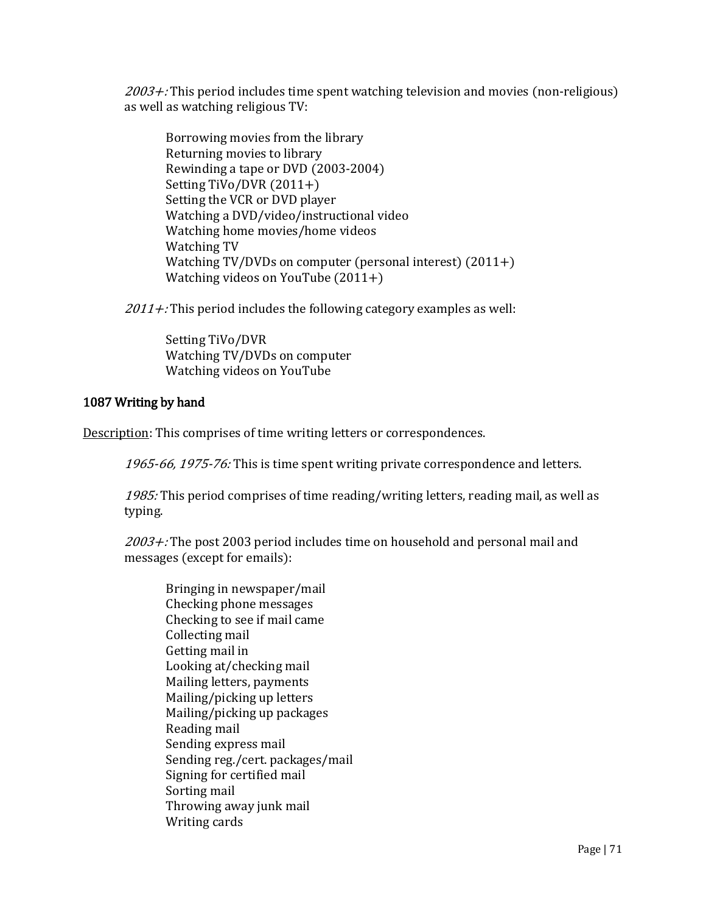*2003+:* This period includes time spent watching television and movies (non-religious) as well as watching religious TV:

Borrowing movies from the library
Returning movies to library
Rewinding a tape or DVD (2003-2004)
Setting TiVo/DVR (2011+)
Setting the VCR or DVD player
Watching a DVD/video/instructional video
Watching home movies/home videos
Watching TV
Watching TV/DVDs on computer (personal interest) (2011+)
Watching videos on YouTube (2011+)

*2011+:* This period includes the following category examples as well:

Setting TiVo/DVR
Watching TV/DVDs on computer
Watching videos on YouTube

### 1087 Writing by hand

Description: This comprises of time writing letters or correspondences.

*1965-66, 1975-76:* This is time spent writing private correspondence and letters.

*1985:* This period comprises of time reading/writing letters, reading mail, as well as typing.

*2003+:* The post 2003 period includes time on household and personal mail and messages (except for emails):

Bringing in newspaper/mail
Checking phone messages
Checking to see if mail came
Collecting mail
Getting mail in
Looking at/checking mail
Mailing letters, payments
Mailing/picking up letters
Mailing/picking up packages
Reading mail
Sending express mail
Sending reg./cert. packages/mail
Signing for certified mail
Sorting mail
Throwing away junk mail
Writing cards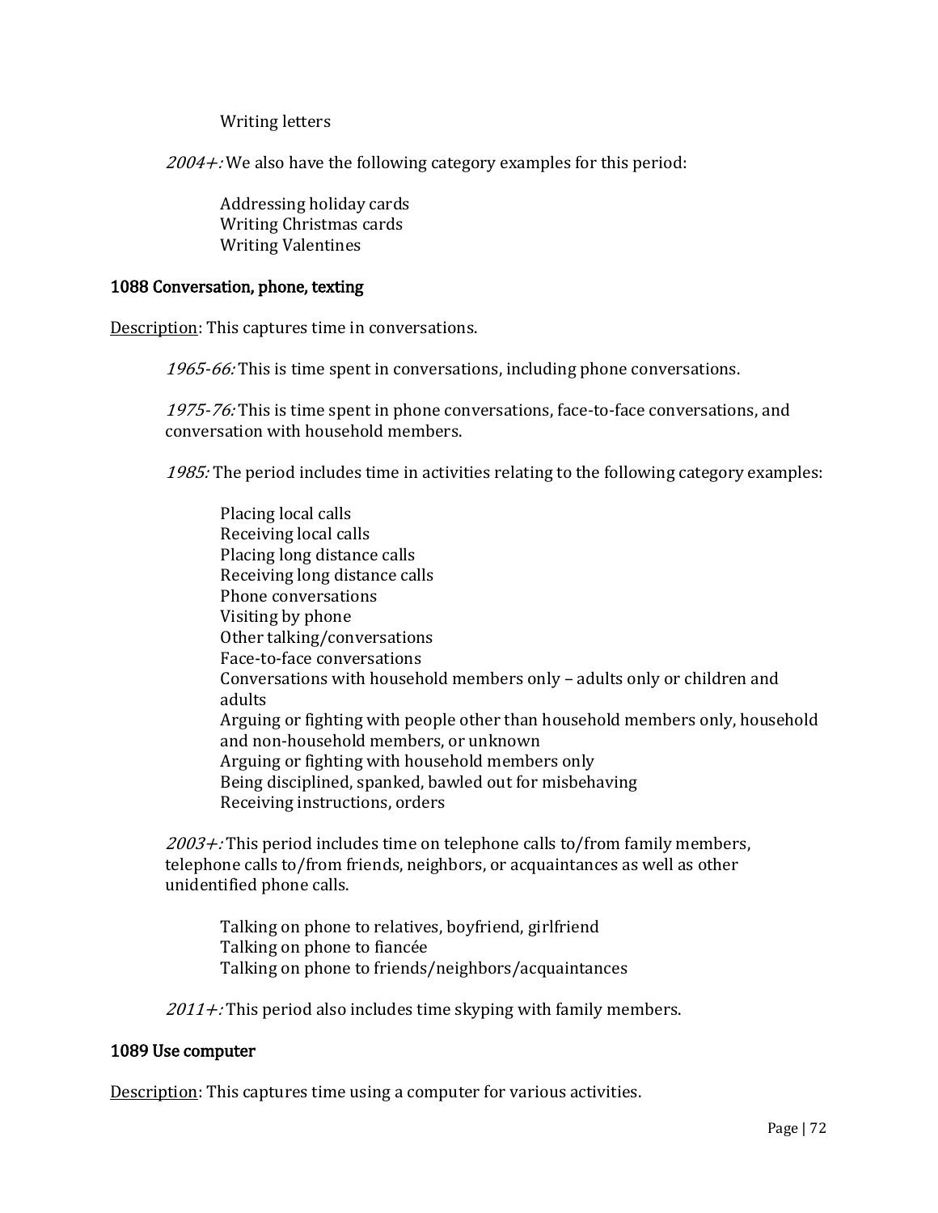Writing letters

*2004+:* We also have the following category examples for this period:

Addressing holiday cards  
Writing Christmas cards  
Writing Valentines

### 1088 Conversation, phone, texting

Description: This captures time in conversations.

*1965-66:* This is time spent in conversations, including phone conversations.

*1975-76:* This is time spent in phone conversations, face-to-face conversations, and conversation with household members.

*1985:* The period includes time in activities relating to the following category examples:

Placing local calls  
Receiving local calls  
Placing long distance calls  
Receiving long distance calls  
Phone conversations  
Visiting by phone  
Other talking/conversations  
Face-to-face conversations  
Conversations with household members only – adults only or children and adults  
Arguing or fighting with people other than household members only, household and non-household members, or unknown  
Arguing or fighting with household members only  
Being disciplined, spanked, bawled out for misbehaving  
Receiving instructions, orders

*2003+:* This period includes time on telephone calls to/from family members, telephone calls to/from friends, neighbors, or acquaintances as well as other unidentified phone calls.

Talking on phone to relatives, boyfriend, girlfriend  
Talking on phone to fiancée  
Talking on phone to friends/neighbors/acquaintances

*2011+:* This period also includes time skyping with family members.

### 1089 Use computer

Description: This captures time using a computer for various activities.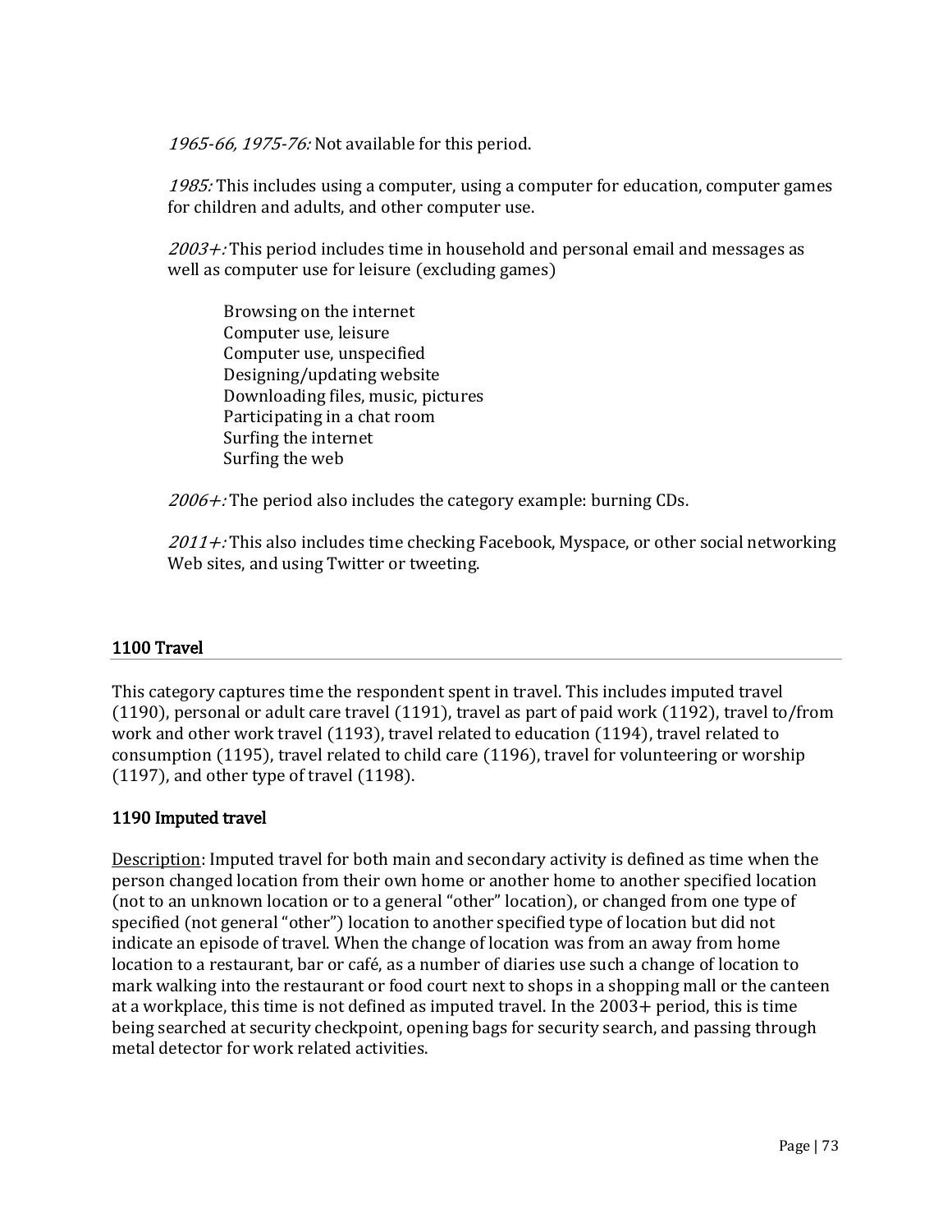*1965-66, 1975-76:* Not available for this period.

*1985:* This includes using a computer, using a computer for education, computer games for children and adults, and other computer use.

*2003+:* This period includes time in household and personal email and messages as well as computer use for leisure (excluding games)

Browsing on the internet
Computer use, leisure
Computer use, unspecified
Designing/updating website
Downloading files, music, pictures
Participating in a chat room
Surfing the internet
Surfing the web

*2006+:* The period also includes the category example: burning CDs.

*2011+:* This also includes time checking Facebook, Myspace, or other social networking Web sites, and using Twitter or tweeting.

## 1100 Travel

This category captures time the respondent spent in travel. This includes imputed travel (1190), personal or adult care travel (1191), travel as part of paid work (1192), travel to/from work and other work travel (1193), travel related to education (1194), travel related to consumption (1195), travel related to child care (1196), travel for volunteering or worship (1197), and other type of travel (1198).

### 1190 Imputed travel

Description: Imputed travel for both main and secondary activity is defined as time when the person changed location from their own home or another home to another specified location (not to an unknown location or to a general "other" location), or changed from one type of specified (not general "other") location to another specified type of location but did not indicate an episode of travel. When the change of location was from an away from home location to a restaurant, bar or café, as a number of diaries use such a change of location to mark walking into the restaurant or food court next to shops in a shopping mall or the canteen at a workplace, this time is not defined as imputed travel. In the 2003+ period, this is time being searched at security checkpoint, opening bags for security search, and passing through metal detector for work related activities.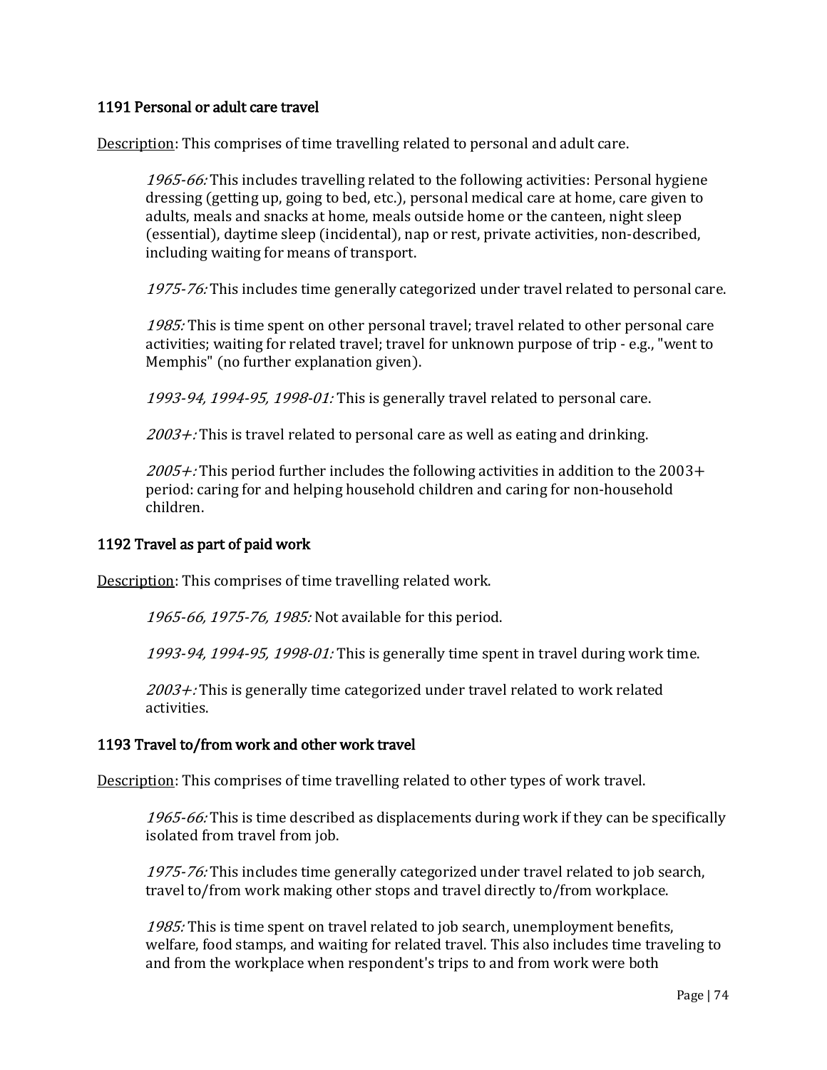### 1191 Personal or adult care travel

Description: This comprises of time travelling related to personal and adult care.

> *1965-66:* This includes travelling related to the following activities: Personal hygiene dressing (getting up, going to bed, etc.), personal medical care at home, care given to adults, meals and snacks at home, meals outside home or the canteen, night sleep (essential), daytime sleep (incidental), nap or rest, private activities, non-described, including waiting for means of transport.
>
> *1975-76:* This includes time generally categorized under travel related to personal care.
>
> *1985:* This is time spent on other personal travel; travel related to other personal care activities; waiting for related travel; travel for unknown purpose of trip - e.g., "went to Memphis" (no further explanation given).
>
> *1993-94, 1994-95, 1998-01:* This is generally travel related to personal care.
>
> *2003+:* This is travel related to personal care as well as eating and drinking.
>
> *2005+:* This period further includes the following activities in addition to the 2003+ period: caring for and helping household children and caring for non-household children.

### 1192 Travel as part of paid work

Description: This comprises of time travelling related work.

> *1965-66, 1975-76, 1985:* Not available for this period.
>
> *1993-94, 1994-95, 1998-01:* This is generally time spent in travel during work time.
>
> *2003+:* This is generally time categorized under travel related to work related activities.

### 1193 Travel to/from work and other work travel

Description: This comprises of time travelling related to other types of work travel.

> *1965-66:* This is time described as displacements during work if they can be specifically isolated from travel from job.
>
> *1975-76:* This includes time generally categorized under travel related to job search, travel to/from work making other stops and travel directly to/from workplace.
>
> *1985:* This is time spent on travel related to job search, unemployment benefits, welfare, food stamps, and waiting for related travel. This also includes time traveling to and from the workplace when respondent's trips to and from work were both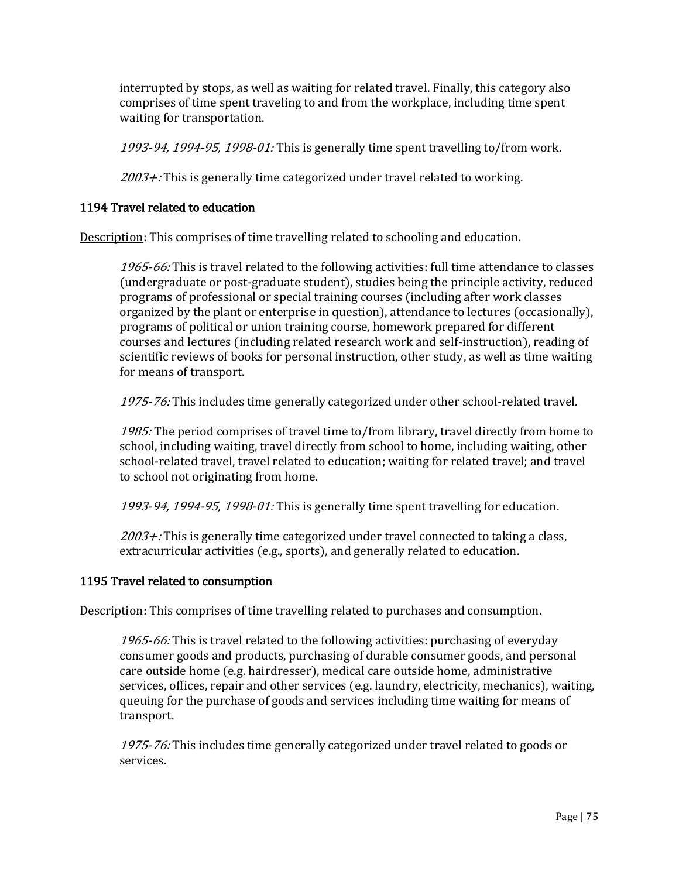interrupted by stops, as well as waiting for related travel. Finally, this category also comprises of time spent traveling to and from the workplace, including time spent waiting for transportation.

*1993-94, 1994-95, 1998-01:* This is generally time spent travelling to/from work.

*2003+:* This is generally time categorized under travel related to working.

### 1194 Travel related to education

Description: This comprises of time travelling related to schooling and education.

*1965-66:* This is travel related to the following activities: full time attendance to classes (undergraduate or post-graduate student), studies being the principle activity, reduced programs of professional or special training courses (including after work classes organized by the plant or enterprise in question), attendance to lectures (occasionally), programs of political or union training course, homework prepared for different courses and lectures (including related research work and self-instruction), reading of scientific reviews of books for personal instruction, other study, as well as time waiting for means of transport.

*1975-76:* This includes time generally categorized under other school-related travel.

*1985:* The period comprises of travel time to/from library, travel directly from home to school, including waiting, travel directly from school to home, including waiting, other school-related travel, travel related to education; waiting for related travel; and travel to school not originating from home.

*1993-94, 1994-95, 1998-01:* This is generally time spent travelling for education.

*2003+:* This is generally time categorized under travel connected to taking a class, extracurricular activities (e.g., sports), and generally related to education.

### 1195 Travel related to consumption

Description: This comprises of time travelling related to purchases and consumption.

*1965-66:* This is travel related to the following activities: purchasing of everyday consumer goods and products, purchasing of durable consumer goods, and personal care outside home (e.g. hairdresser), medical care outside home, administrative services, offices, repair and other services (e.g. laundry, electricity, mechanics), waiting, queuing for the purchase of goods and services including time waiting for means of transport.

*1975-76:* This includes time generally categorized under travel related to goods or services.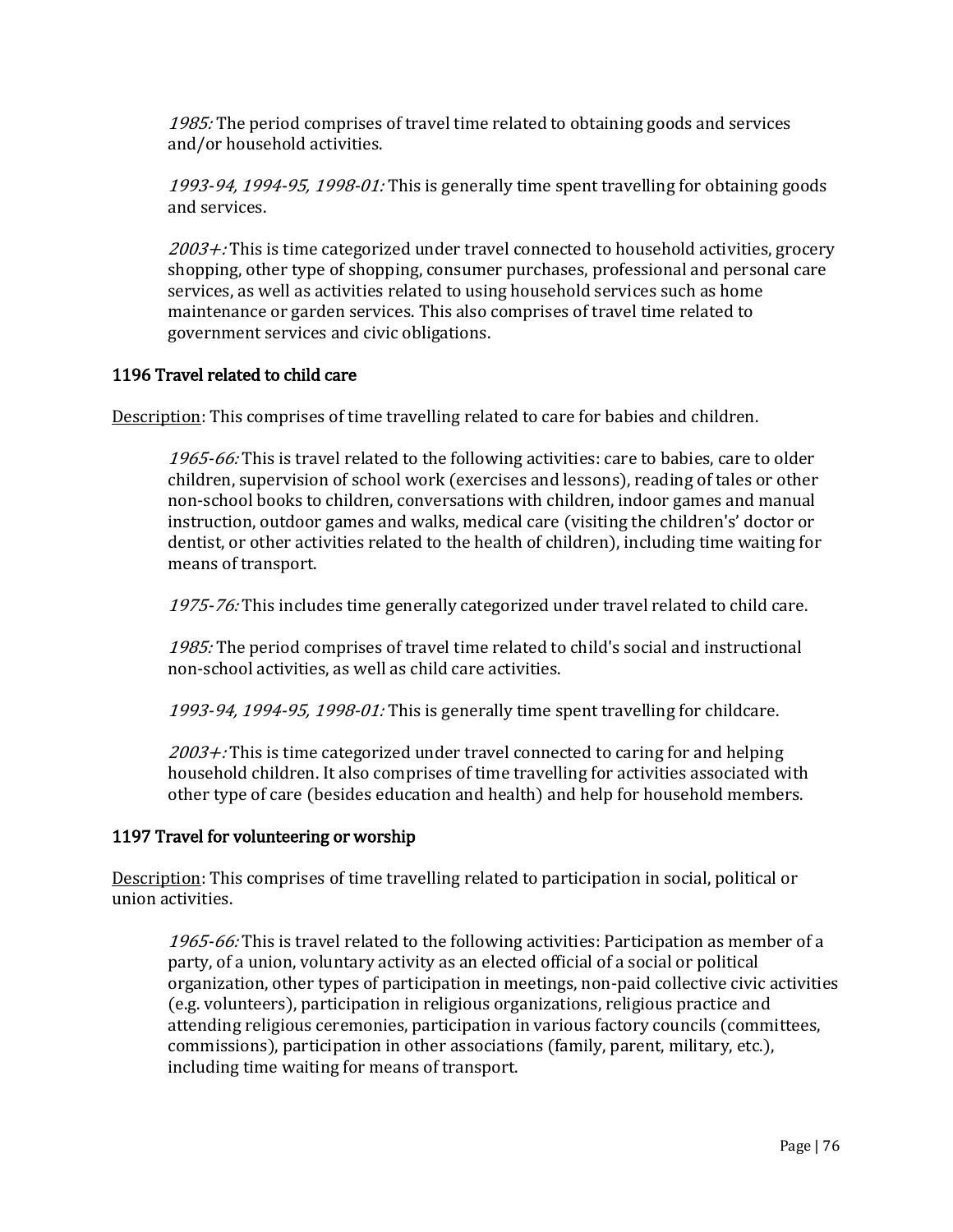*1985:* The period comprises of travel time related to obtaining goods and services and/or household activities.

*1993-94, 1994-95, 1998-01:* This is generally time spent travelling for obtaining goods and services.

*2003+:* This is time categorized under travel connected to household activities, grocery shopping, other type of shopping, consumer purchases, professional and personal care services, as well as activities related to using household services such as home maintenance or garden services. This also comprises of travel time related to government services and civic obligations.

### 1196 Travel related to child care

Description: This comprises of time travelling related to care for babies and children.

*1965-66:* This is travel related to the following activities: care to babies, care to older children, supervision of school work (exercises and lessons), reading of tales or other non-school books to children, conversations with children, indoor games and manual instruction, outdoor games and walks, medical care (visiting the children's' doctor or dentist, or other activities related to the health of children), including time waiting for means of transport.

*1975-76:* This includes time generally categorized under travel related to child care.

*1985:* The period comprises of travel time related to child's social and instructional non-school activities, as well as child care activities.

*1993-94, 1994-95, 1998-01:* This is generally time spent travelling for childcare.

*2003+:* This is time categorized under travel connected to caring for and helping household children. It also comprises of time travelling for activities associated with other type of care (besides education and health) and help for household members.

### 1197 Travel for volunteering or worship

Description: This comprises of time travelling related to participation in social, political or union activities.

*1965-66:* This is travel related to the following activities: Participation as member of a party, of a union, voluntary activity as an elected official of a social or political organization, other types of participation in meetings, non-paid collective civic activities (e.g. volunteers), participation in religious organizations, religious practice and attending religious ceremonies, participation in various factory councils (committees, commissions), participation in other associations (family, parent, military, etc.), including time waiting for means of transport.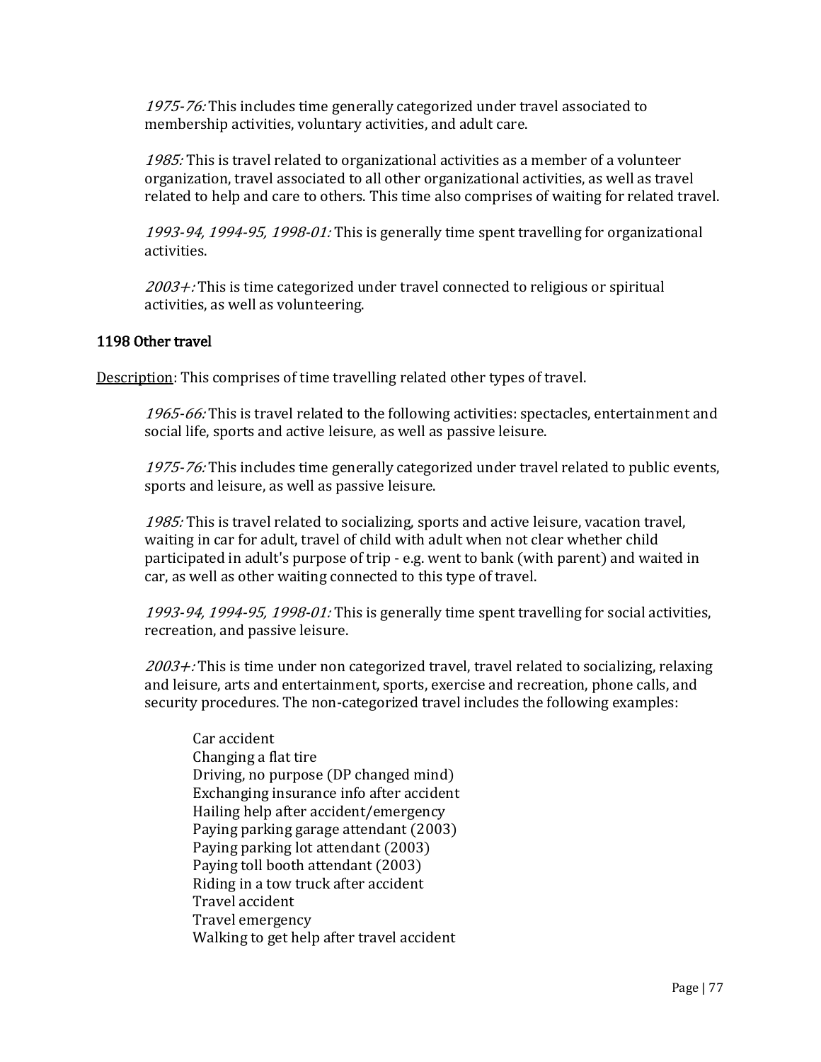*1975-76:* This includes time generally categorized under travel associated to membership activities, voluntary activities, and adult care.

*1985:* This is travel related to organizational activities as a member of a volunteer organization, travel associated to all other organizational activities, as well as travel related to help and care to others. This time also comprises of waiting for related travel.

*1993-94, 1994-95, 1998-01:* This is generally time spent travelling for organizational activities.

*2003+:* This is time categorized under travel connected to religious or spiritual activities, as well as volunteering.

### 1198 Other travel

Description: This comprises of time travelling related other types of travel.

*1965-66:* This is travel related to the following activities: spectacles, entertainment and social life, sports and active leisure, as well as passive leisure.

*1975-76:* This includes time generally categorized under travel related to public events, sports and leisure, as well as passive leisure.

*1985:* This is travel related to socializing, sports and active leisure, vacation travel, waiting in car for adult, travel of child with adult when not clear whether child participated in adult's purpose of trip - e.g. went to bank (with parent) and waited in car, as well as other waiting connected to this type of travel.

*1993-94, 1994-95, 1998-01:* This is generally time spent travelling for social activities, recreation, and passive leisure.

*2003+:* This is time under non categorized travel, travel related to socializing, relaxing and leisure, arts and entertainment, sports, exercise and recreation, phone calls, and security procedures. The non-categorized travel includes the following examples:

Car accident
Changing a flat tire
Driving, no purpose (DP changed mind)
Exchanging insurance info after accident
Hailing help after accident/emergency
Paying parking garage attendant (2003)
Paying parking lot attendant (2003)
Paying toll booth attendant (2003)
Riding in a tow truck after accident
Travel accident
Travel emergency
Walking to get help after travel accident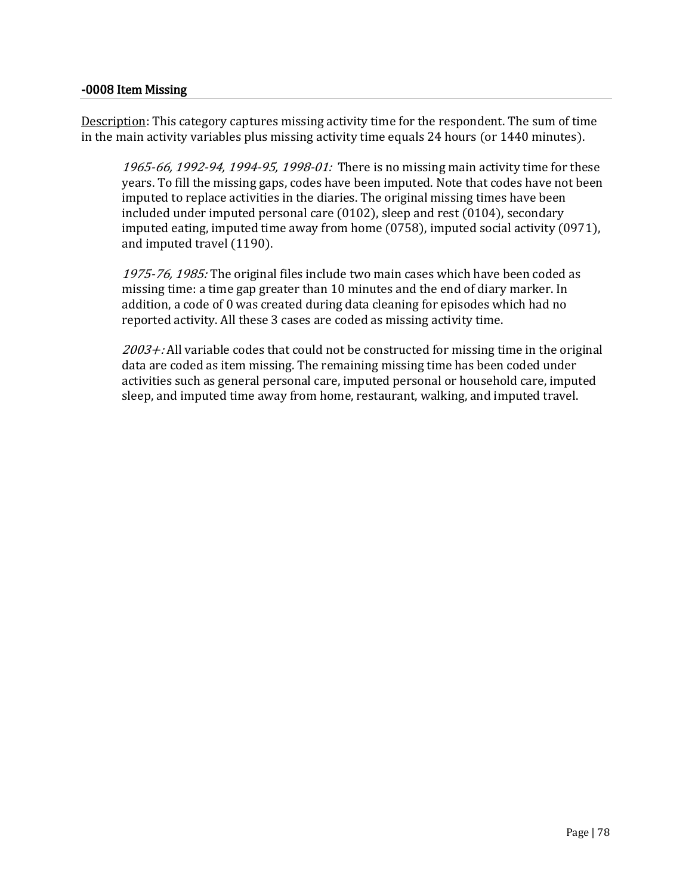## -0008 Item Missing

Description: This category captures missing activity time for the respondent. The sum of time in the main activity variables plus missing activity time equals 24 hours (or 1440 minutes).

> *1965-66, 1992-94, 1994-95, 1998-01:* There is no missing main activity time for these years. To fill the missing gaps, codes have been imputed. Note that codes have not been imputed to replace activities in the diaries. The original missing times have been included under imputed personal care (0102), sleep and rest (0104), secondary imputed eating, imputed time away from home (0758), imputed social activity (0971), and imputed travel (1190).
>
> *1975-76, 1985:* The original files include two main cases which have been coded as missing time: a time gap greater than 10 minutes and the end of diary marker. In addition, a code of 0 was created during data cleaning for episodes which had no reported activity. All these 3 cases are coded as missing activity time.
>
> *2003+:* All variable codes that could not be constructed for missing time in the original data are coded as item missing. The remaining missing time has been coded under activities such as general personal care, imputed personal or household care, imputed sleep, and imputed time away from home, restaurant, walking, and imputed travel.